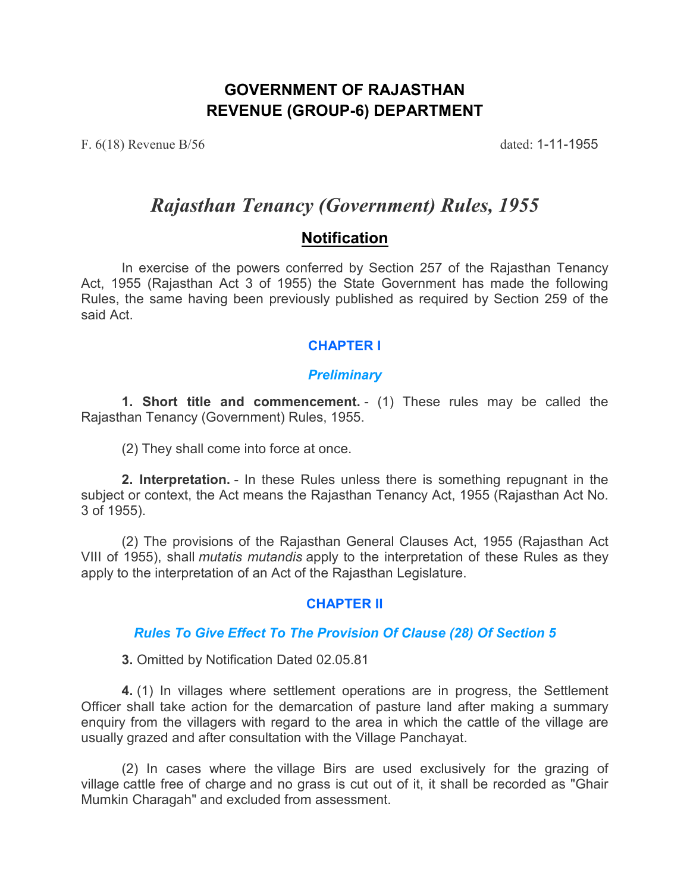# GOVERNMENT OF RAJASTHAN
# REVENUE (GROUP-6) DEPARTMENT

F. 6(18) Revenue B/56 dated: 1-11-1955

## *Rajasthan Tenancy (Government) Rules, 1955*

## Notification

In exercise of the powers conferred by Section 257 of the Rajasthan Tenancy Act, 1955 (Rajasthan Act 3 of 1955) the State Government has made the following Rules, the same having been previously published as required by Section 259 of the said Act.

### CHAPTER I

#### *Preliminary*

**1. Short title and commencement.** - (1) These rules may be called the Rajasthan Tenancy (Government) Rules, 1955.

(2) They shall come into force at once.

**2. Interpretation.** - In these Rules unless there is something repugnant in the subject or context, the Act means the Rajasthan Tenancy Act, 1955 (Rajasthan Act No. 3 of 1955).

(2) The provisions of the Rajasthan General Clauses Act, 1955 (Rajasthan Act VIII of 1955), shall *mutatis mutandis* apply to the interpretation of these Rules as they apply to the interpretation of an Act of the Rajasthan Legislature.

### CHAPTER II

#### *Rules To Give Effect To The Provision Of Clause (28) Of Section 5*

**3.** Omitted by Notification Dated 02.05.81

**4.** (1) In villages where settlement operations are in progress, the Settlement Officer shall take action for the demarcation of pasture land after making a summary enquiry from the villagers with regard to the area in which the cattle of the village are usually grazed and after consultation with the Village Panchayat.

(2) In cases where the village Birs are used exclusively for the grazing of village cattle free of charge and no grass is cut out of it, it shall be recorded as "Ghair Mumkin Charagah" and excluded from assessment.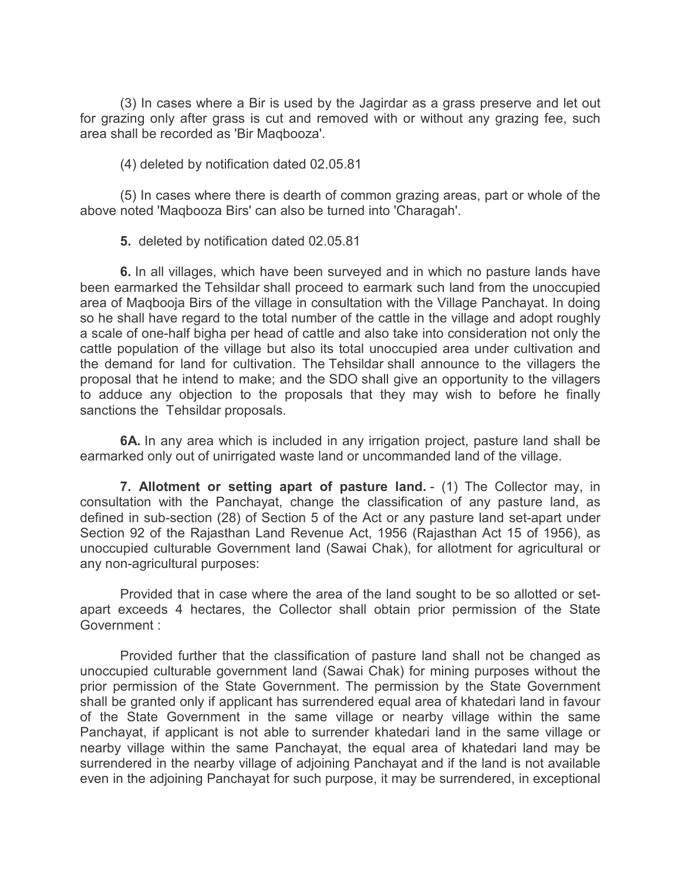(3) In cases where a Bir is used by the Jagirdar as a grass preserve and let out for grazing only after grass is cut and removed with or without any grazing fee, such area shall be recorded as 'Bir Maqbooza'.

(4) deleted by notification dated 02.05.81

(5) In cases where there is dearth of common grazing areas, part or whole of the above noted 'Maqbooza Birs' can also be turned into 'Charagah'.

**5.** deleted by notification dated 02.05.81

**6.** In all villages, which have been surveyed and in which no pasture lands have been earmarked the Tehsildar shall proceed to earmark such land from the unoccupied area of Maqbooja Birs of the village in consultation with the Village Panchayat. In doing so he shall have regard to the total number of the cattle in the village and adopt roughly a scale of one-half bigha per head of cattle and also take into consideration not only the cattle population of the village but also its total unoccupied area under cultivation and the demand for land for cultivation. The Tehsildar shall announce to the villagers the proposal that he intend to make; and the SDO shall give an opportunity to the villagers to adduce any objection to the proposals that they may wish to before he finally sanctions the Tehsildar proposals.

**6A.** In any area which is included in any irrigation project, pasture land shall be earmarked only out of unirrigated waste land or uncommanded land of the village.

**7. Allotment or setting apart of pasture land.** - (1) The Collector may, in consultation with the Panchayat, change the classification of any pasture land, as defined in sub-section (28) of Section 5 of the Act or any pasture land set-apart under Section 92 of the Rajasthan Land Revenue Act, 1956 (Rajasthan Act 15 of 1956), as unoccupied culturable Government land (Sawai Chak), for allotment for agricultural or any non-agricultural purposes:

Provided that in case where the area of the land sought to be so allotted or set-apart exceeds 4 hectares, the Collector shall obtain prior permission of the State Government :

Provided further that the classification of pasture land shall not be changed as unoccupied culturable government land (Sawai Chak) for mining purposes without the prior permission of the State Government. The permission by the State Government shall be granted only if applicant has surrendered equal area of khatedari land in favour of the State Government in the same village or nearby village within the same Panchayat, if applicant is not able to surrender khatedari land in the same village or nearby village within the same Panchayat, the equal area of khatedari land may be surrendered in the nearby village of adjoining Panchayat and if the land is not available even in the adjoining Panchayat for such purpose, it may be surrendered, in exceptional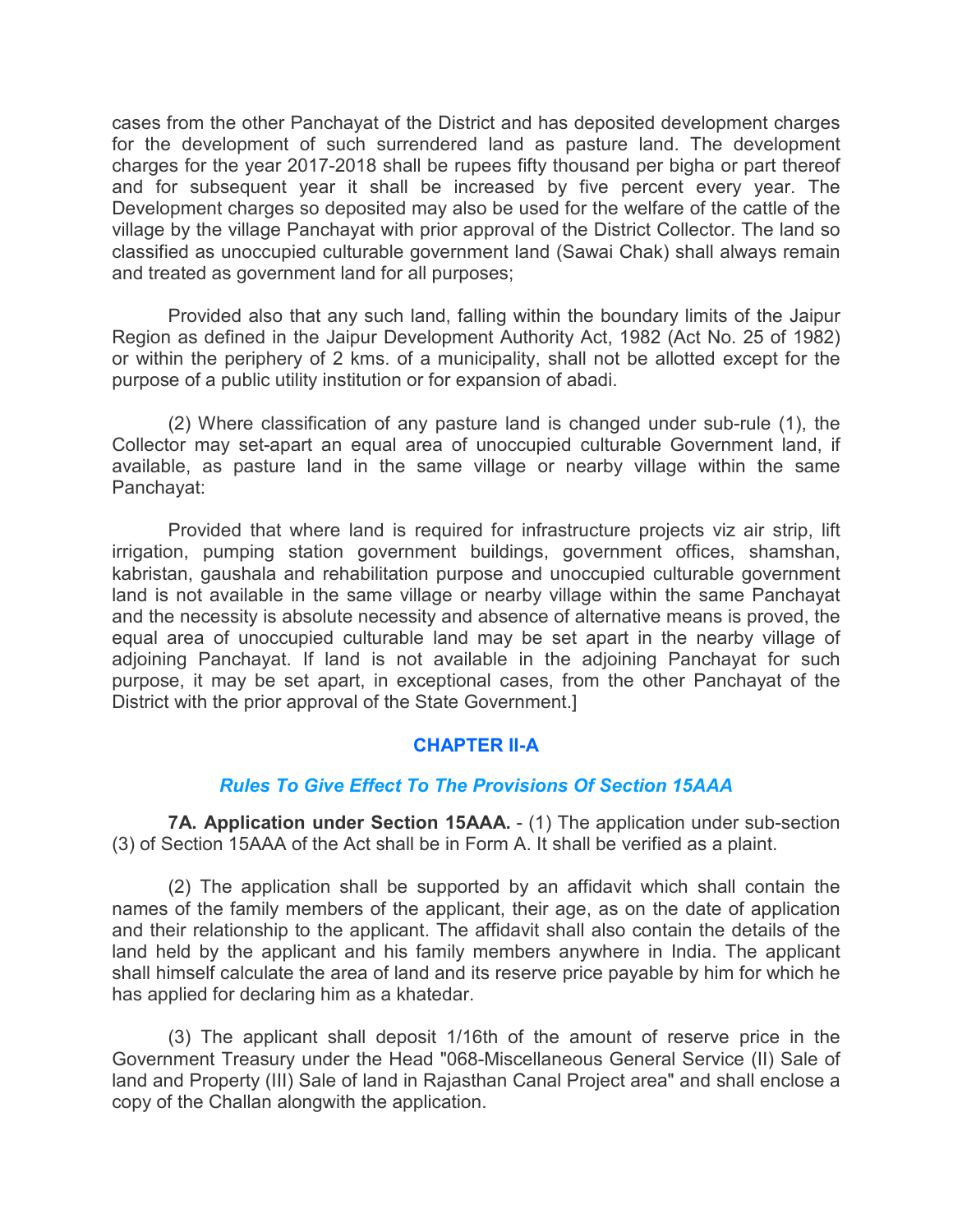cases from the other Panchayat of the District and has deposited development charges for the development of such surrendered land as pasture land. The development charges for the year 2017-2018 shall be rupees fifty thousand per bigha or part thereof and for subsequent year it shall be increased by five percent every year. The Development charges so deposited may also be used for the welfare of the cattle of the village by the village Panchayat with prior approval of the District Collector. The land so classified as unoccupied culturable government land (Sawai Chak) shall always remain and treated as government land for all purposes;

Provided also that any such land, falling within the boundary limits of the Jaipur Region as defined in the Jaipur Development Authority Act, 1982 (Act No. 25 of 1982) or within the periphery of 2 kms. of a municipality, shall not be allotted except for the purpose of a public utility institution or for expansion of abadi.

(2) Where classification of any pasture land is changed under sub-rule (1), the Collector may set-apart an equal area of unoccupied culturable Government land, if available, as pasture land in the same village or nearby village within the same Panchayat:

Provided that where land is required for infrastructure projects viz air strip, lift irrigation, pumping station government buildings, government offices, shamshan, kabristan, gaushala and rehabilitation purpose and unoccupied culturable government land is not available in the same village or nearby village within the same Panchayat and the necessity is absolute necessity and absence of alternative means is proved, the equal area of unoccupied culturable land may be set apart in the nearby village of adjoining Panchayat. If land is not available in the adjoining Panchayat for such purpose, it may be set apart, in exceptional cases, from the other Panchayat of the District with the prior approval of the State Government.]

## CHAPTER II-A

### *Rules To Give Effect To The Provisions Of Section 15AAA*

**7A. Application under Section 15AAA.** - (1) The application under sub-section (3) of Section 15AAA of the Act shall be in Form A. It shall be verified as a plaint.

(2) The application shall be supported by an affidavit which shall contain the names of the family members of the applicant, their age, as on the date of application and their relationship to the applicant. The affidavit shall also contain the details of the land held by the applicant and his family members anywhere in India. The applicant shall himself calculate the area of land and its reserve price payable by him for which he has applied for declaring him as a khatedar.

(3) The applicant shall deposit 1/16th of the amount of reserve price in the Government Treasury under the Head "068-Miscellaneous General Service (II) Sale of land and Property (III) Sale of land in Rajasthan Canal Project area" and shall enclose a copy of the Challan alongwith the application.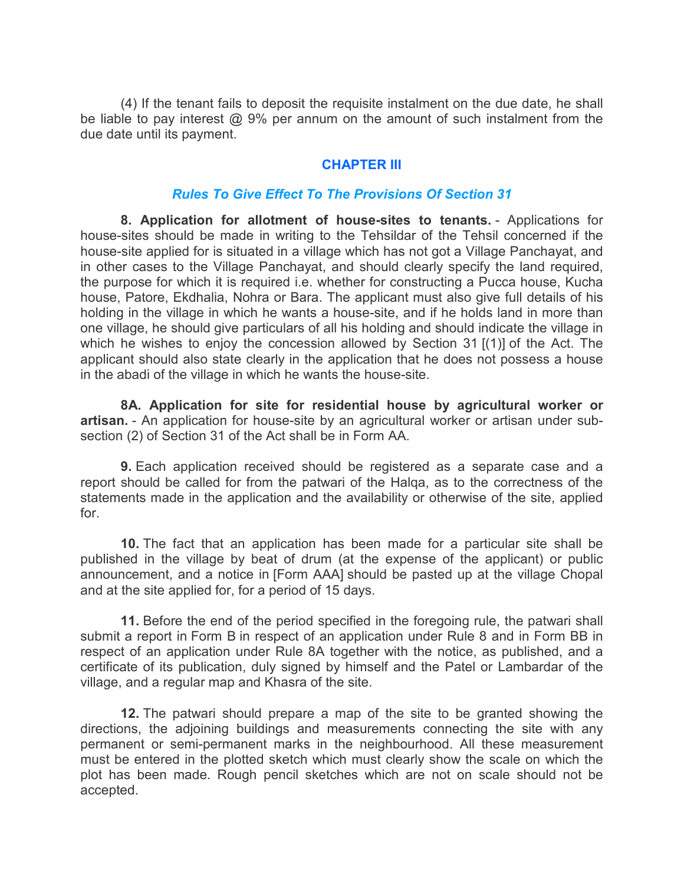(4) If the tenant fails to deposit the requisite instalment on the due date, he shall be liable to pay interest @ 9% per annum on the amount of such instalment from the due date until its payment.

## CHAPTER III

### *Rules To Give Effect To The Provisions Of Section 31*

**8. Application for allotment of house-sites to tenants.** - Applications for house-sites should be made in writing to the Tehsildar of the Tehsil concerned if the house-site applied for is situated in a village which has not got a Village Panchayat, and in other cases to the Village Panchayat, and should clearly specify the land required, the purpose for which it is required i.e. whether for constructing a Pucca house, Kucha house, Patore, Ekdhalia, Nohra or Bara. The applicant must also give full details of his holding in the village in which he wants a house-site, and if he holds land in more than one village, he should give particulars of all his holding and should indicate the village in which he wishes to enjoy the concession allowed by Section 31 [(1)] of the Act. The applicant should also state clearly in the application that he does not possess a house in the abadi of the village in which he wants the house-site.

**8A. Application for site for residential house by agricultural worker or artisan.** - An application for house-site by an agricultural worker or artisan under sub-section (2) of Section 31 of the Act shall be in Form AA.

**9.** Each application received should be registered as a separate case and a report should be called for from the patwari of the Halqa, as to the correctness of the statements made in the application and the availability or otherwise of the site, applied for.

**10.** The fact that an application has been made for a particular site shall be published in the village by beat of drum (at the expense of the applicant) or public announcement, and a notice in [Form AAA] should be pasted up at the village Chopal and at the site applied for, for a period of 15 days.

**11.** Before the end of the period specified in the foregoing rule, the patwari shall submit a report in Form B in respect of an application under Rule 8 and in Form BB in respect of an application under Rule 8A together with the notice, as published, and a certificate of its publication, duly signed by himself and the Patel or Lambardar of the village, and a regular map and Khasra of the site.

**12.** The patwari should prepare a map of the site to be granted showing the directions, the adjoining buildings and measurements connecting the site with any permanent or semi-permanent marks in the neighbourhood. All these measurement must be entered in the plotted sketch which must clearly show the scale on which the plot has been made. Rough pencil sketches which are not on scale should not be accepted.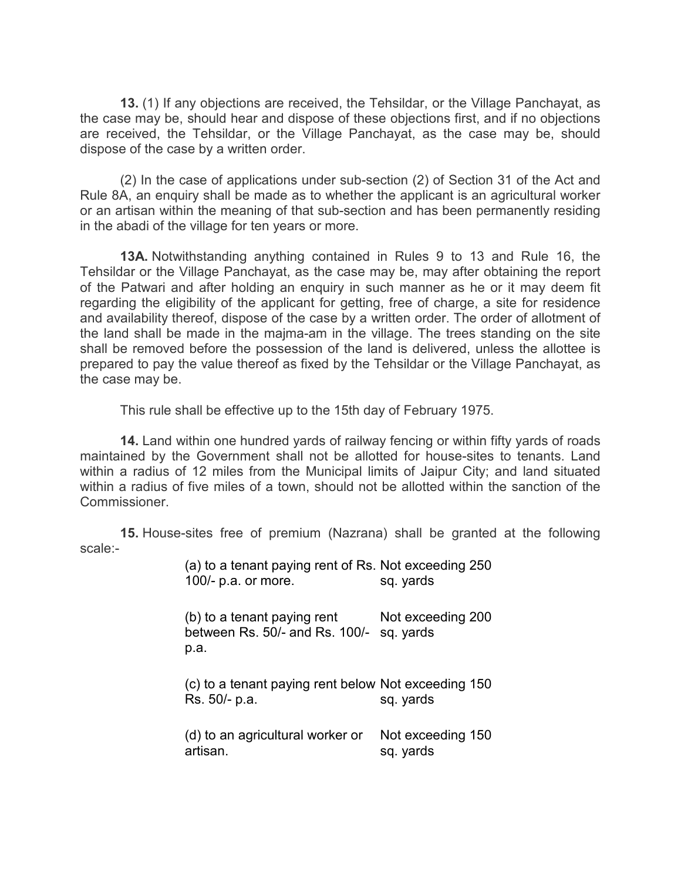**13.** (1) If any objections are received, the Tehsildar, or the Village Panchayat, as the case may be, should hear and dispose of these objections first, and if no objections are received, the Tehsildar, or the Village Panchayat, as the case may be, should dispose of the case by a written order.

(2) In the case of applications under sub-section (2) of Section 31 of the Act and Rule 8A, an enquiry shall be made as to whether the applicant is an agricultural worker or an artisan within the meaning of that sub-section and has been permanently residing in the abadi of the village for ten years or more.

**13A.** Notwithstanding anything contained in Rules 9 to 13 and Rule 16, the Tehsildar or the Village Panchayat, as the case may be, may after obtaining the report of the Patwari and after holding an enquiry in such manner as he or it may deem fit regarding the eligibility of the applicant for getting, free of charge, a site for residence and availability thereof, dispose of the case by a written order. The order of allotment of the land shall be made in the majma-am in the village. The trees standing on the site shall be removed before the possession of the land is delivered, unless the allottee is prepared to pay the value thereof as fixed by the Tehsildar or the Village Panchayat, as the case may be.

This rule shall be effective up to the 15th day of February 1975.

**14.** Land within one hundred yards of railway fencing or within fifty yards of roads maintained by the Government shall not be allotted for house-sites to tenants. Land within a radius of 12 miles from the Municipal limits of Jaipur City; and land situated within a radius of five miles of a town, should not be allotted within the sanction of the Commissioner.

**15.** House-sites free of premium (Nazrana) shall be granted at the following scale:-

| | |
|---|---|
| (a) to a tenant paying rent of Rs. 100/- p.a. or more. | Not exceeding 250 sq. yards |
| (b) to a tenant paying rent between Rs. 50/- and Rs. 100/- p.a. | Not exceeding 200 sq. yards |
| (c) to a tenant paying rent below Rs. 50/- p.a. | Not exceeding 150 sq. yards |
| (d) to an agricultural worker or artisan. | Not exceeding 150 sq. yards |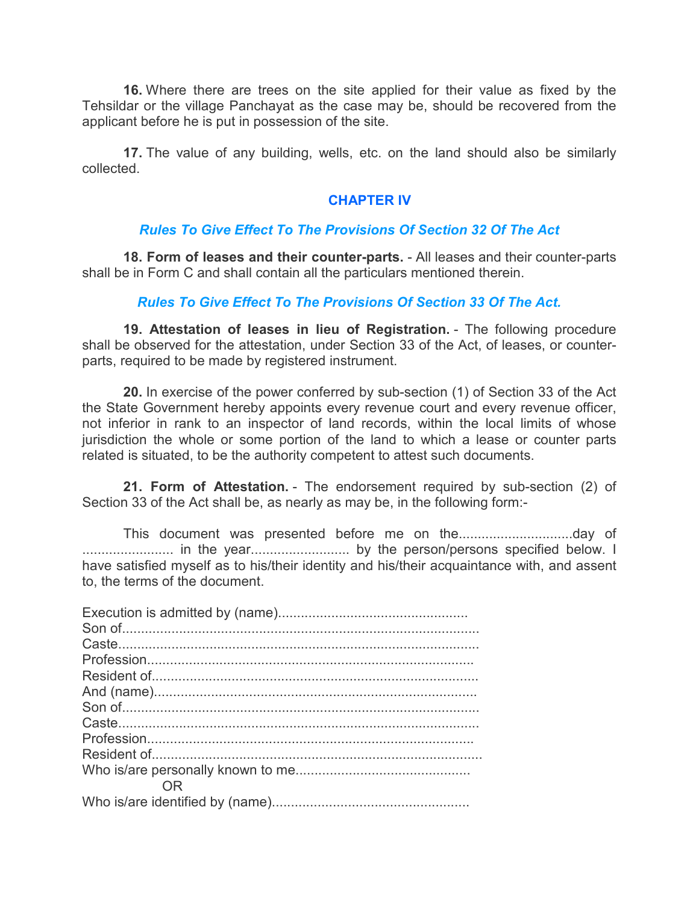**16.** Where there are trees on the site applied for their value as fixed by the Tehsildar or the village Panchayat as the case may be, should be recovered from the applicant before he is put in possession of the site.

**17.** The value of any building, wells, etc. on the land should also be similarly collected.

## CHAPTER IV

### *Rules To Give Effect To The Provisions Of Section 32 Of The Act*

**18. Form of leases and their counter-parts.** - All leases and their counter-parts shall be in Form C and shall contain all the particulars mentioned therein.

### *Rules To Give Effect To The Provisions Of Section 33 Of The Act.*

**19. Attestation of leases in lieu of Registration.** - The following procedure shall be observed for the attestation, under Section 33 of the Act, of leases, or counter-parts, required to be made by registered instrument.

**20.** In exercise of the power conferred by sub-section (1) of Section 33 of the Act the State Government hereby appoints every revenue court and every revenue officer, not inferior in rank to an inspector of land records, within the local limits of whose jurisdiction the whole or some portion of the land to which a lease or counter parts related is situated, to be the authority competent to attest such documents.

**21. Form of Attestation.** - The endorsement required by sub-section (2) of Section 33 of the Act shall be, as nearly as may be, in the following form:-

This document was presented before me on the..............................day of ........................ in the year.......................... by the person/persons specified below. I have satisfied myself as to his/their identity and his/their acquaintance with, and assent to, the terms of the document.

Execution is admitted by (name)..................................................
Son of.............................................................................................
Caste..............................................................................................
Profession......................................................................................
Resident of.....................................................................................
And (name).....................................................................................
Son of.............................................................................................
Caste..............................................................................................
Profession......................................................................................
Resident of.......................................................................................
Who is/are personally known to me.............................................
OR
Who is/are identified by (name)....................................................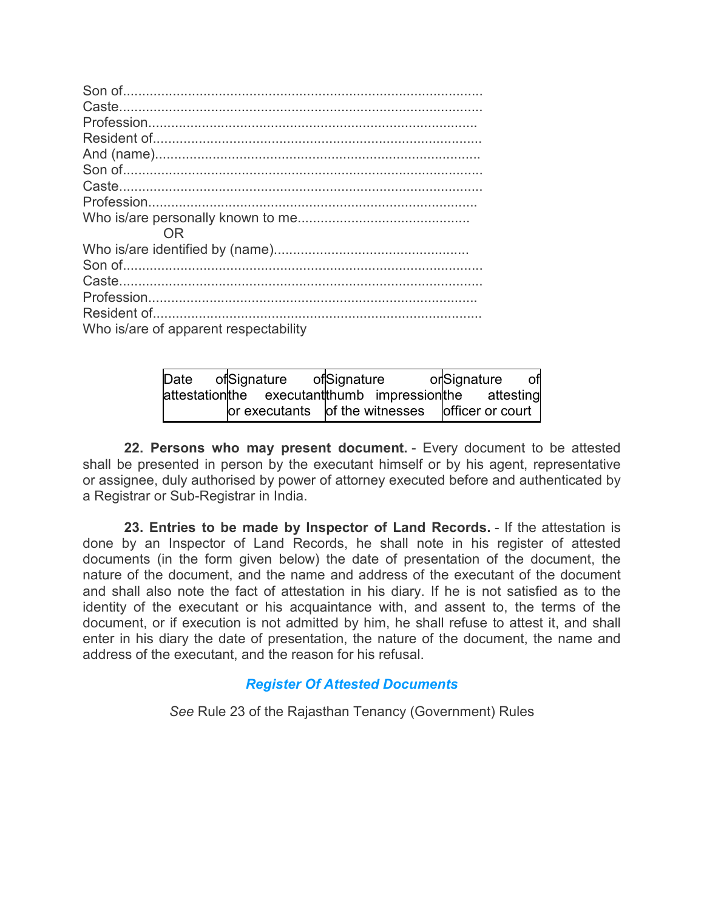Son of.............................................................................................
Caste..............................................................................................
Profession......................................................................................
Resident of.....................................................................................
And (name)....................................................................................
Son of.............................................................................................
Caste..............................................................................................
Profession......................................................................................
Who is/are personally known to me............................................

OR

Who is/are identified by (name)..................................................
Son of.............................................................................................
Caste..............................................................................................
Profession......................................................................................
Resident of.....................................................................................
Who is/are of apparent respectability

| Date of attestation | Signature of the executant or executants | Signature or thumb impression of the witnesses | Signature of the attesting officer or court |
|---|---|---|---|
| | | | |

**22. Persons who may present document.** - Every document to be attested shall be presented in person by the executant himself or by his agent, representative or assignee, duly authorised by power of attorney executed before and authenticated by a Registrar or Sub-Registrar in India.

**23. Entries to be made by Inspector of Land Records.** - If the attestation is done by an Inspector of Land Records, he shall note in his register of attested documents (in the form given below) the date of presentation of the document, the nature of the document, and the name and address of the executant of the document and shall also note the fact of attestation in his diary. If he is not satisfied as to the identity of the executant or his acquaintance with, and assent to, the terms of the document, or if execution is not admitted by him, he shall refuse to attest it, and shall enter in his diary the date of presentation, the nature of the document, the name and address of the executant, and the reason for his refusal.

### *Register Of Attested Documents*

*See* Rule 23 of the Rajasthan Tenancy (Government) Rules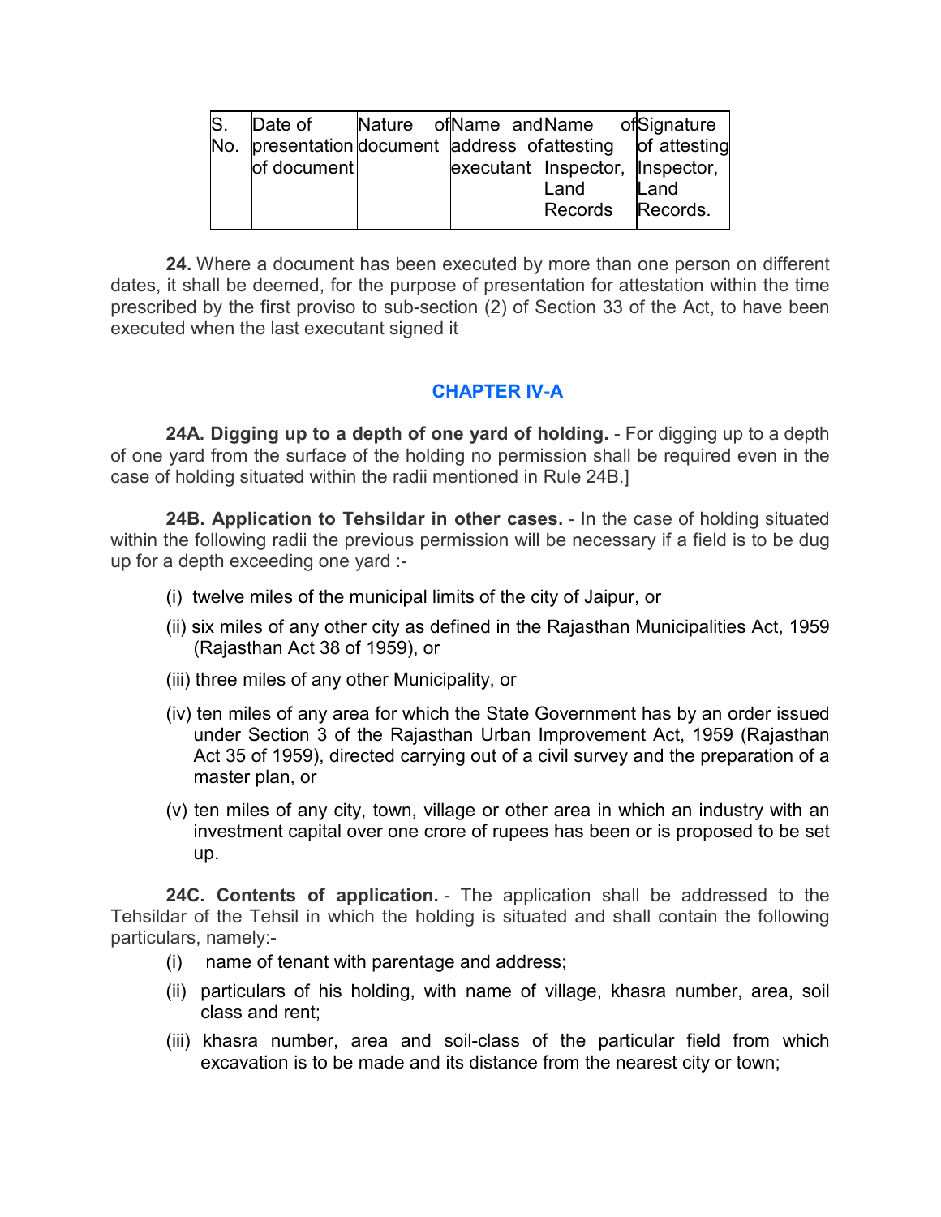| S. No. | Date of presentation of document | Nature of document | Name and address of executant | Name of attesting Inspector, Land Records | Signature of attesting Inspector, Land Records. |
|---|---|---|---|---|---|
| | | | | | |

**24.** Where a document has been executed by more than one person on different dates, it shall be deemed, for the purpose of presentation for attestation within the time prescribed by the first proviso to sub-section (2) of Section 33 of the Act, to have been executed when the last executant signed it

## CHAPTER IV-A

**24A. Digging up to a depth of one yard of holding.** - For digging up to a depth of one yard from the surface of the holding no permission shall be required even in the case of holding situated within the radii mentioned in Rule 24B.]

**24B. Application to Tehsildar in other cases.** - In the case of holding situated within the following radii the previous permission will be necessary if a field is to be dug up for a depth exceeding one yard :-

(i) twelve miles of the municipal limits of the city of Jaipur, or

(ii) six miles of any other city as defined in the Rajasthan Municipalities Act, 1959 (Rajasthan Act 38 of 1959), or

(iii) three miles of any other Municipality, or

(iv) ten miles of any area for which the State Government has by an order issued under Section 3 of the Rajasthan Urban Improvement Act, 1959 (Rajasthan Act 35 of 1959), directed carrying out of a civil survey and the preparation of a master plan, or

(v) ten miles of any city, town, village or other area in which an industry with an investment capital over one crore of rupees has been or is proposed to be set up.

**24C. Contents of application.** - The application shall be addressed to the Tehsildar of the Tehsil in which the holding is situated and shall contain the following particulars, namely:-

(i) name of tenant with parentage and address;

(ii) particulars of his holding, with name of village, khasra number, area, soil class and rent;

(iii) khasra number, area and soil-class of the particular field from which excavation is to be made and its distance from the nearest city or town;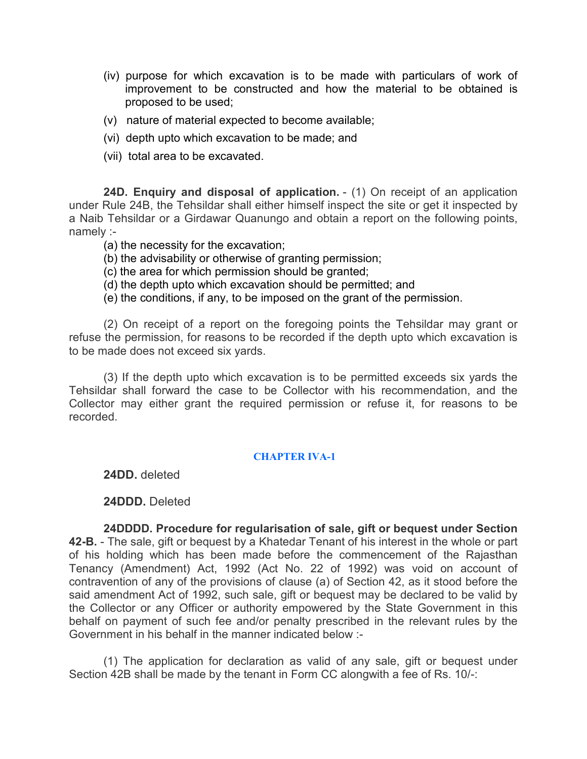(iv) purpose for which excavation is to be made with particulars of work of improvement to be constructed and how the material to be obtained is proposed to be used;

(v) nature of material expected to become available;

(vi) depth upto which excavation to be made; and

(vii) total area to be excavated.

**24D. Enquiry and disposal of application.** - (1) On receipt of an application under Rule 24B, the Tehsildar shall either himself inspect the site or get it inspected by a Naib Tehsildar or a Girdawar Quanungo and obtain a report on the following points, namely :-

(a) the necessity for the excavation;
(b) the advisability or otherwise of granting permission;
(c) the area for which permission should be granted;
(d) the depth upto which excavation should be permitted; and
(e) the conditions, if any, to be imposed on the grant of the permission.

(2) On receipt of a report on the foregoing points the Tehsildar may grant or refuse the permission, for reasons to be recorded if the depth upto which excavation is to be made does not exceed six yards.

(3) If the depth upto which excavation is to be permitted exceeds six yards the Tehsildar shall forward the case to be Collector with his recommendation, and the Collector may either grant the required permission or refuse it, for reasons to be recorded.

## CHAPTER IVA-1

**24DD.** deleted

**24DDD.** Deleted

**24DDDD. Procedure for regularisation of sale, gift or bequest under Section 42-B.** - The sale, gift or bequest by a Khatedar Tenant of his interest in the whole or part of his holding which has been made before the commencement of the Rajasthan Tenancy (Amendment) Act, 1992 (Act No. 22 of 1992) was void on account of contravention of any of the provisions of clause (a) of Section 42, as it stood before the said amendment Act of 1992, such sale, gift or bequest may be declared to be valid by the Collector or any Officer or authority empowered by the State Government in this behalf on payment of such fee and/or penalty prescribed in the relevant rules by the Government in his behalf in the manner indicated below :-

(1) The application for declaration as valid of any sale, gift or bequest under Section 42B shall be made by the tenant in Form CC alongwith a fee of Rs. 10/-: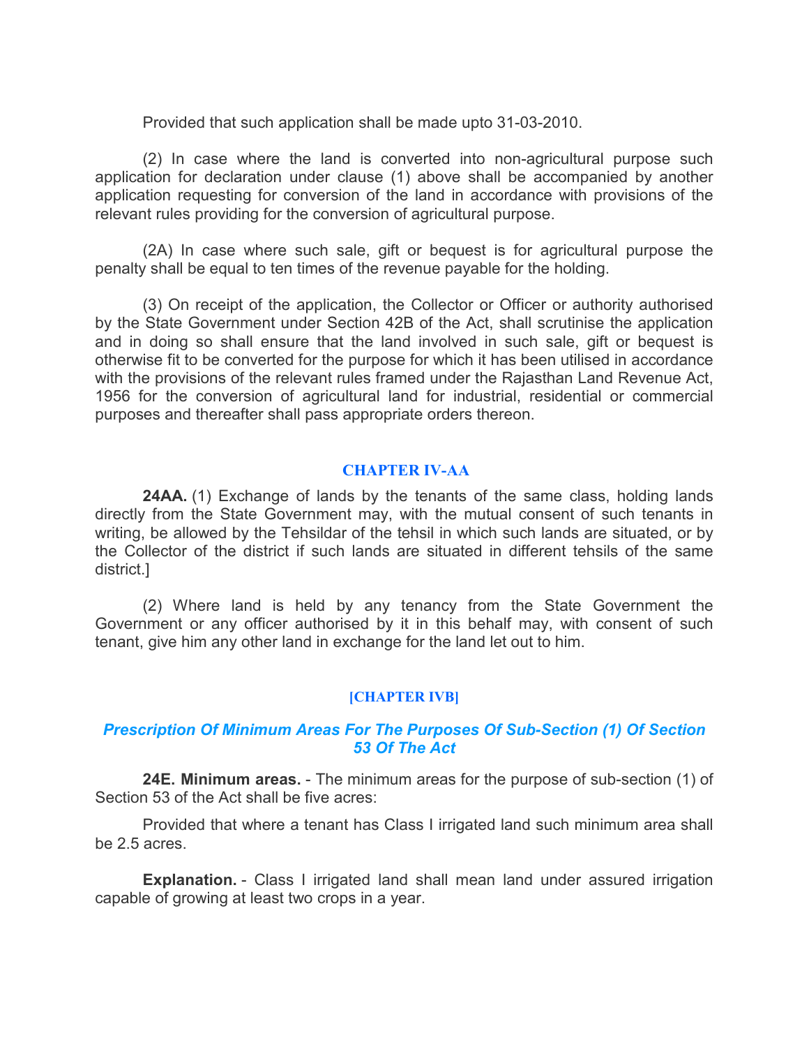Provided that such application shall be made upto 31-03-2010.

(2) In case where the land is converted into non-agricultural purpose such application for declaration under clause (1) above shall be accompanied by another application requesting for conversion of the land in accordance with provisions of the relevant rules providing for the conversion of agricultural purpose.

(2A) In case where such sale, gift or bequest is for agricultural purpose the penalty shall be equal to ten times of the revenue payable for the holding.

(3) On receipt of the application, the Collector or Officer or authority authorised by the State Government under Section 42B of the Act, shall scrutinise the application and in doing so shall ensure that the land involved in such sale, gift or bequest is otherwise fit to be converted for the purpose for which it has been utilised in accordance with the provisions of the relevant rules framed under the Rajasthan Land Revenue Act, 1956 for the conversion of agricultural land for industrial, residential or commercial purposes and thereafter shall pass appropriate orders thereon.

## CHAPTER IV-AA

**24AA.** (1) Exchange of lands by the tenants of the same class, holding lands directly from the State Government may, with the mutual consent of such tenants in writing, be allowed by the Tehsildar of the tehsil in which such lands are situated, or by the Collector of the district if such lands are situated in different tehsils of the same district.]

(2) Where land is held by any tenancy from the State Government the Government or any officer authorised by it in this behalf may, with consent of such tenant, give him any other land in exchange for the land let out to him.

## [CHAPTER IVB]

### *Prescription Of Minimum Areas For The Purposes Of Sub-Section (1) Of Section 53 Of The Act*

**24E. Minimum areas.** - The minimum areas for the purpose of sub-section (1) of Section 53 of the Act shall be five acres:

Provided that where a tenant has Class I irrigated land such minimum area shall be 2.5 acres.

**Explanation.** - Class I irrigated land shall mean land under assured irrigation capable of growing at least two crops in a year.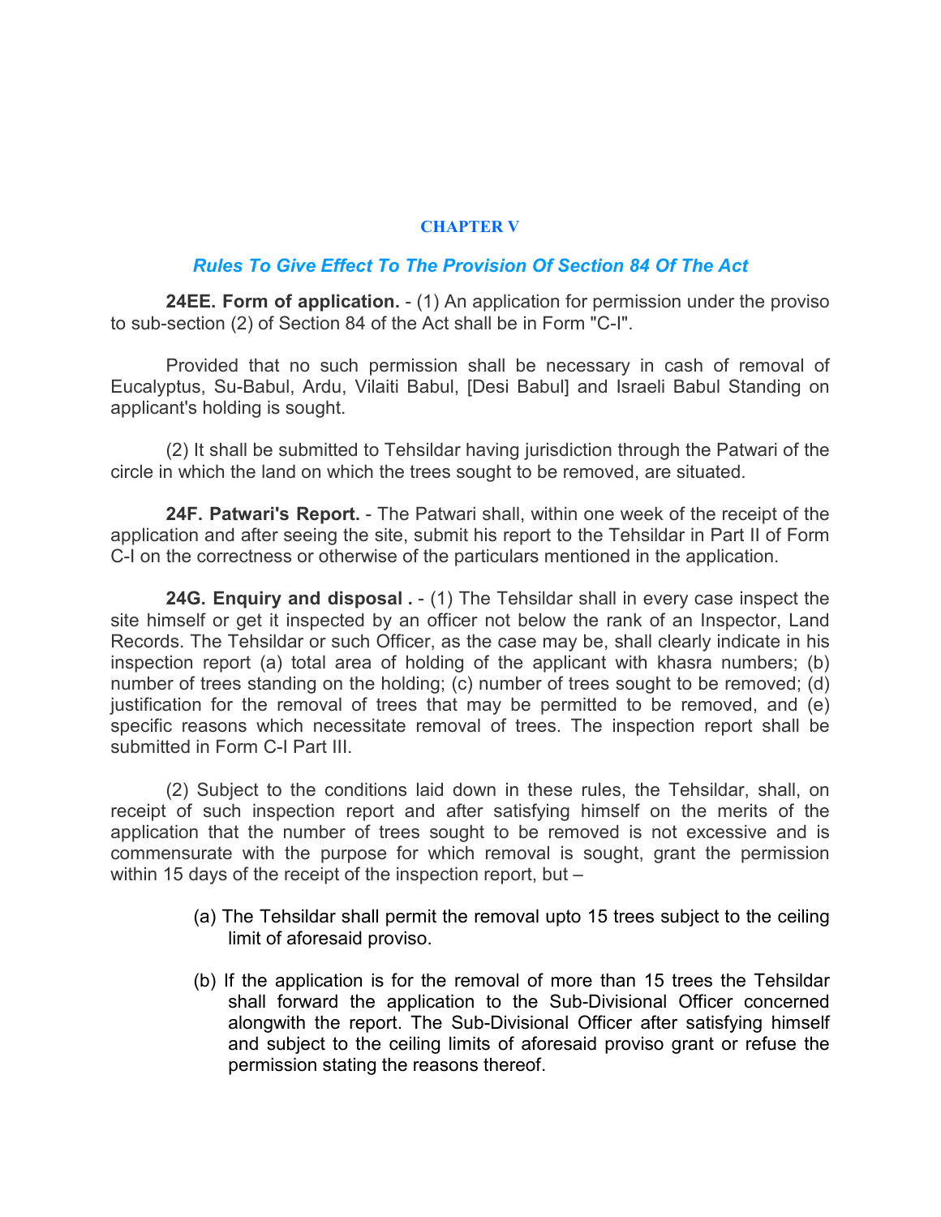## CHAPTER V

### *Rules To Give Effect To The Provision Of Section 84 Of The Act*

**24EE. Form of application.** - (1) An application for permission under the proviso to sub-section (2) of Section 84 of the Act shall be in Form "C-I".

Provided that no such permission shall be necessary in cash of removal of Eucalyptus, Su-Babul, Ardu, Vilaiti Babul, [Desi Babul] and Israeli Babul Standing on applicant's holding is sought.

(2) It shall be submitted to Tehsildar having jurisdiction through the Patwari of the circle in which the land on which the trees sought to be removed, are situated.

**24F. Patwari's Report.** - The Patwari shall, within one week of the receipt of the application and after seeing the site, submit his report to the Tehsildar in Part II of Form C-I on the correctness or otherwise of the particulars mentioned in the application.

**24G. Enquiry and disposal .** - (1) The Tehsildar shall in every case inspect the site himself or get it inspected by an officer not below the rank of an Inspector, Land Records. The Tehsildar or such Officer, as the case may be, shall clearly indicate in his inspection report (a) total area of holding of the applicant with khasra numbers; (b) number of trees standing on the holding; (c) number of trees sought to be removed; (d) justification for the removal of trees that may be permitted to be removed, and (e) specific reasons which necessitate removal of trees. The inspection report shall be submitted in Form C-I Part III.

(2) Subject to the conditions laid down in these rules, the Tehsildar, shall, on receipt of such inspection report and after satisfying himself on the merits of the application that the number of trees sought to be removed is not excessive and is commensurate with the purpose for which removal is sought, grant the permission within 15 days of the receipt of the inspection report, but –

(a) The Tehsildar shall permit the removal upto 15 trees subject to the ceiling limit of aforesaid proviso.

(b) If the application is for the removal of more than 15 trees the Tehsildar shall forward the application to the Sub-Divisional Officer concerned alongwith the report. The Sub-Divisional Officer after satisfying himself and subject to the ceiling limits of aforesaid proviso grant or refuse the permission stating the reasons thereof.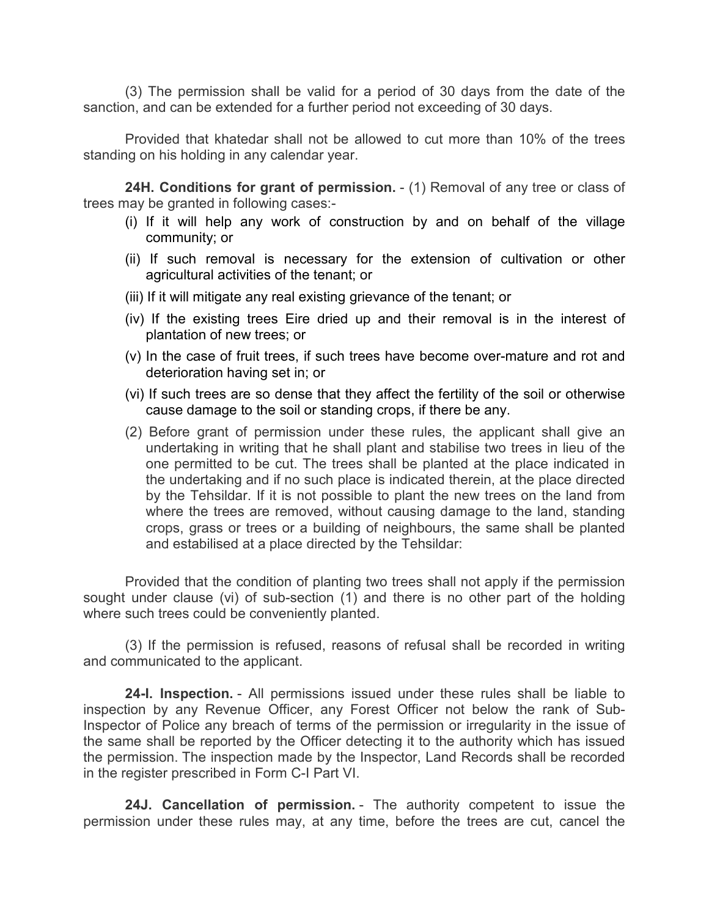(3) The permission shall be valid for a period of 30 days from the date of the sanction, and can be extended for a further period not exceeding of 30 days.

Provided that khatedar shall not be allowed to cut more than 10% of the trees standing on his holding in any calendar year.

**24H. Conditions for grant of permission.** - (1) Removal of any tree or class of trees may be granted in following cases:-

(i) If it will help any work of construction by and on behalf of the village community; or

(ii) If such removal is necessary for the extension of cultivation or other agricultural activities of the tenant; or

(iii) If it will mitigate any real existing grievance of the tenant; or

(iv) If the existing trees Eire dried up and their removal is in the interest of plantation of new trees; or

(v) In the case of fruit trees, if such trees have become over-mature and rot and deterioration having set in; or

(vi) If such trees are so dense that they affect the fertility of the soil or otherwise cause damage to the soil or standing crops, if there be any.

(2) Before grant of permission under these rules, the applicant shall give an undertaking in writing that he shall plant and stabilise two trees in lieu of the one permitted to be cut. The trees shall be planted at the place indicated in the undertaking and if no such place is indicated therein, at the place directed by the Tehsildar. If it is not possible to plant the new trees on the land from where the trees are removed, without causing damage to the land, standing crops, grass or trees or a building of neighbours, the same shall be planted and estabilised at a place directed by the Tehsildar:

Provided that the condition of planting two trees shall not apply if the permission sought under clause (vi) of sub-section (1) and there is no other part of the holding where such trees could be conveniently planted.

(3) If the permission is refused, reasons of refusal shall be recorded in writing and communicated to the applicant.

**24-I. Inspection.** - All permissions issued under these rules shall be liable to inspection by any Revenue Officer, any Forest Officer not below the rank of Sub-Inspector of Police any breach of terms of the permission or irregularity in the issue of the same shall be reported by the Officer detecting it to the authority which has issued the permission. The inspection made by the Inspector, Land Records shall be recorded in the register prescribed in Form C-I Part VI.

**24J. Cancellation of permission.** - The authority competent to issue the permission under these rules may, at any time, before the trees are cut, cancel the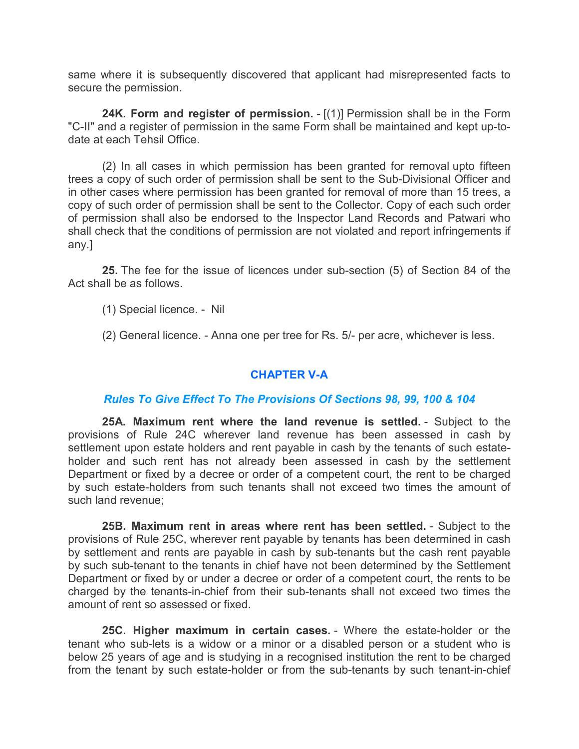same where it is subsequently discovered that applicant had misrepresented facts to secure the permission.

**24K. Form and register of permission.** - [(1)] Permission shall be in the Form "C-II" and a register of permission in the same Form shall be maintained and kept up-to-date at each Tehsil Office.

(2) In all cases in which permission has been granted for removal upto fifteen trees a copy of such order of permission shall be sent to the Sub-Divisional Officer and in other cases where permission has been granted for removal of more than 15 trees, a copy of such order of permission shall be sent to the Collector. Copy of each such order of permission shall also be endorsed to the Inspector Land Records and Patwari who shall check that the conditions of permission are not violated and report infringements if any.]

**25.** The fee for the issue of licences under sub-section (5) of Section 84 of the Act shall be as follows.

(1) Special licence. - Nil

(2) General licence. - Anna one per tree for Rs. 5/- per acre, whichever is less.

## CHAPTER V-A

### *Rules To Give Effect To The Provisions Of Sections 98, 99, 100 & 104*

**25A. Maximum rent where the land revenue is settled.** - Subject to the provisions of Rule 24C wherever land revenue has been assessed in cash by settlement upon estate holders and rent payable in cash by the tenants of such estate-holder and such rent has not already been assessed in cash by the settlement Department or fixed by a decree or order of a competent court, the rent to be charged by such estate-holders from such tenants shall not exceed two times the amount of such land revenue;

**25B. Maximum rent in areas where rent has been settled.** - Subject to the provisions of Rule 25C, wherever rent payable by tenants has been determined in cash by settlement and rents are payable in cash by sub-tenants but the cash rent payable by such sub-tenant to the tenants in chief have not been determined by the Settlement Department or fixed by or under a decree or order of a competent court, the rents to be charged by the tenants-in-chief from their sub-tenants shall not exceed two times the amount of rent so assessed or fixed.

**25C. Higher maximum in certain cases.** - Where the estate-holder or the tenant who sub-lets is a widow or a minor or a disabled person or a student who is below 25 years of age and is studying in a recognised institution the rent to be charged from the tenant by such estate-holder or from the sub-tenants by such tenant-in-chief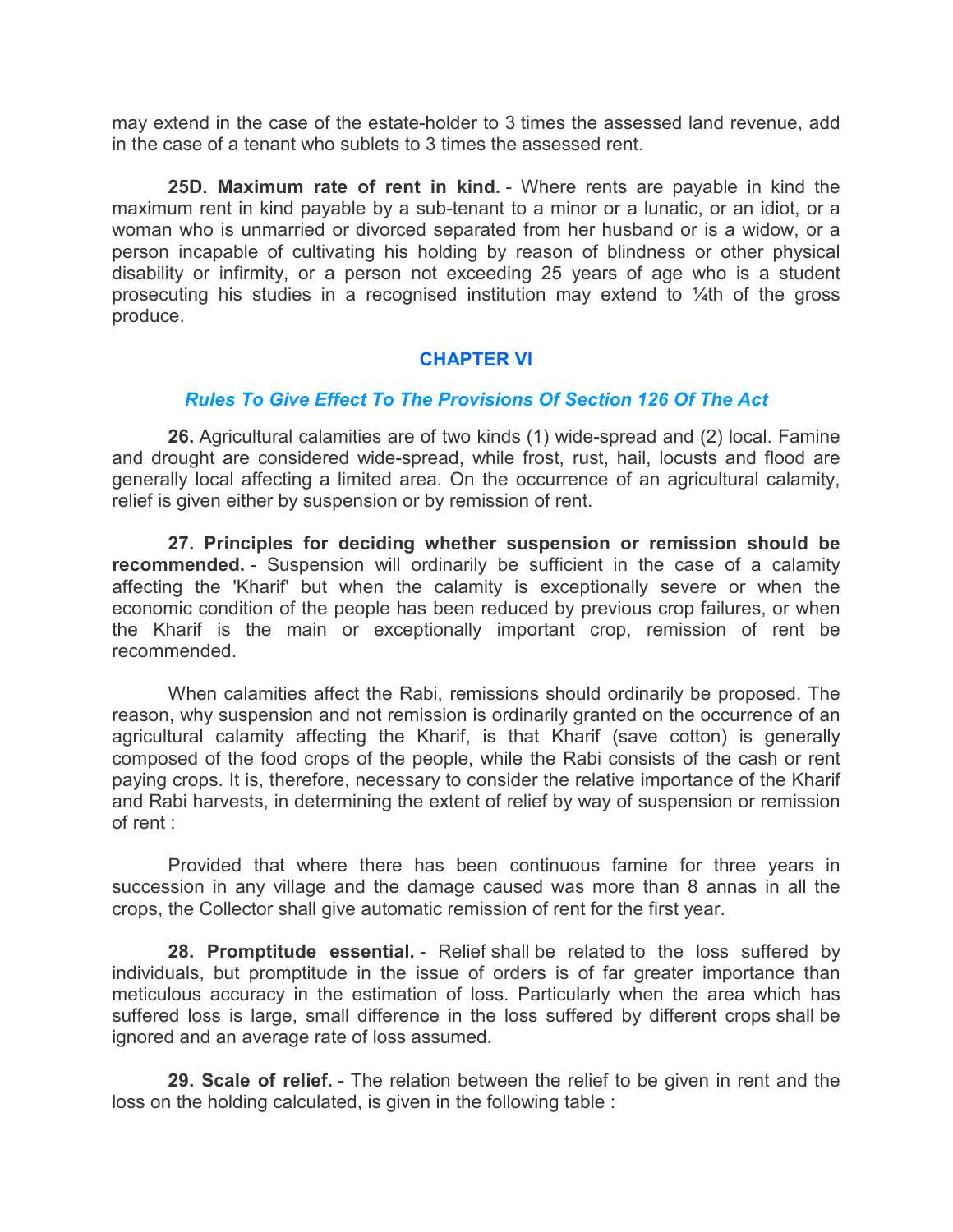may extend in the case of the estate-holder to 3 times the assessed land revenue, add in the case of a tenant who sublets to 3 times the assessed rent.

**25D. Maximum rate of rent in kind.** - Where rents are payable in kind the maximum rent in kind payable by a sub-tenant to a minor or a lunatic, or an idiot, or a woman who is unmarried or divorced separated from her husband or is a widow, or a person incapable of cultivating his holding by reason of blindness or other physical disability or infirmity, or a person not exceeding 25 years of age who is a student prosecuting his studies in a recognised institution may extend to ¼th of the gross produce.

## CHAPTER VI

### *Rules To Give Effect To The Provisions Of Section 126 Of The Act*

**26.** Agricultural calamities are of two kinds (1) wide-spread and (2) local. Famine and drought are considered wide-spread, while frost, rust, hail, locusts and flood are generally local affecting a limited area. On the occurrence of an agricultural calamity, relief is given either by suspension or by remission of rent.

**27. Principles for deciding whether suspension or remission should be recommended.** - Suspension will ordinarily be sufficient in the case of a calamity affecting the 'Kharif' but when the calamity is exceptionally severe or when the economic condition of the people has been reduced by previous crop failures, or when the Kharif is the main or exceptionally important crop, remission of rent be recommended.

When calamities affect the Rabi, remissions should ordinarily be proposed. The reason, why suspension and not remission is ordinarily granted on the occurrence of an agricultural calamity affecting the Kharif, is that Kharif (save cotton) is generally composed of the food crops of the people, while the Rabi consists of the cash or rent paying crops. It is, therefore, necessary to consider the relative importance of the Kharif and Rabi harvests, in determining the extent of relief by way of suspension or remission of rent :

Provided that where there has been continuous famine for three years in succession in any village and the damage caused was more than 8 annas in all the crops, the Collector shall give automatic remission of rent for the first year.

**28. Promptitude essential.** - Relief shall be related to the loss suffered by individuals, but promptitude in the issue of orders is of far greater importance than meticulous accuracy in the estimation of loss. Particularly when the area which has suffered loss is large, small difference in the loss suffered by different crops shall be ignored and an average rate of loss assumed.

**29. Scale of relief.** - The relation between the relief to be given in rent and the loss on the holding calculated, is given in the following table :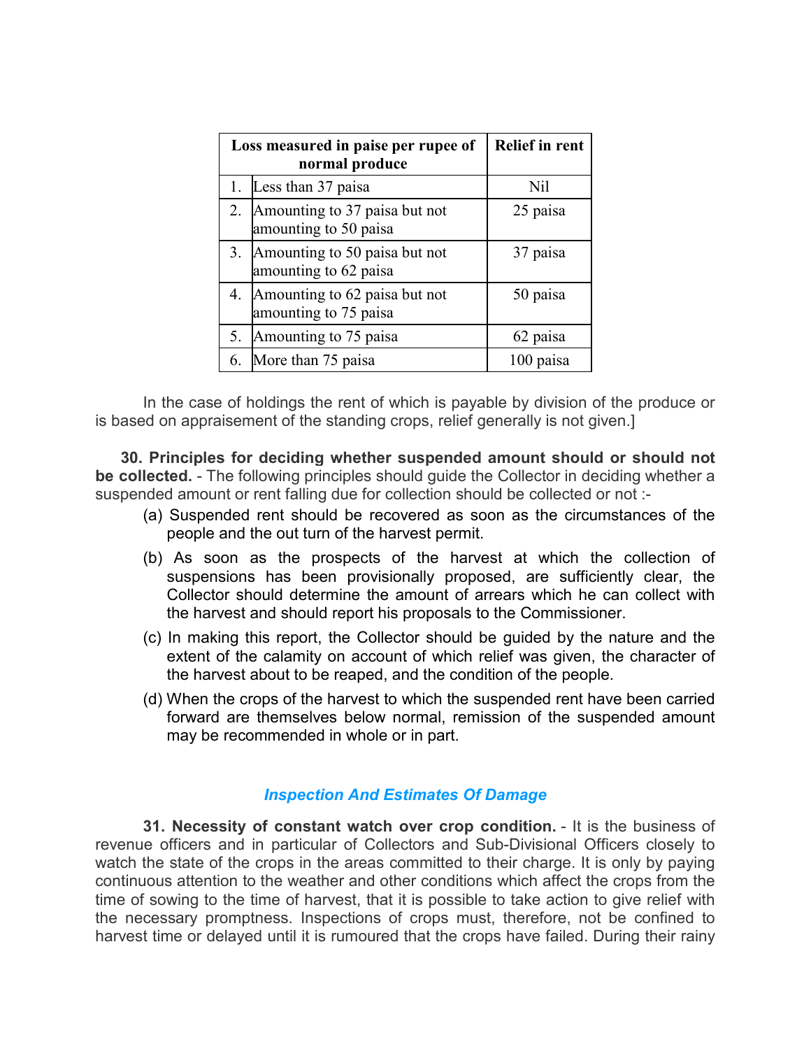| Loss measured in paise per rupee of normal produce | | Relief in rent |
|---|---|---|
| 1. | Less than 37 paisa | Nil |
| 2. | Amounting to 37 paisa but not amounting to 50 paisa | 25 paisa |
| 3. | Amounting to 50 paisa but not amounting to 62 paisa | 37 paisa |
| 4. | Amounting to 62 paisa but not amounting to 75 paisa | 50 paisa |
| 5. | Amounting to 75 paisa | 62 paisa |
| 6. | More than 75 paisa | 100 paisa |

In the case of holdings the rent of which is payable by division of the produce or is based on appraisement of the standing crops, relief generally is not given.]

**30. Principles for deciding whether suspended amount should or should not be collected.** - The following principles should guide the Collector in deciding whether a suspended amount or rent falling due for collection should be collected or not :-

(a) Suspended rent should be recovered as soon as the circumstances of the people and the out turn of the harvest permit.

(b) As soon as the prospects of the harvest at which the collection of suspensions has been provisionally proposed, are sufficiently clear, the Collector should determine the amount of arrears which he can collect with the harvest and should report his proposals to the Commissioner.

(c) In making this report, the Collector should be guided by the nature and the extent of the calamity on account of which relief was given, the character of the harvest about to be reaped, and the condition of the people.

(d) When the crops of the harvest to which the suspended rent have been carried forward are themselves below normal, remission of the suspended amount may be recommended in whole or in part.

### *Inspection And Estimates Of Damage*

**31. Necessity of constant watch over crop condition.** - It is the business of revenue officers and in particular of Collectors and Sub-Divisional Officers closely to watch the state of the crops in the areas committed to their charge. It is only by paying continuous attention to the weather and other conditions which affect the crops from the time of sowing to the time of harvest, that it is possible to take action to give relief with the necessary promptness. Inspections of crops must, therefore, not be confined to harvest time or delayed until it is rumoured that the crops have failed. During their rainy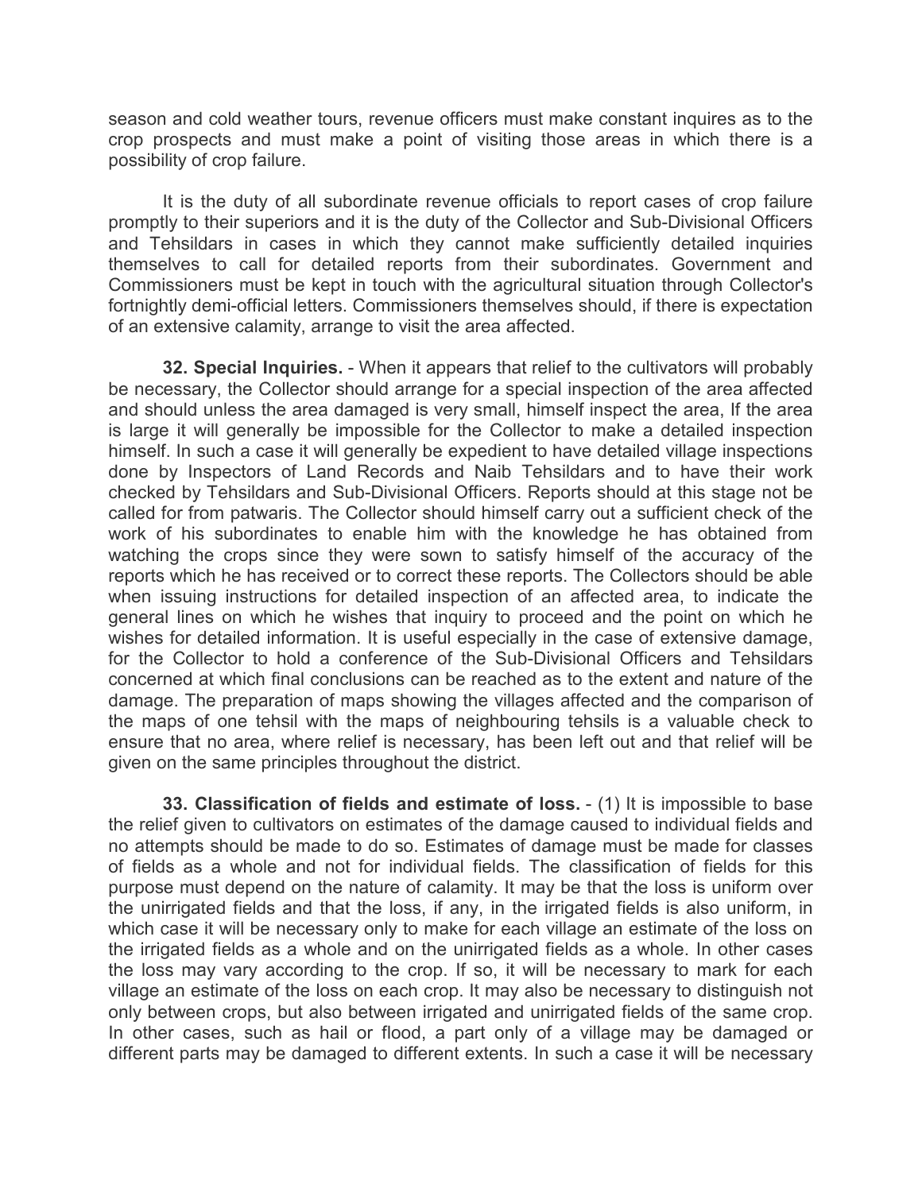season and cold weather tours, revenue officers must make constant inquires as to the crop prospects and must make a point of visiting those areas in which there is a possibility of crop failure.

It is the duty of all subordinate revenue officials to report cases of crop failure promptly to their superiors and it is the duty of the Collector and Sub-Divisional Officers and Tehsildars in cases in which they cannot make sufficiently detailed inquiries themselves to call for detailed reports from their subordinates. Government and Commissioners must be kept in touch with the agricultural situation through Collector's fortnightly demi-official letters. Commissioners themselves should, if there is expectation of an extensive calamity, arrange to visit the area affected.

**32. Special Inquiries.** - When it appears that relief to the cultivators will probably be necessary, the Collector should arrange for a special inspection of the area affected and should unless the area damaged is very small, himself inspect the area, If the area is large it will generally be impossible for the Collector to make a detailed inspection himself. In such a case it will generally be expedient to have detailed village inspections done by Inspectors of Land Records and Naib Tehsildars and to have their work checked by Tehsildars and Sub-Divisional Officers. Reports should at this stage not be called for from patwaris. The Collector should himself carry out a sufficient check of the work of his subordinates to enable him with the knowledge he has obtained from watching the crops since they were sown to satisfy himself of the accuracy of the reports which he has received or to correct these reports. The Collectors should be able when issuing instructions for detailed inspection of an affected area, to indicate the general lines on which he wishes that inquiry to proceed and the point on which he wishes for detailed information. It is useful especially in the case of extensive damage, for the Collector to hold a conference of the Sub-Divisional Officers and Tehsildars concerned at which final conclusions can be reached as to the extent and nature of the damage. The preparation of maps showing the villages affected and the comparison of the maps of one tehsil with the maps of neighbouring tehsils is a valuable check to ensure that no area, where relief is necessary, has been left out and that relief will be given on the same principles throughout the district.

**33. Classification of fields and estimate of loss.** - (1) It is impossible to base the relief given to cultivators on estimates of the damage caused to individual fields and no attempts should be made to do so. Estimates of damage must be made for classes of fields as a whole and not for individual fields. The classification of fields for this purpose must depend on the nature of calamity. It may be that the loss is uniform over the unirrigated fields and that the loss, if any, in the irrigated fields is also uniform, in which case it will be necessary only to make for each village an estimate of the loss on the irrigated fields as a whole and on the unirrigated fields as a whole. In other cases the loss may vary according to the crop. If so, it will be necessary to mark for each village an estimate of the loss on each crop. It may also be necessary to distinguish not only between crops, but also between irrigated and unirrigated fields of the same crop. In other cases, such as hail or flood, a part only of a village may be damaged or different parts may be damaged to different extents. In such a case it will be necessary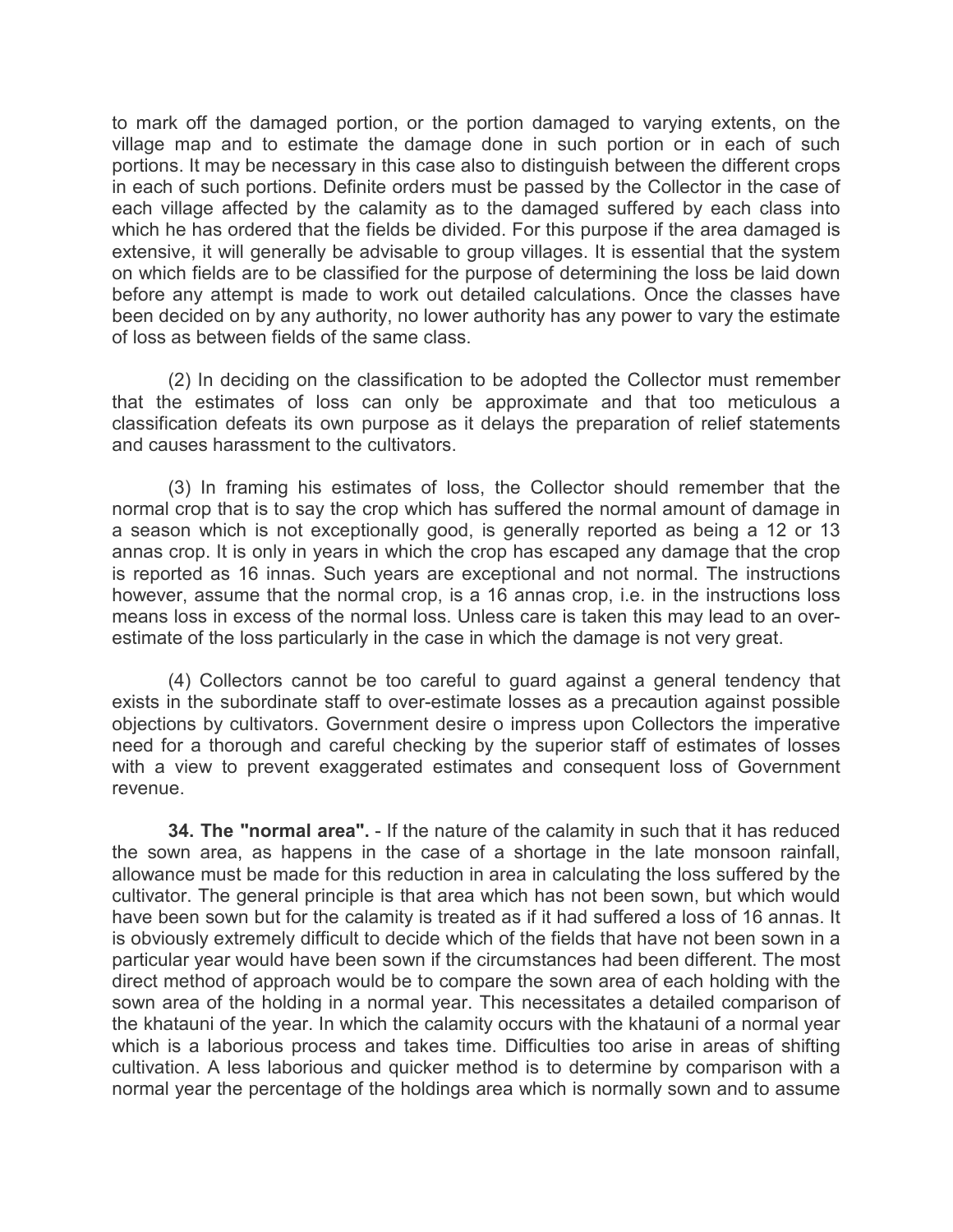to mark off the damaged portion, or the portion damaged to varying extents, on the village map and to estimate the damage done in such portion or in each of such portions. It may be necessary in this case also to distinguish between the different crops in each of such portions. Definite orders must be passed by the Collector in the case of each village affected by the calamity as to the damaged suffered by each class into which he has ordered that the fields be divided. For this purpose if the area damaged is extensive, it will generally be advisable to group villages. It is essential that the system on which fields are to be classified for the purpose of determining the loss be laid down before any attempt is made to work out detailed calculations. Once the classes have been decided on by any authority, no lower authority has any power to vary the estimate of loss as between fields of the same class.

(2) In deciding on the classification to be adopted the Collector must remember that the estimates of loss can only be approximate and that too meticulous a classification defeats its own purpose as it delays the preparation of relief statements and causes harassment to the cultivators.

(3) In framing his estimates of loss, the Collector should remember that the normal crop that is to say the crop which has suffered the normal amount of damage in a season which is not exceptionally good, is generally reported as being a 12 or 13 annas crop. It is only in years in which the crop has escaped any damage that the crop is reported as 16 innas. Such years are exceptional and not normal. The instructions however, assume that the normal crop, is a 16 annas crop, i.e. in the instructions loss means loss in excess of the normal loss. Unless care is taken this may lead to an over-estimate of the loss particularly in the case in which the damage is not very great.

(4) Collectors cannot be too careful to guard against a general tendency that exists in the subordinate staff to over-estimate losses as a precaution against possible objections by cultivators. Government desire o impress upon Collectors the imperative need for a thorough and careful checking by the superior staff of estimates of losses with a view to prevent exaggerated estimates and consequent loss of Government revenue.

**34. The "normal area".** - If the nature of the calamity in such that it has reduced the sown area, as happens in the case of a shortage in the late monsoon rainfall, allowance must be made for this reduction in area in calculating the loss suffered by the cultivator. The general principle is that area which has not been sown, but which would have been sown but for the calamity is treated as if it had suffered a loss of 16 annas. It is obviously extremely difficult to decide which of the fields that have not been sown in a particular year would have been sown if the circumstances had been different. The most direct method of approach would be to compare the sown area of each holding with the sown area of the holding in a normal year. This necessitates a detailed comparison of the khatauni of the year. In which the calamity occurs with the khatauni of a normal year which is a laborious process and takes time. Difficulties too arise in areas of shifting cultivation. A less laborious and quicker method is to determine by comparison with a normal year the percentage of the holdings area which is normally sown and to assume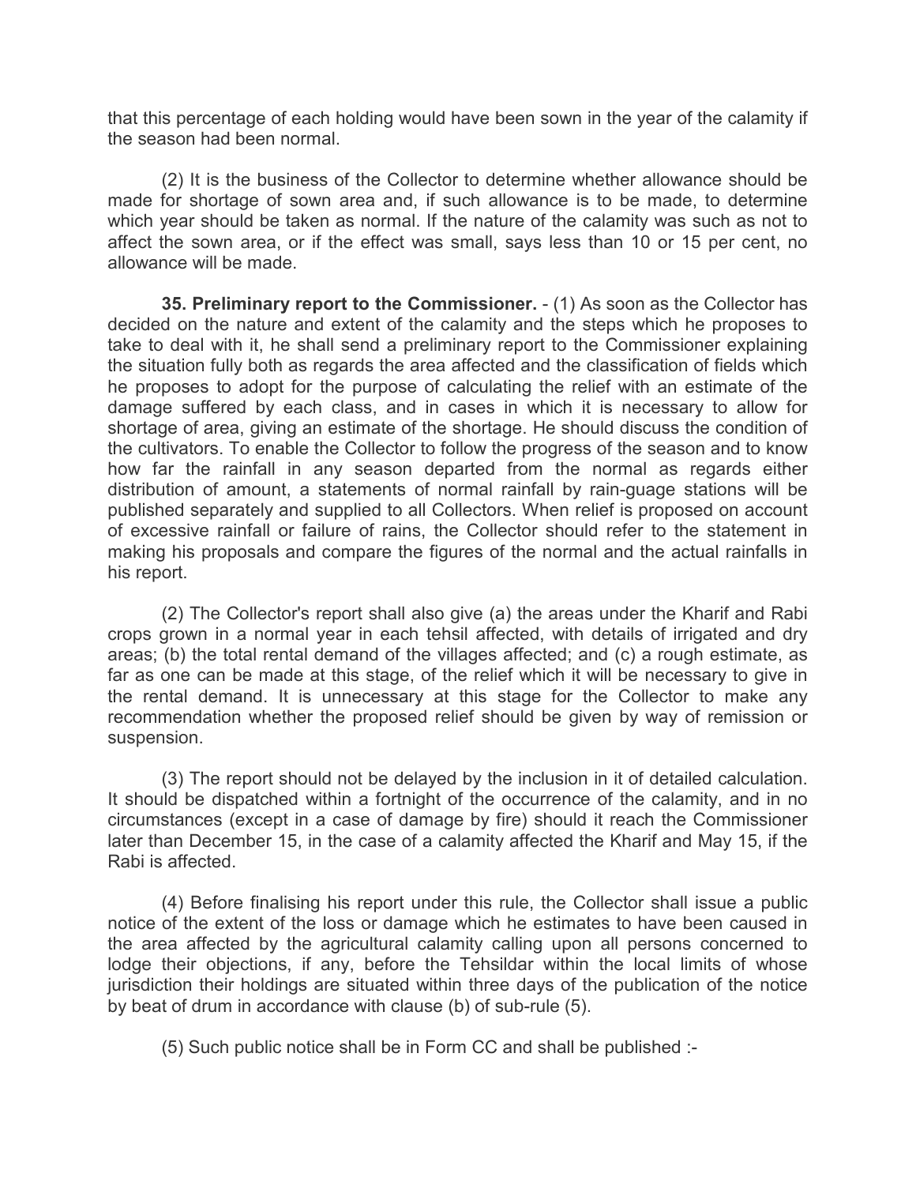that this percentage of each holding would have been sown in the year of the calamity if the season had been normal.

(2) It is the business of the Collector to determine whether allowance should be made for shortage of sown area and, if such allowance is to be made, to determine which year should be taken as normal. If the nature of the calamity was such as not to affect the sown area, or if the effect was small, says less than 10 or 15 per cent, no allowance will be made.

**35. Preliminary report to the Commissioner.** - (1) As soon as the Collector has decided on the nature and extent of the calamity and the steps which he proposes to take to deal with it, he shall send a preliminary report to the Commissioner explaining the situation fully both as regards the area affected and the classification of fields which he proposes to adopt for the purpose of calculating the relief with an estimate of the damage suffered by each class, and in cases in which it is necessary to allow for shortage of area, giving an estimate of the shortage. He should discuss the condition of the cultivators. To enable the Collector to follow the progress of the season and to know how far the rainfall in any season departed from the normal as regards either distribution of amount, a statements of normal rainfall by rain-guage stations will be published separately and supplied to all Collectors. When relief is proposed on account of excessive rainfall or failure of rains, the Collector should refer to the statement in making his proposals and compare the figures of the normal and the actual rainfalls in his report.

(2) The Collector's report shall also give (a) the areas under the Kharif and Rabi crops grown in a normal year in each tehsil affected, with details of irrigated and dry areas; (b) the total rental demand of the villages affected; and (c) a rough estimate, as far as one can be made at this stage, of the relief which it will be necessary to give in the rental demand. It is unnecessary at this stage for the Collector to make any recommendation whether the proposed relief should be given by way of remission or suspension.

(3) The report should not be delayed by the inclusion in it of detailed calculation. It should be dispatched within a fortnight of the occurrence of the calamity, and in no circumstances (except in a case of damage by fire) should it reach the Commissioner later than December 15, in the case of a calamity affected the Kharif and May 15, if the Rabi is affected.

(4) Before finalising his report under this rule, the Collector shall issue a public notice of the extent of the loss or damage which he estimates to have been caused in the area affected by the agricultural calamity calling upon all persons concerned to lodge their objections, if any, before the Tehsildar within the local limits of whose jurisdiction their holdings are situated within three days of the publication of the notice by beat of drum in accordance with clause (b) of sub-rule (5).

(5) Such public notice shall be in Form CC and shall be published :-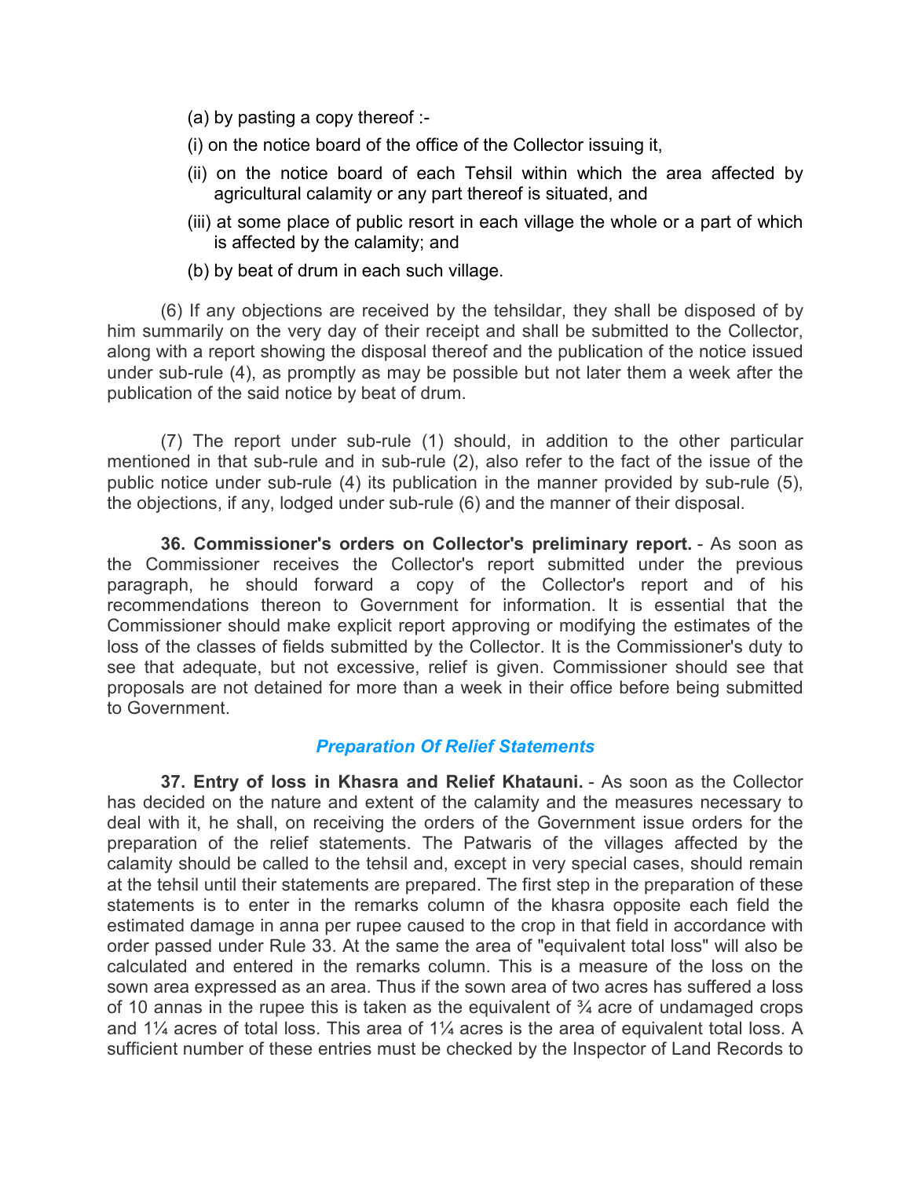(a) by pasting a copy thereof :-

(i) on the notice board of the office of the Collector issuing it,

(ii) on the notice board of each Tehsil within which the area affected by agricultural calamity or any part thereof is situated, and

(iii) at some place of public resort in each village the whole or a part of which is affected by the calamity; and

(b) by beat of drum in each such village.

(6) If any objections are received by the tehsildar, they shall be disposed of by him summarily on the very day of their receipt and shall be submitted to the Collector, along with a report showing the disposal thereof and the publication of the notice issued under sub-rule (4), as promptly as may be possible but not later them a week after the publication of the said notice by beat of drum.

(7) The report under sub-rule (1) should, in addition to the other particular mentioned in that sub-rule and in sub-rule (2), also refer to the fact of the issue of the public notice under sub-rule (4) its publication in the manner provided by sub-rule (5), the objections, if any, lodged under sub-rule (6) and the manner of their disposal.

**36. Commissioner's orders on Collector's preliminary report.** - As soon as the Commissioner receives the Collector's report submitted under the previous paragraph, he should forward a copy of the Collector's report and of his recommendations thereon to Government for information. It is essential that the Commissioner should make explicit report approving or modifying the estimates of the loss of the classes of fields submitted by the Collector. It is the Commissioner's duty to see that adequate, but not excessive, relief is given. Commissioner should see that proposals are not detained for more than a week in their office before being submitted to Government.

### *Preparation Of Relief Statements*

**37. Entry of loss in Khasra and Relief Khatauni.** - As soon as the Collector has decided on the nature and extent of the calamity and the measures necessary to deal with it, he shall, on receiving the orders of the Government issue orders for the preparation of the relief statements. The Patwaris of the villages affected by the calamity should be called to the tehsil and, except in very special cases, should remain at the tehsil until their statements are prepared. The first step in the preparation of these statements is to enter in the remarks column of the khasra opposite each field the estimated damage in anna per rupee caused to the crop in that field in accordance with order passed under Rule 33. At the same the area of "equivalent total loss" will also be calculated and entered in the remarks column. This is a measure of the loss on the sown area expressed as an area. Thus if the sown area of two acres has suffered a loss of 10 annas in the rupee this is taken as the equivalent of ¾ acre of undamaged crops and 1¼ acres of total loss. This area of 1¼ acres is the area of equivalent total loss. A sufficient number of these entries must be checked by the Inspector of Land Records to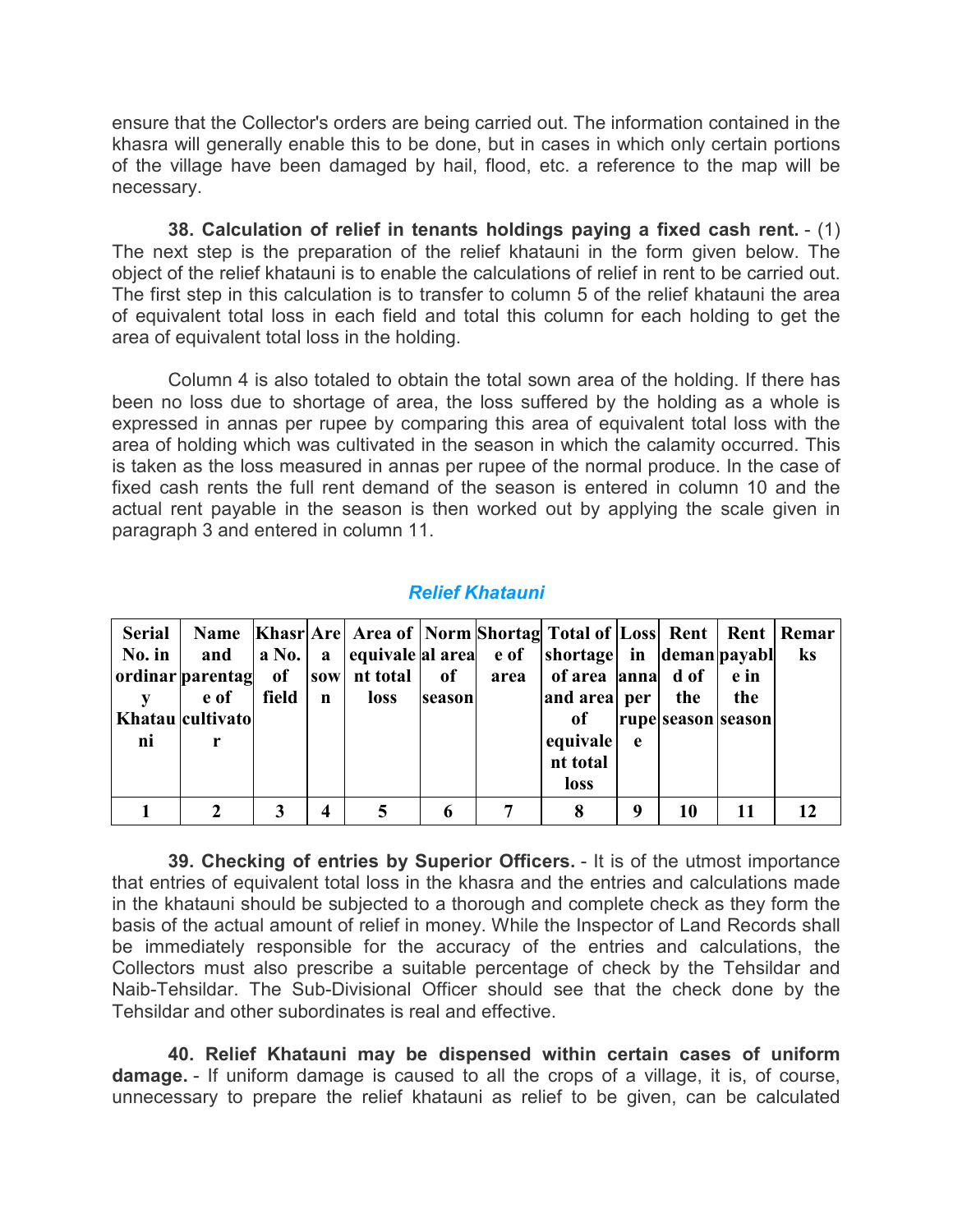ensure that the Collector's orders are being carried out. The information contained in the khasra will generally enable this to be done, but in cases in which only certain portions of the village have been damaged by hail, flood, etc. a reference to the map will be necessary.

**38. Calculation of relief in tenants holdings paying a fixed cash rent.** - (1) The next step is the preparation of the relief khatauni in the form given below. The object of the relief khatauni is to enable the calculations of relief in rent to be carried out. The first step in this calculation is to transfer to column 5 of the relief khatauni the area of equivalent total loss in each field and total this column for each holding to get the area of equivalent total loss in the holding.

Column 4 is also totaled to obtain the total sown area of the holding. If there has been no loss due to shortage of area, the loss suffered by the holding as a whole is expressed in annas per rupee by comparing this area of equivalent total loss with the area of holding which was cultivated in the season in which the calamity occurred. This is taken as the loss measured in annas per rupee of the normal produce. In the case of fixed cash rents the full rent demand of the season is entered in column 10 and the actual rent payable in the season is then worked out by applying the scale given in paragraph 3 and entered in column 11.

### *Relief Khatauni*

| Serial No. in ordinary Khatauni | Name and parentage of cultivator | Khasra No. of field | Area sown | Area of equivalent total loss | Normal area of season | Shortage of area | Total of shortage of area and area of equivalent total loss | Loss in anna per rupee | Rent demand of the season | Rent payable in the season | Remarks |
|---|---|---|---|---|---|---|---|---|---|---|---|
| 1 | 2 | 3 | 4 | 5 | 6 | 7 | 8 | 9 | 10 | 11 | 12 |

**39. Checking of entries by Superior Officers.** - It is of the utmost importance that entries of equivalent total loss in the khasra and the entries and calculations made in the khatauni should be subjected to a thorough and complete check as they form the basis of the actual amount of relief in money. While the Inspector of Land Records shall be immediately responsible for the accuracy of the entries and calculations, the Collectors must also prescribe a suitable percentage of check by the Tehsildar and Naib-Tehsildar. The Sub-Divisional Officer should see that the check done by the Tehsildar and other subordinates is real and effective.

**40. Relief Khatauni may be dispensed within certain cases of uniform damage.** - If uniform damage is caused to all the crops of a village, it is, of course, unnecessary to prepare the relief khatauni as relief to be given, can be calculated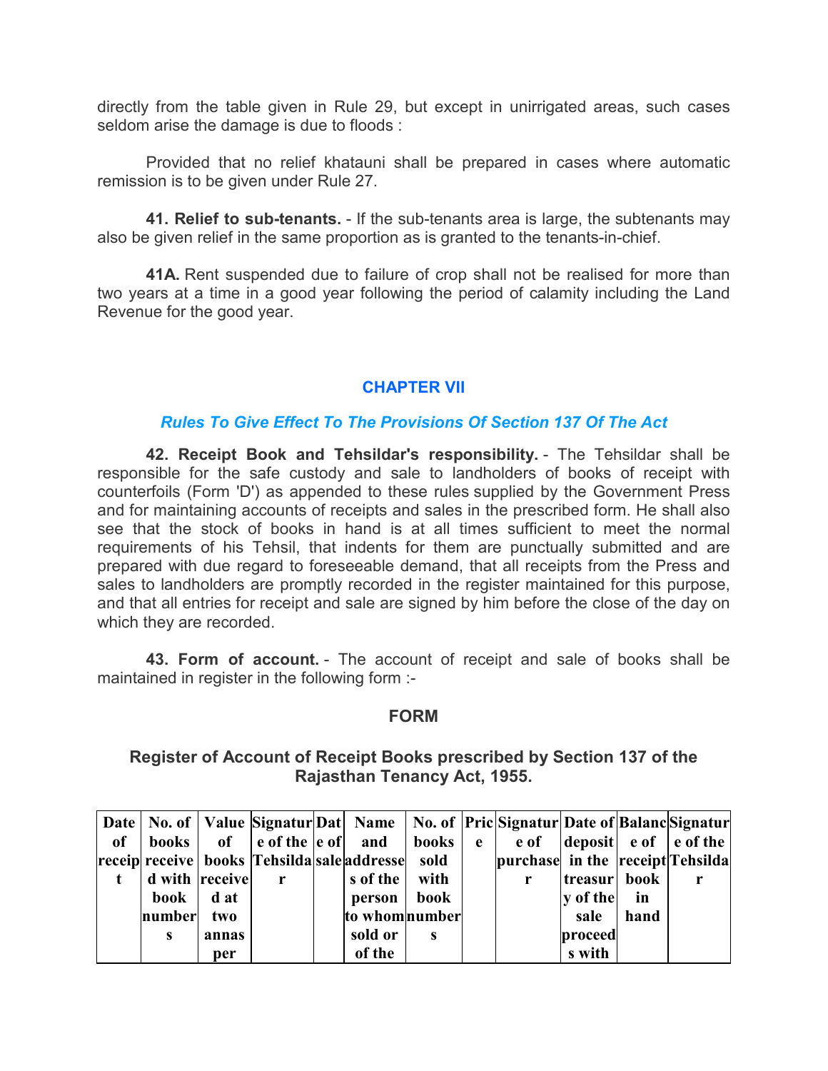directly from the table given in Rule 29, but except in unirrigated areas, such cases seldom arise the damage is due to floods :

Provided that no relief khatauni shall be prepared in cases where automatic remission is to be given under Rule 27.

**41. Relief to sub-tenants.** - If the sub-tenants area is large, the subtenants may also be given relief in the same proportion as is granted to the tenants-in-chief.

**41A.** Rent suspended due to failure of crop shall not be realised for more than two years at a time in a good year following the period of calamity including the Land Revenue for the good year.

## CHAPTER VII

### *Rules To Give Effect To The Provisions Of Section 137 Of The Act*

**42. Receipt Book and Tehsildar's responsibility.** - The Tehsildar shall be responsible for the safe custody and sale to landholders of books of receipt with counterfoils (Form 'D') as appended to these rules supplied by the Government Press and for maintaining accounts of receipts and sales in the prescribed form. He shall also see that the stock of books in hand is at all times sufficient to meet the normal requirements of his Tehsil, that indents for them are punctually submitted and are prepared with due regard to foreseeable demand, that all receipts from the Press and sales to landholders are promptly recorded in the register maintained for this purpose, and that all entries for receipt and sale are signed by him before the close of the day on which they are recorded.

**43. Form of account.** - The account of receipt and sale of books shall be maintained in register in the following form :-

### FORM

### Register of Account of Receipt Books prescribed by Section 137 of the Rajasthan Tenancy Act, 1955.

| Date of receipt | No. of books received with book numbers | Value of books received at two annas per | Signature of the Tehsildar | Date of sale | Name and addresses of the person to whom sold or of the | No. of books sold with book numbers | Price | Signature of purchaser | Date of deposit in the treasury of the sale proceeds with | Balance of receipt book in hand | Signature of the Tehsildar |
|---|---|---|---|---|---|---|---|---|---|---|---|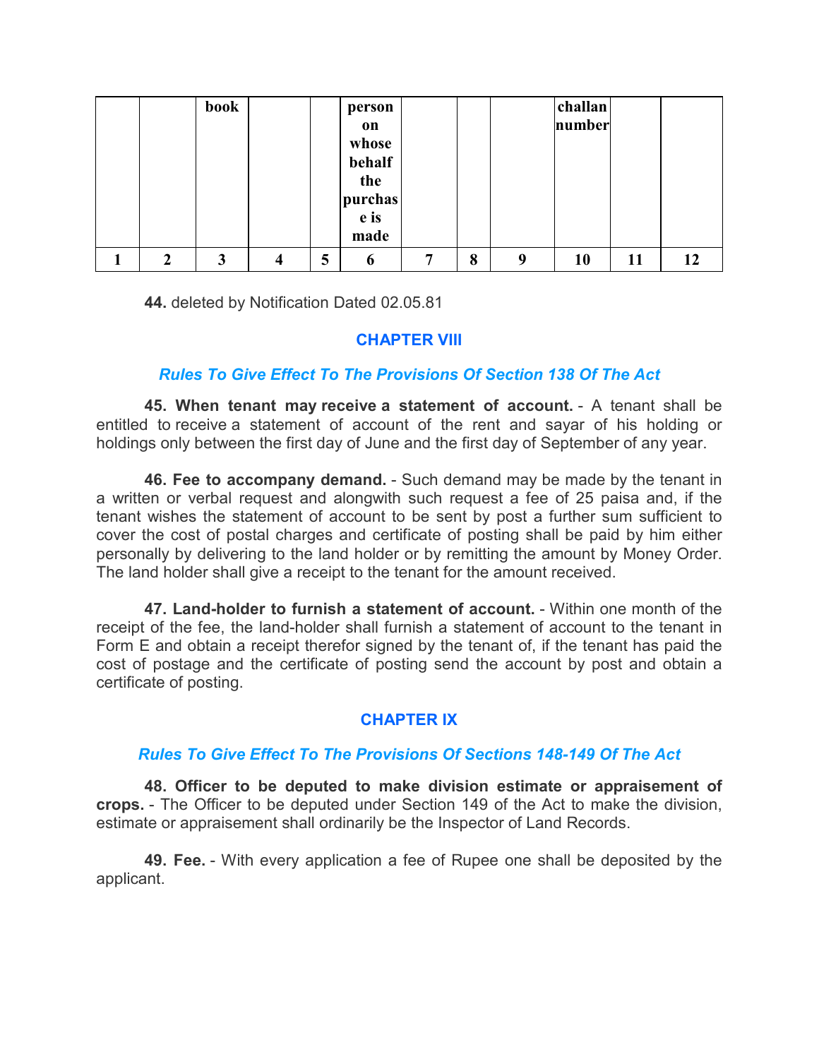|  |  | book |  |  | person on whose behalf the purchase is made |  |  |  | challan number |  |  |
|---|---|---|---|---|---|---|---|---|---|---|---|
| 1 | 2 | 3 | 4 | 5 | 6 | 7 | 8 | 9 | 10 | 11 | 12 |

**44.** deleted by Notification Dated 02.05.81

## CHAPTER VIII

### *Rules To Give Effect To The Provisions Of Section 138 Of The Act*

**45. When tenant may receive a statement of account.** - A tenant shall be entitled to receive a statement of account of the rent and sayar of his holding or holdings only between the first day of June and the first day of September of any year.

**46. Fee to accompany demand.** - Such demand may be made by the tenant in a written or verbal request and alongwith such request a fee of 25 paisa and, if the tenant wishes the statement of account to be sent by post a further sum sufficient to cover the cost of postal charges and certificate of posting shall be paid by him either personally by delivering to the land holder or by remitting the amount by Money Order. The land holder shall give a receipt to the tenant for the amount received.

**47. Land-holder to furnish a statement of account.** - Within one month of the receipt of the fee, the land-holder shall furnish a statement of account to the tenant in Form E and obtain a receipt therefor signed by the tenant of, if the tenant has paid the cost of postage and the certificate of posting send the account by post and obtain a certificate of posting.

## CHAPTER IX

### *Rules To Give Effect To The Provisions Of Sections 148-149 Of The Act*

**48. Officer to be deputed to make division estimate or appraisement of crops.** - The Officer to be deputed under Section 149 of the Act to make the division, estimate or appraisement shall ordinarily be the Inspector of Land Records.

**49. Fee.** - With every application a fee of Rupee one shall be deposited by the applicant.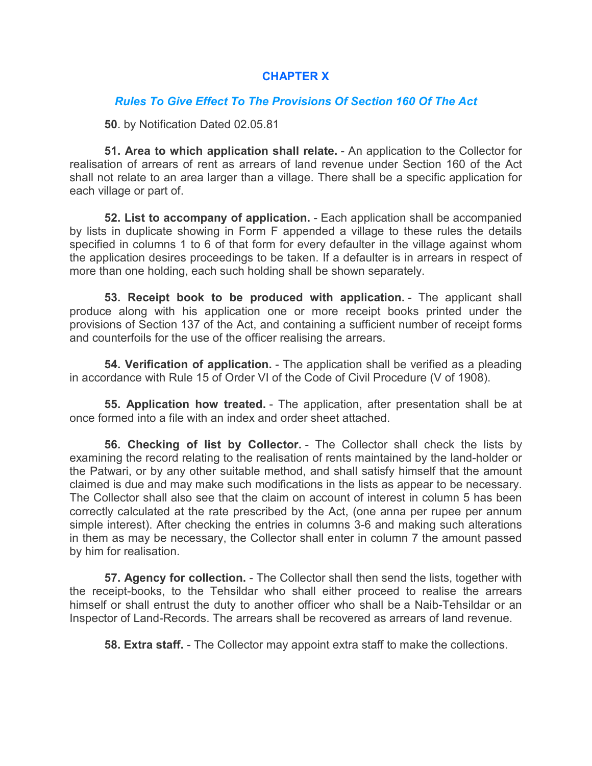## CHAPTER X

### *Rules To Give Effect To The Provisions Of Section 160 Of The Act*

**50**. by Notification Dated 02.05.81

**51. Area to which application shall relate.** - An application to the Collector for realisation of arrears of rent as arrears of land revenue under Section 160 of the Act shall not relate to an area larger than a village. There shall be a specific application for each village or part of.

**52. List to accompany of application.** - Each application shall be accompanied by lists in duplicate showing in Form F appended a village to these rules the details specified in columns 1 to 6 of that form for every defaulter in the village against whom the application desires proceedings to be taken. If a defaulter is in arrears in respect of more than one holding, each such holding shall be shown separately.

**53. Receipt book to be produced with application.** - The applicant shall produce along with his application one or more receipt books printed under the provisions of Section 137 of the Act, and containing a sufficient number of receipt forms and counterfoils for the use of the officer realising the arrears.

**54. Verification of application.** - The application shall be verified as a pleading in accordance with Rule 15 of Order VI of the Code of Civil Procedure (V of 1908).

**55. Application how treated.** - The application, after presentation shall be at once formed into a file with an index and order sheet attached.

**56. Checking of list by Collector.** - The Collector shall check the lists by examining the record relating to the realisation of rents maintained by the land-holder or the Patwari, or by any other suitable method, and shall satisfy himself that the amount claimed is due and may make such modifications in the lists as appear to be necessary. The Collector shall also see that the claim on account of interest in column 5 has been correctly calculated at the rate prescribed by the Act, (one anna per rupee per annum simple interest). After checking the entries in columns 3-6 and making such alterations in them as may be necessary, the Collector shall enter in column 7 the amount passed by him for realisation.

**57. Agency for collection.** - The Collector shall then send the lists, together with the receipt-books, to the Tehsildar who shall either proceed to realise the arrears himself or shall entrust the duty to another officer who shall be a Naib-Tehsildar or an Inspector of Land-Records. The arrears shall be recovered as arrears of land revenue.

**58. Extra staff.** - The Collector may appoint extra staff to make the collections.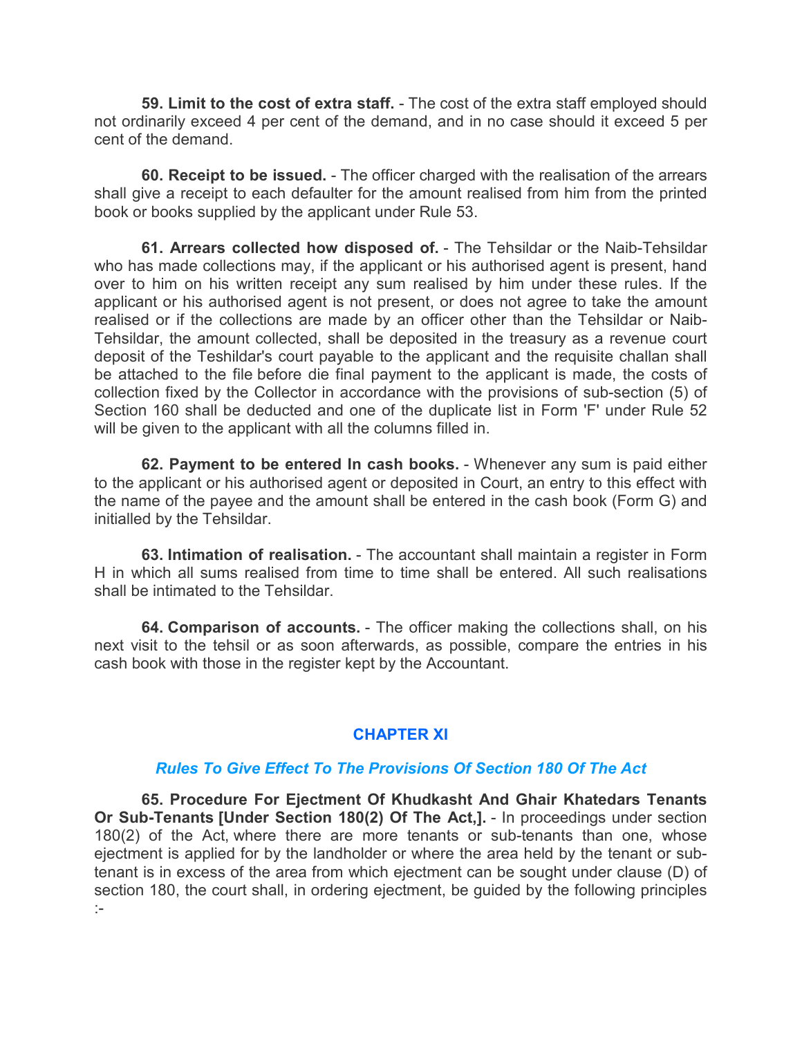**59. Limit to the cost of extra staff.** - The cost of the extra staff employed should not ordinarily exceed 4 per cent of the demand, and in no case should it exceed 5 per cent of the demand.

**60. Receipt to be issued.** - The officer charged with the realisation of the arrears shall give a receipt to each defaulter for the amount realised from him from the printed book or books supplied by the applicant under Rule 53.

**61. Arrears collected how disposed of.** - The Tehsildar or the Naib-Tehsildar who has made collections may, if the applicant or his authorised agent is present, hand over to him on his written receipt any sum realised by him under these rules. If the applicant or his authorised agent is not present, or does not agree to take the amount realised or if the collections are made by an officer other than the Tehsildar or Naib-Tehsildar, the amount collected, shall be deposited in the treasury as a revenue court deposit of the Teshildar's court payable to the applicant and the requisite challan shall be attached to the file before die final payment to the applicant is made, the costs of collection fixed by the Collector in accordance with the provisions of sub-section (5) of Section 160 shall be deducted and one of the duplicate list in Form 'F' under Rule 52 will be given to the applicant with all the columns filled in.

**62. Payment to be entered In cash books.** - Whenever any sum is paid either to the applicant or his authorised agent or deposited in Court, an entry to this effect with the name of the payee and the amount shall be entered in the cash book (Form G) and initialled by the Tehsildar.

**63. Intimation of realisation.** - The accountant shall maintain a register in Form H in which all sums realised from time to time shall be entered. All such realisations shall be intimated to the Tehsildar.

**64. Comparison of accounts.** - The officer making the collections shall, on his next visit to the tehsil or as soon afterwards, as possible, compare the entries in his cash book with those in the register kept by the Accountant.

## CHAPTER XI

### *Rules To Give Effect To The Provisions Of Section 180 Of The Act*

**65. Procedure For Ejectment Of Khudkasht And Ghair Khatedars Tenants Or Sub-Tenants [Under Section 180(2) Of The Act,].** - In proceedings under section 180(2) of the Act, where there are more tenants or sub-tenants than one, whose ejectment is applied for by the landholder or where the area held by the tenant or sub-tenant is in excess of the area from which ejectment can be sought under clause (D) of section 180, the court shall, in ordering ejectment, be guided by the following principles :-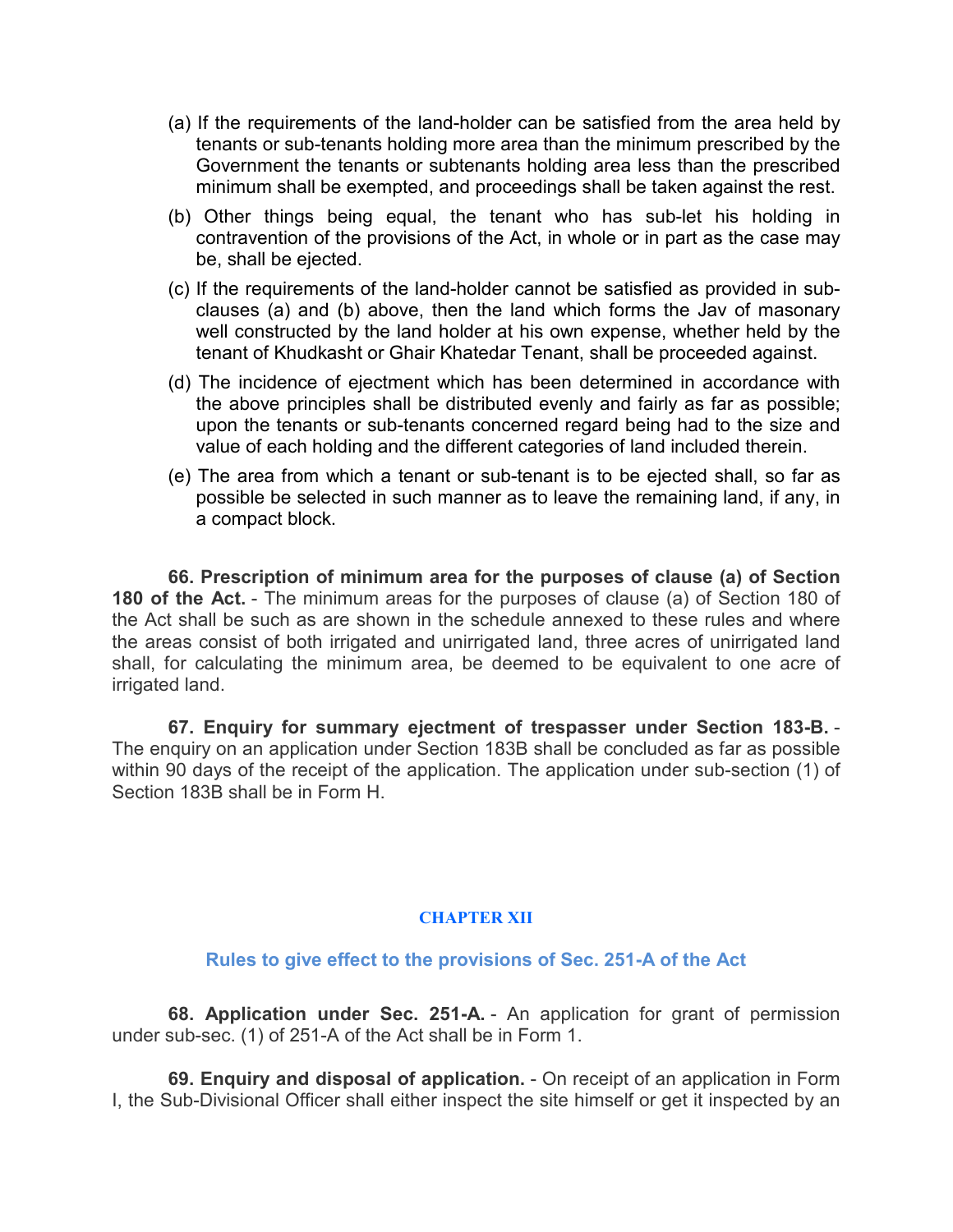(a) If the requirements of the land-holder can be satisfied from the area held by tenants or sub-tenants holding more area than the minimum prescribed by the Government the tenants or subtenants holding area less than the prescribed minimum shall be exempted, and proceedings shall be taken against the rest.

(b) Other things being equal, the tenant who has sub-let his holding in contravention of the provisions of the Act, in whole or in part as the case may be, shall be ejected.

(c) If the requirements of the land-holder cannot be satisfied as provided in sub-clauses (a) and (b) above, then the land which forms the Jav of masonary well constructed by the land holder at his own expense, whether held by the tenant of Khudkasht or Ghair Khatedar Tenant, shall be proceeded against.

(d) The incidence of ejectment which has been determined in accordance with the above principles shall be distributed evenly and fairly as far as possible; upon the tenants or sub-tenants concerned regard being had to the size and value of each holding and the different categories of land included therein.

(e) The area from which a tenant or sub-tenant is to be ejected shall, so far as possible be selected in such manner as to leave the remaining land, if any, in a compact block.

**66. Prescription of minimum area for the purposes of clause (a) of Section 180 of the Act.** - The minimum areas for the purposes of clause (a) of Section 180 of the Act shall be such as are shown in the schedule annexed to these rules and where the areas consist of both irrigated and unirrigated land, three acres of unirrigated land shall, for calculating the minimum area, be deemed to be equivalent to one acre of irrigated land.

**67. Enquiry for summary ejectment of trespasser under Section 183-B.** - The enquiry on an application under Section 183B shall be concluded as far as possible within 90 days of the receipt of the application. The application under sub-section (1) of Section 183B shall be in Form H.

## CHAPTER XII

### Rules to give effect to the provisions of Sec. 251-A of the Act

**68. Application under Sec. 251-A.** - An application for grant of permission under sub-sec. (1) of 251-A of the Act shall be in Form 1.

**69. Enquiry and disposal of application.** - On receipt of an application in Form I, the Sub-Divisional Officer shall either inspect the site himself or get it inspected by an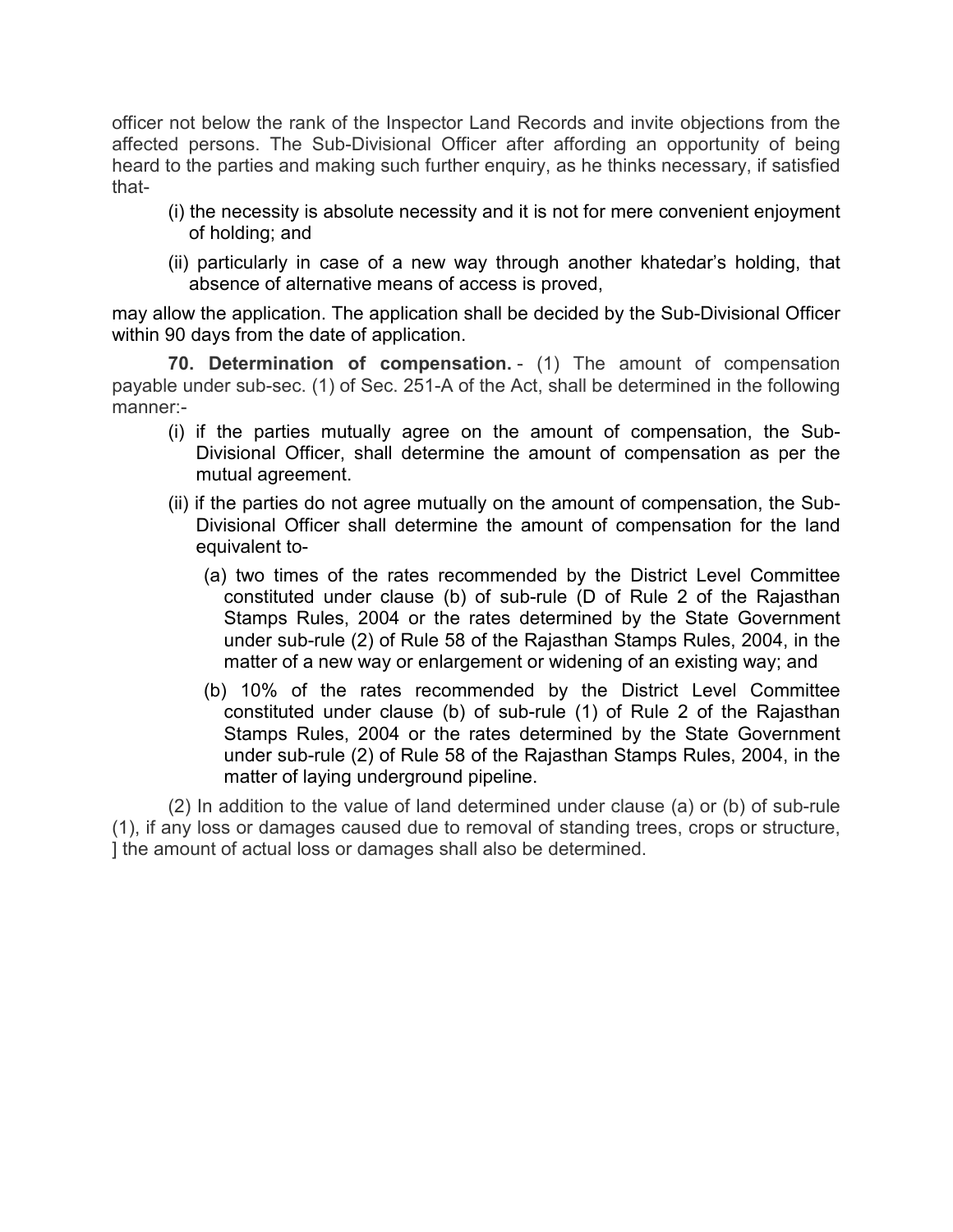officer not below the rank of the Inspector Land Records and invite objections from the affected persons. The Sub-Divisional Officer after affording an opportunity of being heard to the parties and making such further enquiry, as he thinks necessary, if satisfied that-

(i) the necessity is absolute necessity and it is not for mere convenient enjoyment of holding; and

(ii) particularly in case of a new way through another khatedar's holding, that absence of alternative means of access is proved,

may allow the application. The application shall be decided by the Sub-Divisional Officer within 90 days from the date of application.

**70. Determination of compensation.** - (1) The amount of compensation payable under sub-sec. (1) of Sec. 251-A of the Act, shall be determined in the following manner:-

(i) if the parties mutually agree on the amount of compensation, the Sub-Divisional Officer, shall determine the amount of compensation as per the mutual agreement.

(ii) if the parties do not agree mutually on the amount of compensation, the Sub-Divisional Officer shall determine the amount of compensation for the land equivalent to-

(a) two times of the rates recommended by the District Level Committee constituted under clause (b) of sub-rule (D of Rule 2 of the Rajasthan Stamps Rules, 2004 or the rates determined by the State Government under sub-rule (2) of Rule 58 of the Rajasthan Stamps Rules, 2004, in the matter of a new way or enlargement or widening of an existing way; and

(b) 10% of the rates recommended by the District Level Committee constituted under clause (b) of sub-rule (1) of Rule 2 of the Rajasthan Stamps Rules, 2004 or the rates determined by the State Government under sub-rule (2) of Rule 58 of the Rajasthan Stamps Rules, 2004, in the matter of laying underground pipeline.

(2) In addition to the value of land determined under clause (a) or (b) of sub-rule (1), if any loss or damages caused due to removal of standing trees, crops or structure, ] the amount of actual loss or damages shall also be determined.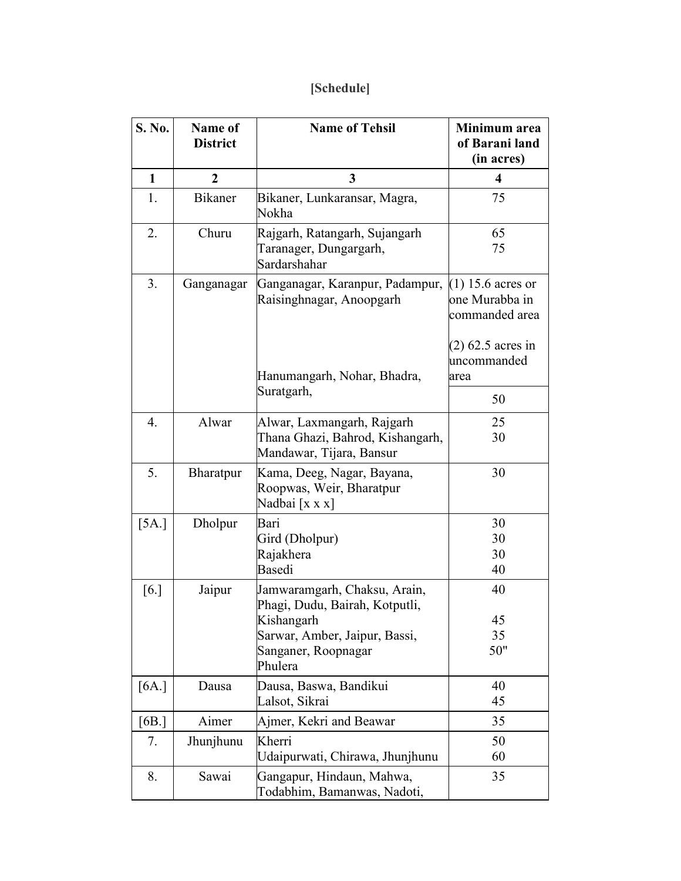**[Schedule]**

| S. No. | Name of District | Name of Tehsil | Minimum area of Barani land (in acres) |
|---|---|---|---|
| 1 | 2 | 3 | 4 |
| 1. | Bikaner | Bikaner, Lunkaransar, Magra, Nokha | 75 |
| 2. | Churu | Rajgarh, Ratangarh, Sujangarh<br>Taranager, Dungargarh, Sardarshahar | 65<br>75 |
| 3. | Ganganagar | Ganganagar, Karanpur, Padampur, Raisinghnagar, Anoopgarh | (1) 15.6 acres or one Murabba in commanded area<br><br>(2) 62.5 acres in uncommanded area |
| | | Hanumangarh, Nohar, Bhadra, Suratgarh, | 50 |
| 4. | Alwar | Alwar, Laxmangarh, Rajgarh<br>Thana Ghazi, Bahrod, Kishangarh, Mandawar, Tijara, Bansur | 25<br>30 |
| 5. | Bharatpur | Kama, Deeg, Nagar, Bayana, Roopwas, Weir, Bharatpur<br>Nadbai [x x x] | 30 |
| [5A.] | Dholpur | Bari<br>Gird (Dholpur)<br>Rajakhera<br>Basedi | 30<br>30<br>30<br>40 |
| [6.] | Jaipur | Jamwaramgarh, Chaksu, Arain, Phagi, Dudu, Bairah, Kotputli,<br>Kishangarh<br>Sarwar, Amber, Jaipur, Bassi,<br>Sanganer, Roopnagar<br>Phulera | 40<br><br>45<br>35<br>50" |
| [6A.] | Dausa | Dausa, Baswa, Bandikui<br>Lalsot, Sikrai | 40<br>45 |
| [6B.] | Aimer | Ajmer, Kekri and Beawar | 35 |
| 7. | Jhunjhunu | Kherri<br>Udaipurwati, Chirawa, Jhunjhunu | 50<br>60 |
| 8. | Sawai | Gangapur, Hindaun, Mahwa, Todabhim, Bamanwas, Nadoti, | 35 |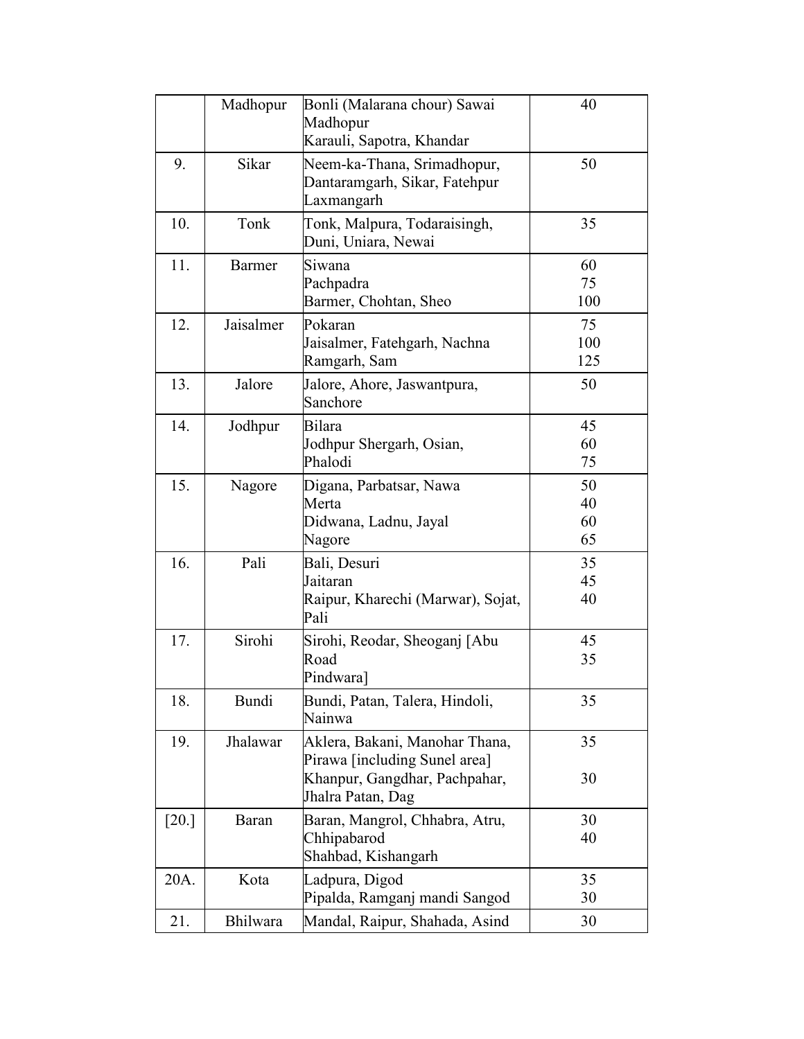| | | | |
|---|---|---|---|
| | Madhopur | Bonli (Malarana chour) Sawai Madhopur<br>Karauli, Sapotra, Khandar | 40 |
| 9. | Sikar | Neem-ka-Thana, Srimadhopur, Dantaramgarh, Sikar, Fatehpur Laxmangarh | 50 |
| 10. | Tonk | Tonk, Malpura, Todaraisingh, Duni, Uniara, Newai | 35 |
| 11. | Barmer | Siwana<br>Pachpadra<br>Barmer, Chohtan, Sheo | 60<br>75<br>100 |
| 12. | Jaisalmer | Pokaran<br>Jaisalmer, Fatehgarh, Nachna<br>Ramgarh, Sam | 75<br>100<br>125 |
| 13. | Jalore | Jalore, Ahore, Jaswantpura, Sanchore | 50 |
| 14. | Jodhpur | Bilara<br>Jodhpur Shergarh, Osian,<br>Phalodi | 45<br>60<br>75 |
| 15. | Nagore | Digana, Parbatsar, Nawa<br>Merta<br>Didwana, Ladnu, Jayal<br>Nagore | 50<br>40<br>60<br>65 |
| 16. | Pali | Bali, Desuri<br>Jaitaran<br>Raipur, Kharechi (Marwar), Sojat, Pali | 35<br>45<br>40 |
| 17. | Sirohi | Sirohi, Reodar, Sheoganj [Abu Road<br>Pindwara] | 45<br>35 |
| 18. | Bundi | Bundi, Patan, Talera, Hindoli, Nainwa | 35 |
| 19. | Jhalawar | Aklera, Bakani, Manohar Thana, Pirawa [including Sunel area]<br>Khanpur, Gangdhar, Pachpahar, Jhalra Patan, Dag | 35<br><br>30 |
| [20.] | Baran | Baran, Mangrol, Chhabra, Atru, Chhipabarod<br>Shahbad, Kishangarh | 30<br>40 |
| 20A. | Kota | Ladpura, Digod<br>Pipalda, Ramganj mandi Sangod | 35<br>30 |
| 21. | Bhilwara | Mandal, Raipur, Shahada, Asind | 30 |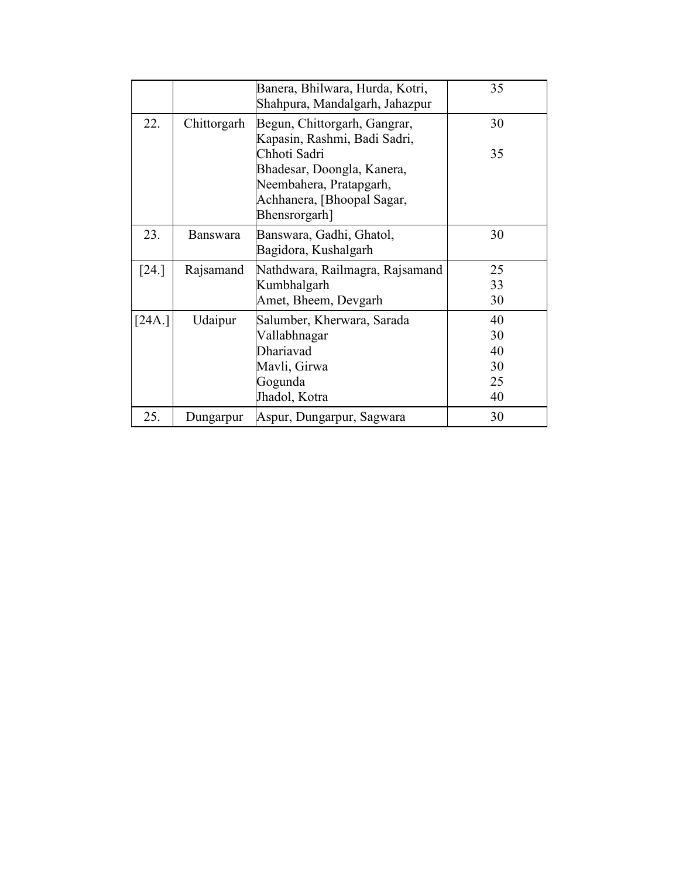| | | | |
|---|---|---|---|
| | | Banera, Bhilwara, Hurda, Kotri, Shahpura, Mandalgarh, Jahazpur | 35 |
| 22. | Chittorgarh | Begun, Chittorgarh, Gangrar, Kapasin, Rashmi, Badi Sadri,<br>Chhoti Sadri<br>Bhadesar, Doongla, Kanera, Neembahera, Pratapgarh, Achhanera, [Bhoopal Sagar, Bhensrorgarh] | 30<br><br>35 |
| 23. | Banswara | Banswara, Gadhi, Ghatol, Bagidora, Kushalgarh | 30 |
| [24.] | Rajsamand | Nathdwara, Railmagra, Rajsamand<br>Kumbhalgarh<br>Amet, Bheem, Devgarh | 25<br>33<br>30 |
| [24A.] | Udaipur | Salumber, Kherwara, Sarada<br>Vallabhnagar<br>Dhariavad<br>Mavli, Girwa<br>Gogunda<br>Jhadol, Kotra | 40<br>30<br>40<br>30<br>25<br>40 |
| 25. | Dungarpur | Aspur, Dungarpur, Sagwara | 30 |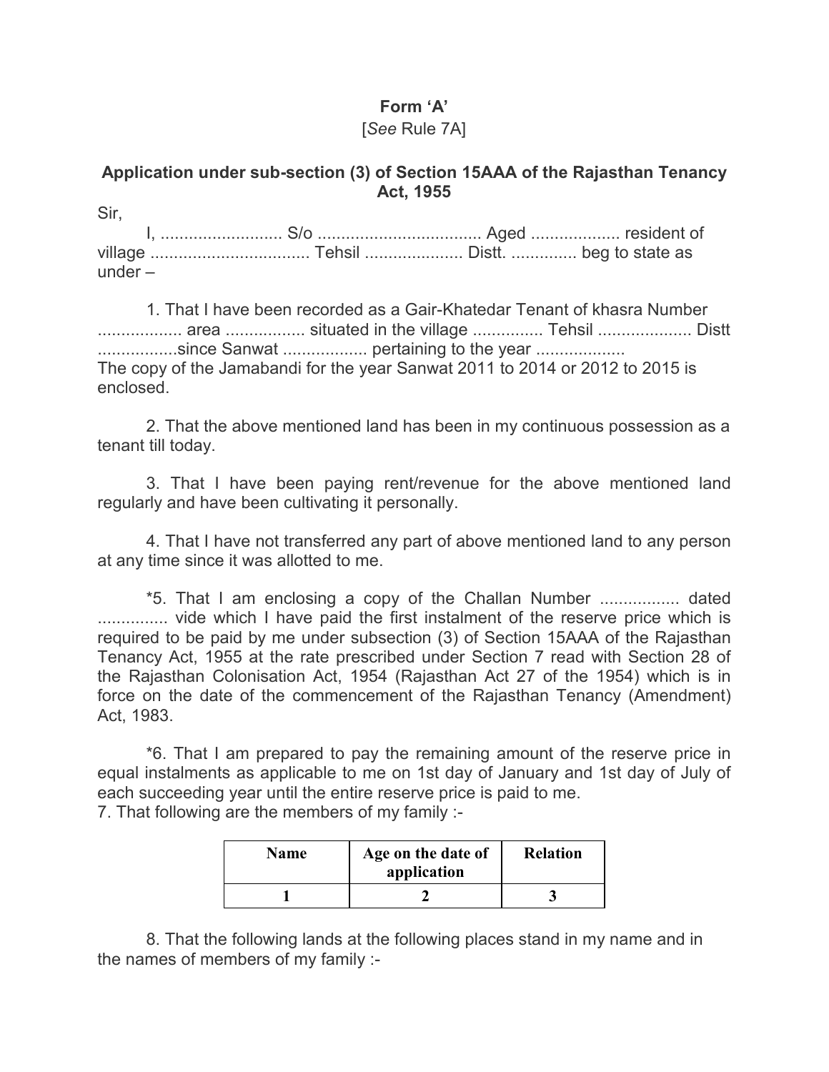**Form 'A'**

[*See* Rule 7A]

**Application under sub-section (3) of Section 15AAA of the Rajasthan Tenancy Act, 1955**

Sir,

I, .......................... S/o ................................... Aged .................. resident of village .................................. Tehsil ..................... Distt. .............. beg to state as under –

1. That I have been recorded as a Gair-Khatedar Tenant of khasra Number .................. area ................. situated in the village ............... Tehsil .................... Distt .................since Sanwat .................. pertaining to the year ..................
The copy of the Jamabandi for the year Sanwat 2011 to 2014 or 2012 to 2015 is enclosed.

2. That the above mentioned land has been in my continuous possession as a tenant till today.

3. That I have been paying rent/revenue for the above mentioned land regularly and have been cultivating it personally.

4. That I have not transferred any part of above mentioned land to any person at any time since it was allotted to me.

*5. That I am enclosing a copy of the Challan Number ................. dated ............... vide which I have paid the first instalment of the reserve price which is required to be paid by me under subsection (3) of Section 15AAA of the Rajasthan Tenancy Act, 1955 at the rate prescribed under Section 7 read with Section 28 of the Rajasthan Colonisation Act, 1954 (Rajasthan Act 27 of the 1954) which is in force on the date of the commencement of the Rajasthan Tenancy (Amendment) Act, 1983.

*6. That I am prepared to pay the remaining amount of the reserve price in equal instalments as applicable to me on 1st day of January and 1st day of July of each succeeding year until the entire reserve price is paid to me.

7. That following are the members of my family :-

| Name | Age on the date of application | Relation |
|---|---|---|
| 1 | 2 | 3 |

8. That the following lands at the following places stand in my name and in the names of members of my family :-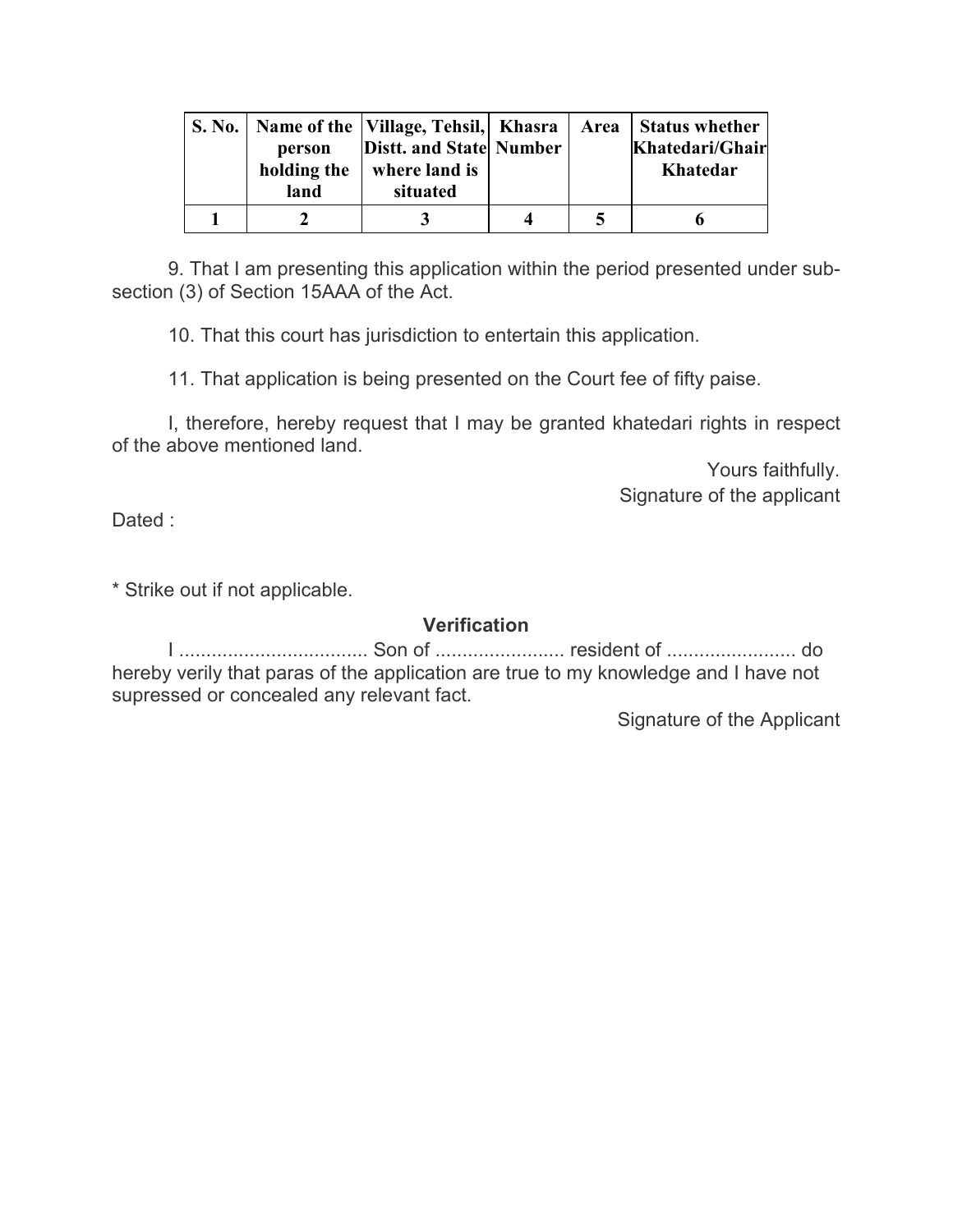| S. No. | Name of the person holding the land | Village, Tehsil, Distt. and State where land is situated | Khasra Number | Area | Status whether Khatedari/Ghair Khatedar |
|---|---|---|---|---|---|
| 1 | 2 | 3 | 4 | 5 | 6 |

9. That I am presenting this application within the period presented under sub-section (3) of Section 15AAA of the Act.

10. That this court has jurisdiction to entertain this application.

11. That application is being presented on the Court fee of fifty paise.

I, therefore, hereby request that I may be granted khatedari rights in respect of the above mentioned land.

Yours faithfully.

Signature of the applicant

Dated :

* Strike out if not applicable.

**Verification**

I ................................... Son of ........................ resident of ........................ do hereby verily that paras of the application are true to my knowledge and I have not supressed or concealed any relevant fact.

Signature of the Applicant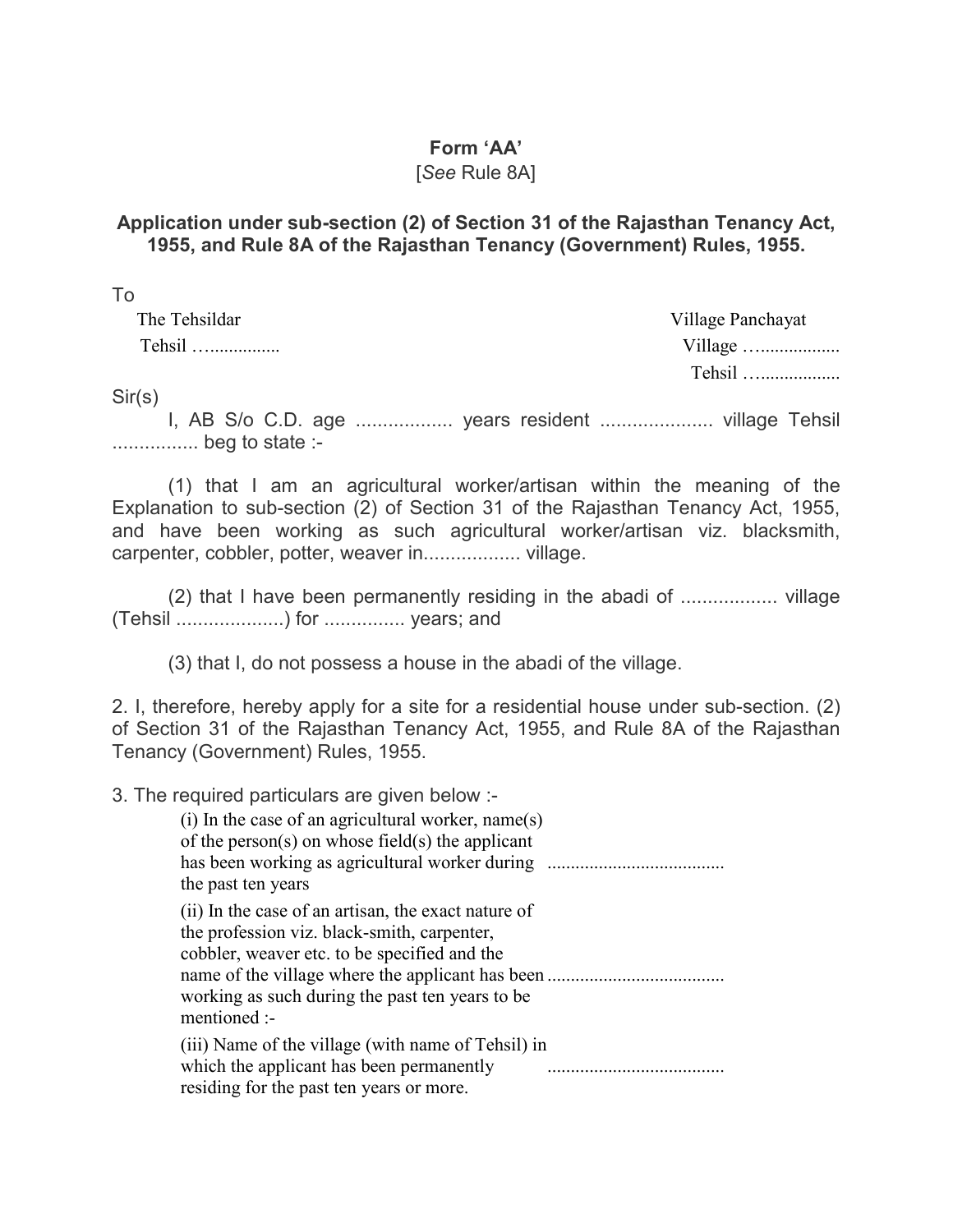**Form 'AA'**

[*See* Rule 8A]

**Application under sub-section (2) of Section 31 of the Rajasthan Tenancy Act, 1955, and Rule 8A of the Rajasthan Tenancy (Government) Rules, 1955.**

To

The Tehsildar
Tehsil …...............

Village Panchayat
Village ….................
Tehsil ….................

Sir(s)

I, AB S/o C.D. age .................. years resident ..................... village Tehsil ................ beg to state :-

(1) that I am an agricultural worker/artisan within the meaning of the Explanation to sub-section (2) of Section 31 of the Rajasthan Tenancy Act, 1955, and have been working as such agricultural worker/artisan viz. blacksmith, carpenter, cobbler, potter, weaver in.................. village.

(2) that I have been permanently residing in the abadi of .................. village (Tehsil ....................) for ............... years; and

(3) that I, do not possess a house in the abadi of the village.

2. I, therefore, hereby apply for a site for a residential house under sub-section. (2) of Section 31 of the Rajasthan Tenancy Act, 1955, and Rule 8A of the Rajasthan Tenancy (Government) Rules, 1955.

3. The required particulars are given below :-

(i) In the case of an agricultural worker, name(s) of the person(s) on whose field(s) the applicant has been working as agricultural worker during the past ten years .....................................

(ii) In the case of an artisan, the exact nature of the profession viz. black-smith, carpenter, cobbler, weaver etc. to be specified and the name of the village where the applicant has been working as such during the past ten years to be mentioned :- .....................................

(iii) Name of the village (with name of Tehsil) in which the applicant has been permanently residing for the past ten years or more. .....................................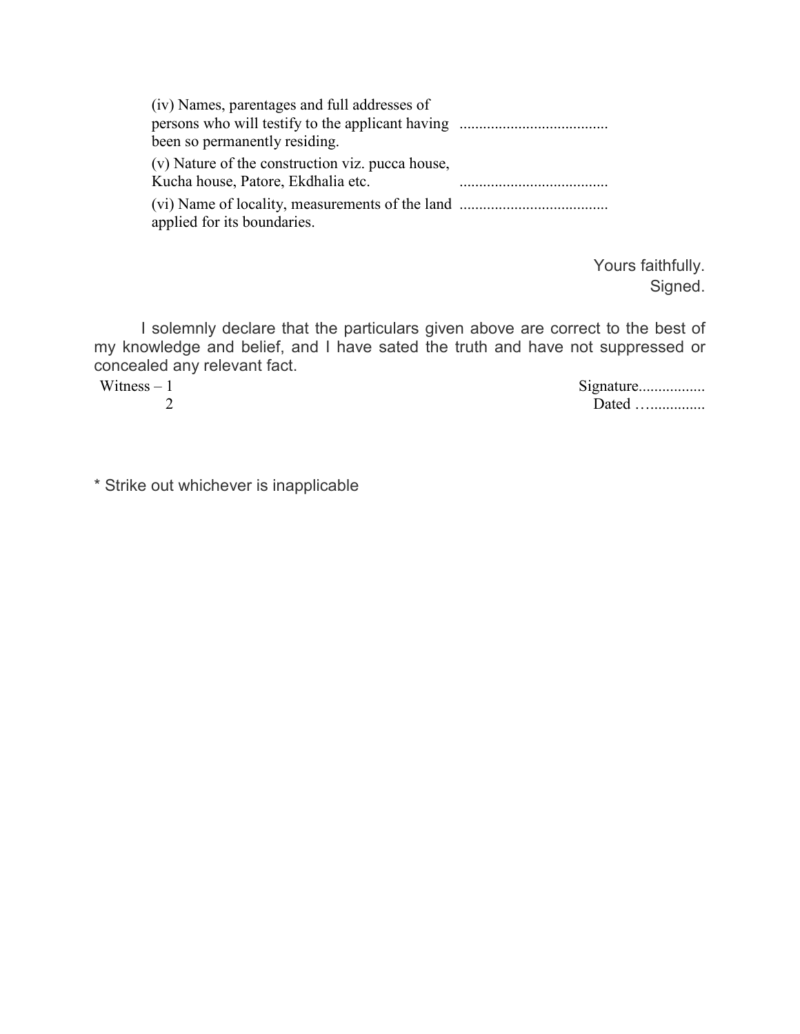(iv) Names, parentages and full addresses of persons who will testify to the applicant having been so permanently residing. ......................................

(v) Nature of the construction viz. pucca house, Kucha house, Patore, Ekdhalia etc. ......................................

(vi) Name of locality, measurements of the land applied for its boundaries. ......................................

Yours faithfully.
Signed.

I solemnly declare that the particulars given above are correct to the best of my knowledge and belief, and I have sated the truth and have not suppressed or concealed any relevant fact.

Witness – 1
2

Signature.................
Dated …..............

* Strike out whichever is inapplicable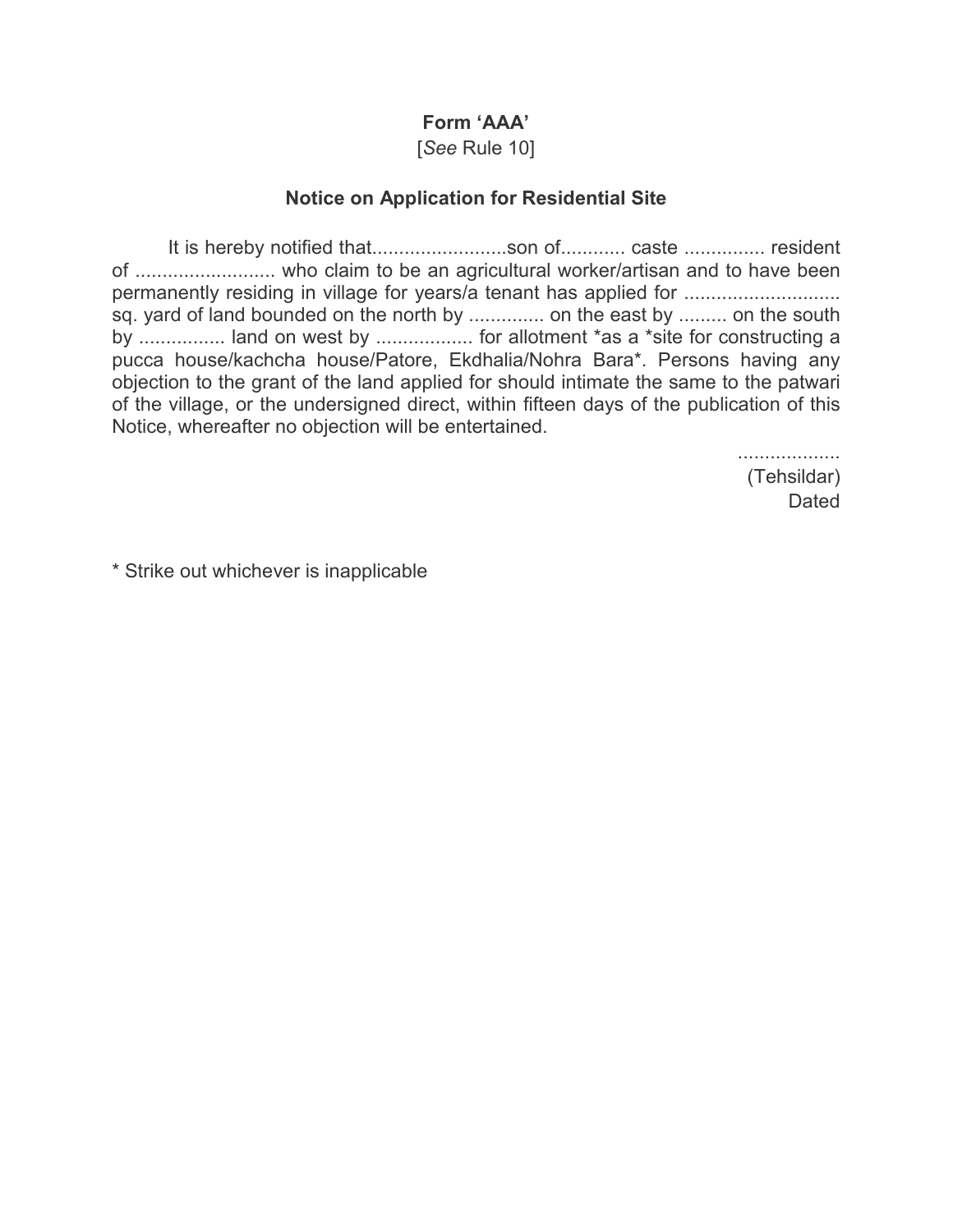**Form ‘AAA’**

[*See* Rule 10]

**Notice on Application for Residential Site**

It is hereby notified that.........................son of............ caste .............. resident of .......................... who claim to be an agricultural worker/artisan and to have been permanently residing in village for years/a tenant has applied for ............................ sq. yard of land bounded on the north by ............. on the east by ......... on the south by ................ land on west by .................. for allotment *as a *site for constructing a pucca house/kachcha house/Patore, Ekdhalia/Nohra Bara*. Persons having any objection to the grant of the land applied for should intimate the same to the patwari of the village, or the undersigned direct, within fifteen days of the publication of this Notice, whereafter no objection will be entertained.

...................
(Tehsildar)
Dated

* Strike out whichever is inapplicable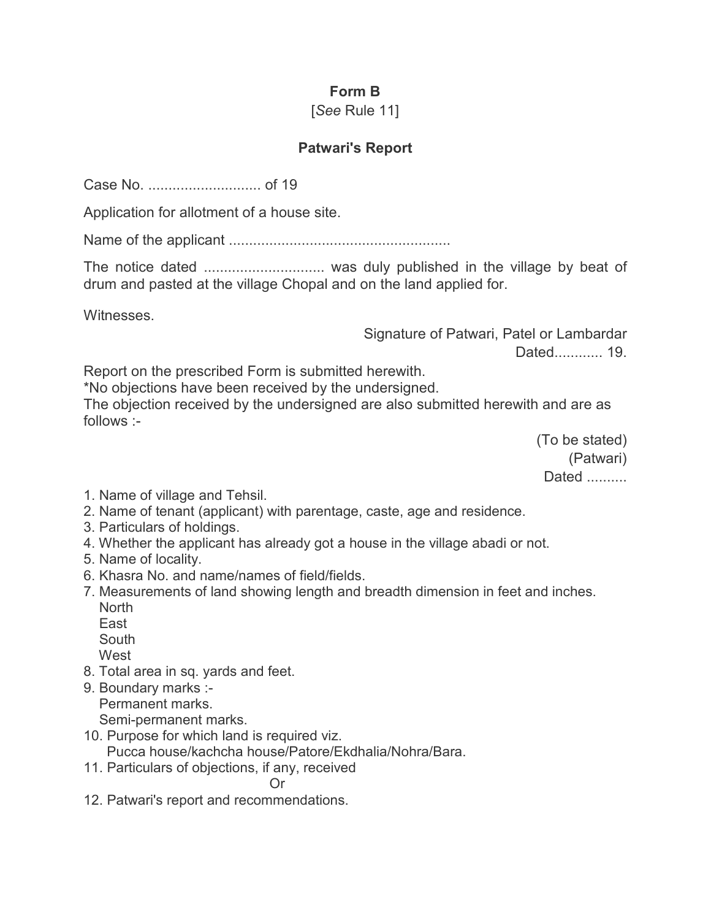# Form B

[*See* Rule 11]

## Patwari's Report

Case No. ............................ of 19

Application for allotment of a house site.

Name of the applicant ......................................................

The notice dated ............................. was duly published in the village by beat of drum and pasted at the village Chopal and on the land applied for.

Witnesses.

Signature of Patwari, Patel or Lambardar
Dated............ 19.

Report on the prescribed Form is submitted herewith.
*No objections have been received by the undersigned.
The objection received by the undersigned are also submitted herewith and are as follows :-

(To be stated)
(Patwari)
Dated ..........

1. Name of village and Tehsil.
2. Name of tenant (applicant) with parentage, caste, age and residence.
3. Particulars of holdings.
4. Whether the applicant has already got a house in the village abadi or not.
5. Name of locality.
6. Khasra No. and name/names of field/fields.
7. Measurements of land showing length and breadth dimension in feet and inches.
   North
   East
   South
   West
8. Total area in sq. yards and feet.
9. Boundary marks :-
   Permanent marks.
   Semi-permanent marks.
10. Purpose for which land is required viz.
    Pucca house/kachcha house/Patore/Ekdhalia/Nohra/Bara.
11. Particulars of objections, if any, received

Or

12. Patwari's report and recommendations.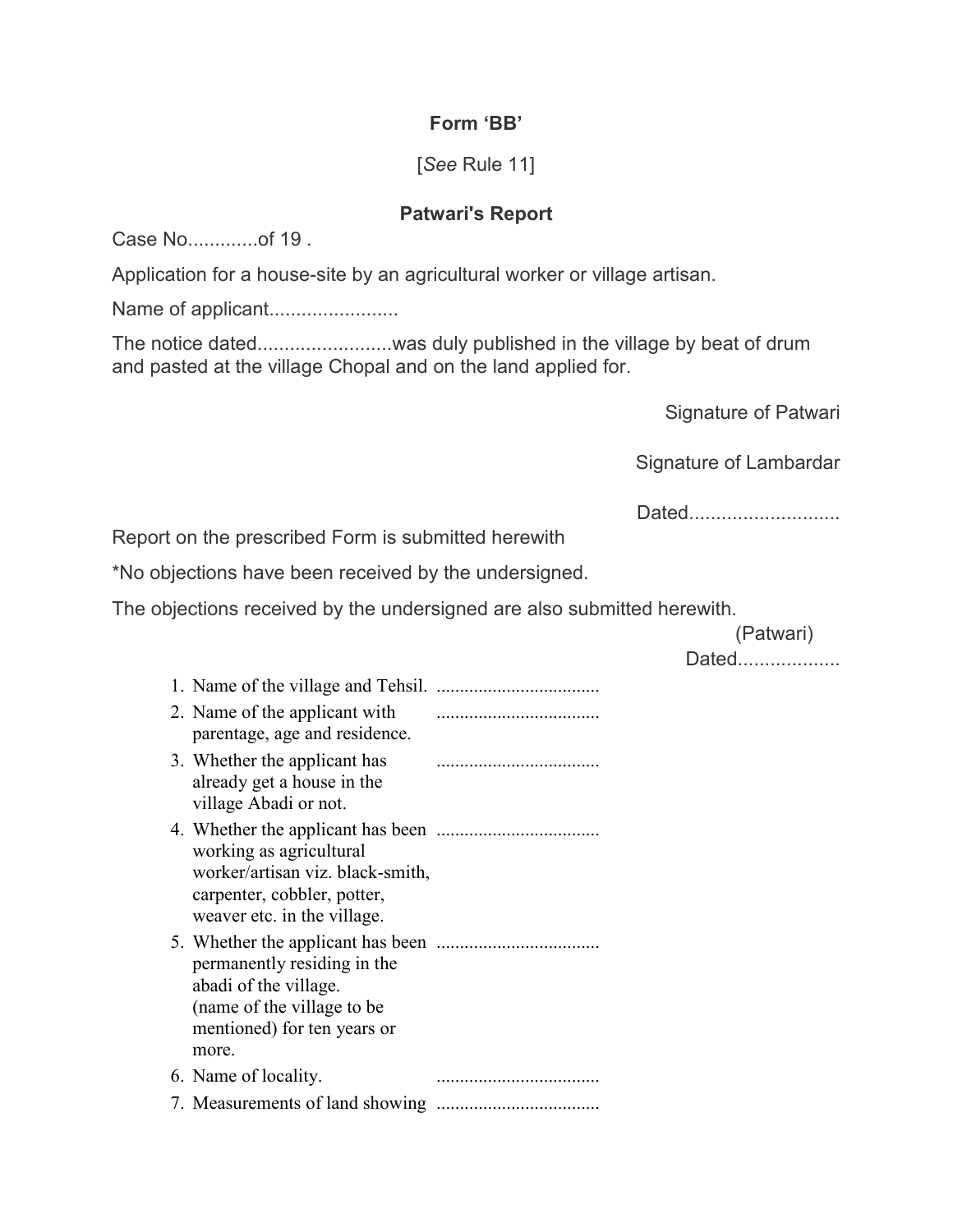**Form 'BB'**

[*See* Rule 11]

**Patwari's Report**

Case No.............of 19 .

Application for a house-site by an agricultural worker or village artisan.

Name of applicant........................

The notice dated.........................was duly published in the village by beat of drum and pasted at the village Chopal and on the land applied for.

Signature of Patwari

Signature of Lambardar

Dated............................

Report on the prescribed Form is submitted herewith

*No objections have been received by the undersigned.

The objections received by the undersigned are also submitted herewith.

(Patwari)

Dated..................

1. Name of the village and Tehsil. ...................................
2. Name of the applicant with parentage, age and residence. ...................................
3. Whether the applicant has already get a house in the village Abadi or not. ...................................
4. Whether the applicant has been working as agricultural worker/artisan viz. black-smith, carpenter, cobbler, potter, weaver etc. in the village. ...................................
5. Whether the applicant has been permanently residing in the abadi of the village. (name of the village to be mentioned) for ten years or more. ...................................
6. Name of locality. ...................................
7. Measurements of land showing ...................................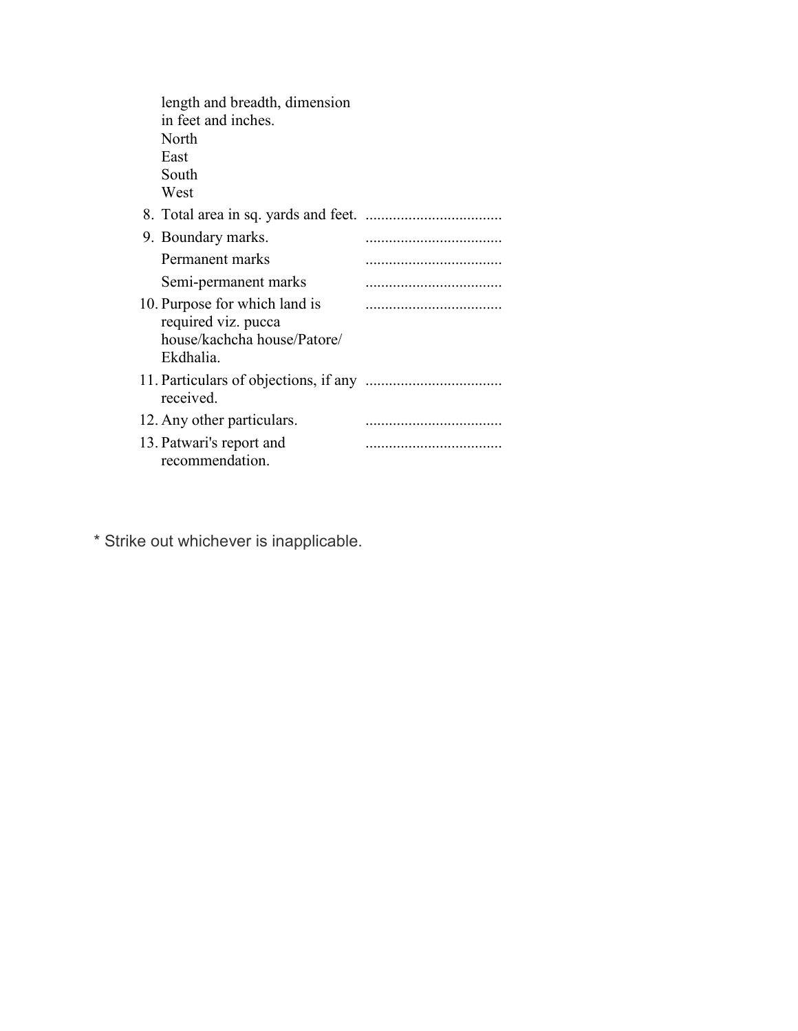length and breadth, dimension in feet and inches.
North
East
South
West

8. Total area in sq. yards and feet. ...................................
9. Boundary marks. ...................................
   Permanent marks ...................................
   Semi-permanent marks ...................................
10. Purpose for which land is required viz. pucca house/kachcha house/Patore/ Ekdhalia. ...................................
11. Particulars of objections, if any received. ...................................
12. Any other particulars. ...................................
13. Patwari's report and recommendation. ...................................

* Strike out whichever is inapplicable.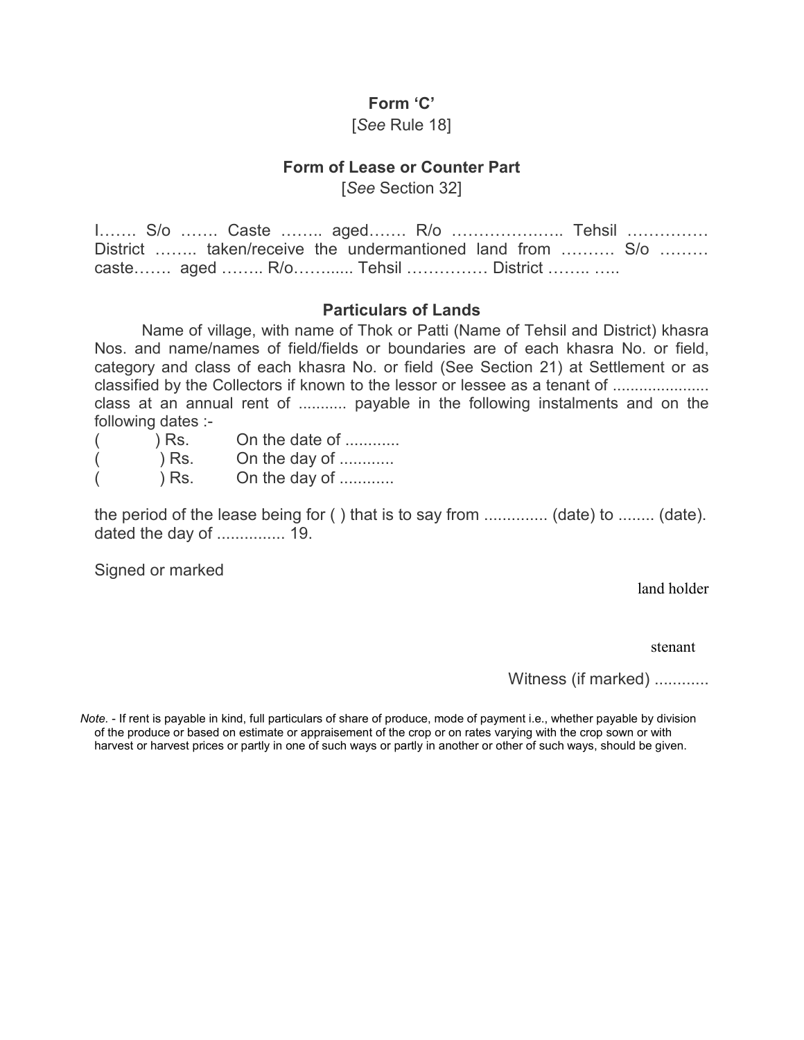# Form 'C'

[*See* Rule 18]

## Form of Lease or Counter Part

[*See* Section 32]

I……. S/o ……. Caste …….. aged……. R/o ……………….. Tehsil …………… District …….. taken/receive the undermantioned land from ………. S/o ……… caste……. aged …….. R/o……...... Tehsil …………… District …….. …..

## Particulars of Lands

Name of village, with name of Thok or Patti (Name of Tehsil and District) khasra Nos. and name/names of field/fields or boundaries are of each khasra No. or field, category and class of each khasra No. or field (See Section 21) at Settlement or as classified by the Collectors if known to the lessor or lessee as a tenant of ..................... class at an annual rent of ........... payable in the following instalments and on the following dates :-

( ) Rs. On the date of ............

( ) Rs. On the day of ............

( ) Rs. On the day of ............

the period of the lease being for ( ) that is to say from .............. (date) to ........ (date). dated the day of ............... 19.

Signed or marked

land holder

stenant

Witness (if marked) ............

*Note.* - If rent is payable in kind, full particulars of share of produce, mode of payment i.e., whether payable by division of the produce or based on estimate or appraisement of the crop or on rates varying with the crop sown or with harvest or harvest prices or partly in one of such ways or partly in another or other of such ways, should be given.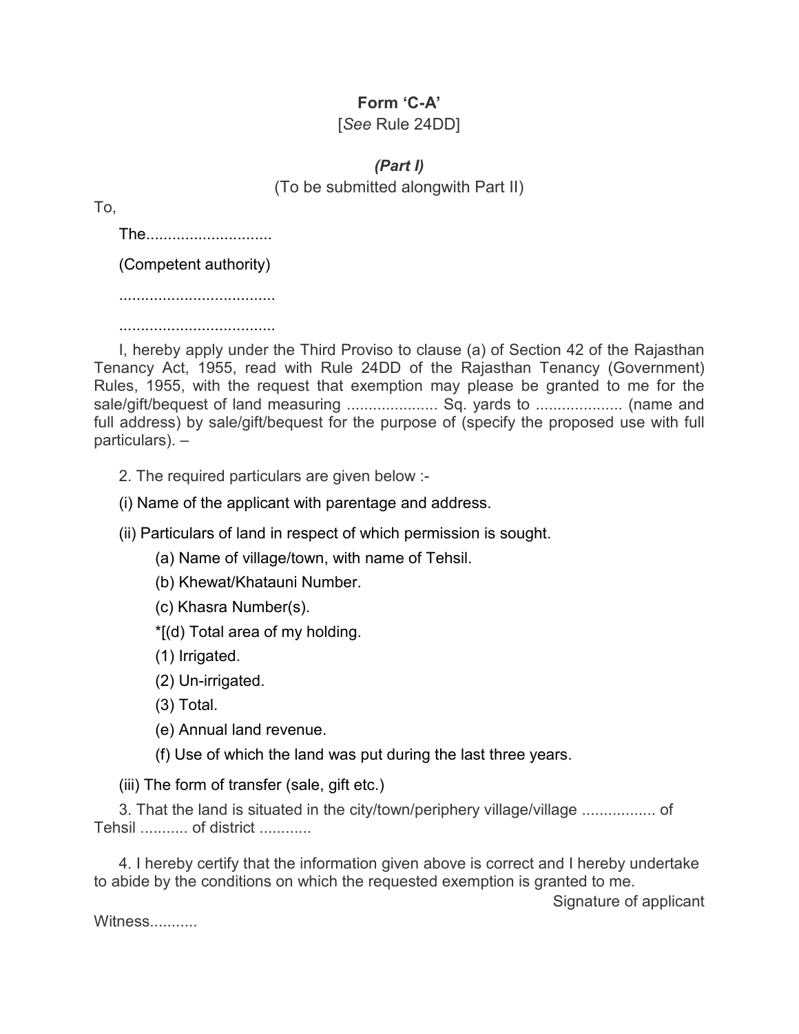**Form 'C-A'**

[*See* Rule 24DD]

***(Part I)***

(To be submitted alongwith Part II)

To,

The............................

(Competent authority)

....................................

....................................

I, hereby apply under the Third Proviso to clause (a) of Section 42 of the Rajasthan Tenancy Act, 1955, read with Rule 24DD of the Rajasthan Tenancy (Government) Rules, 1955, with the request that exemption may please be granted to me for the sale/gift/bequest of land measuring .................... Sq. yards to ................... (name and full address) by sale/gift/bequest for the purpose of (specify the proposed use with full particulars). –

2. The required particulars are given below :-

(i) Name of the applicant with parentage and address.

(ii) Particulars of land in respect of which permission is sought.

(a) Name of village/town, with name of Tehsil.

(b) Khewat/Khatauni Number.

(c) Khasra Number(s).

*[(d) Total area of my holding.

(1) Irrigated.

(2) Un-irrigated.

(3) Total.

(e) Annual land revenue.

(f) Use of which the land was put during the last three years.

(iii) The form of transfer (sale, gift etc.)

3. That the land is situated in the city/town/periphery village/village ................. of Tehsil ........... of district ............

4. I hereby certify that the information given above is correct and I hereby undertake to abide by the conditions on which the requested exemption is granted to me.

Signature of applicant

Witness...........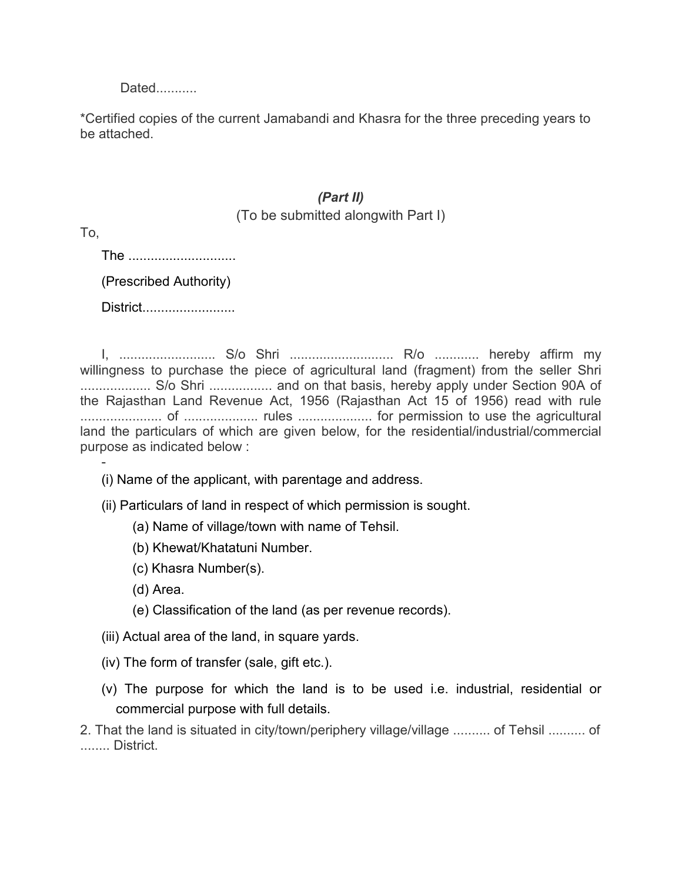Dated...........

*Certified copies of the current Jamabandi and Khasra for the three preceding years to be attached.

## *(Part II)*

(To be submitted alongwith Part I)

To,

The ............................

(Prescribed Authority)

District.........................

I, .......................... S/o Shri ........................... R/o ............ hereby affirm my willingness to purchase the piece of agricultural land (fragment) from the seller Shri .................. S/o Shri ................ and on that basis, hereby apply under Section 90A of the Rajasthan Land Revenue Act, 1956 (Rajasthan Act 15 of 1956) read with rule ...................... of .................... rules .................... for permission to use the agricultural land the particulars of which are given below, for the residential/industrial/commercial purpose as indicated below :

-

(i) Name of the applicant, with parentage and address.

(ii) Particulars of land in respect of which permission is sought.

(a) Name of village/town with name of Tehsil.

(b) Khewat/Khatatuni Number.

(c) Khasra Number(s).

(d) Area.

(e) Classification of the land (as per revenue records).

(iii) Actual area of the land, in square yards.

(iv) The form of transfer (sale, gift etc.).

(v) The purpose for which the land is to be used i.e. industrial, residential or commercial purpose with full details.

2. That the land is situated in city/town/periphery village/village .......... of Tehsil .......... of ........ District.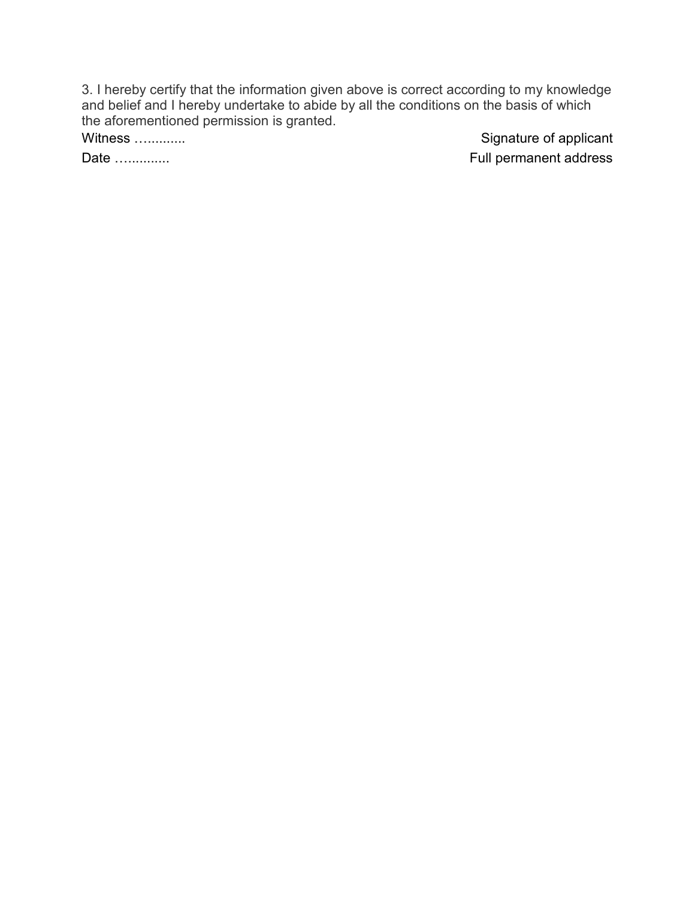3. I hereby certify that the information given above is correct according to my knowledge and belief and I hereby undertake to abide by all the conditions on the basis of which the aforementioned permission is granted.

Witness …..........                                                                                    Signature of applicant

Date …...........                                                                                    Full permanent address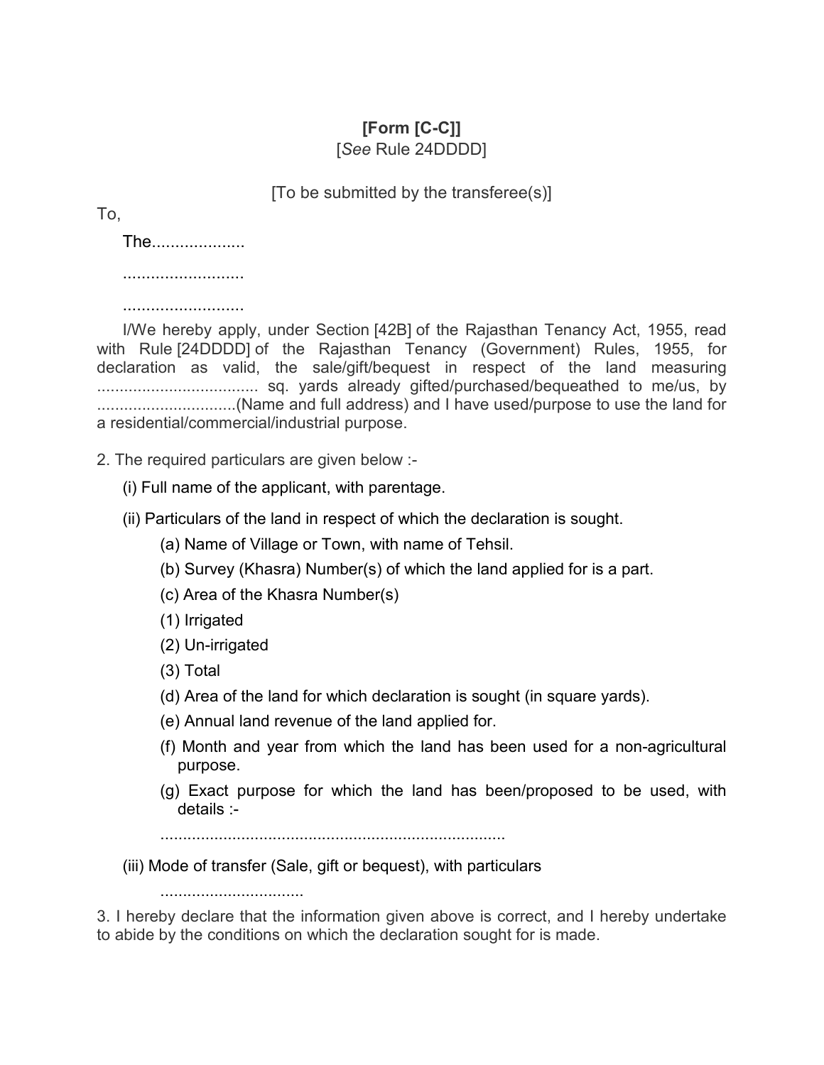**[Form [C-C]]**

[*See* Rule 24DDDD]

[To be submitted by the transferee(s)]

To,

The...................

..........................

..........................

I/We hereby apply, under Section [42B] of the Rajasthan Tenancy Act, 1955, read with Rule [24DDDD] of the Rajasthan Tenancy (Government) Rules, 1955, for declaration as valid, the sale/gift/bequest in respect of the land measuring ................................... sq. yards already gifted/purchased/bequeathed to me/us, by ...............................(Name and full address) and I have used/purpose to use the land for a residential/commercial/industrial purpose.

2. The required particulars are given below :-

(i) Full name of the applicant, with parentage.

(ii) Particulars of the land in respect of which the declaration is sought.

(a) Name of Village or Town, with name of Tehsil.

(b) Survey (Khasra) Number(s) of which the land applied for is a part.

(c) Area of the Khasra Number(s)

(1) Irrigated

(2) Un-irrigated

(3) Total

(d) Area of the land for which declaration is sought (in square yards).

(e) Annual land revenue of the land applied for.

(f) Month and year from which the land has been used for a non-agricultural purpose.

(g) Exact purpose for which the land has been/proposed to be used, with details :-

............................................................................

(iii) Mode of transfer (Sale, gift or bequest), with particulars

................................

3. I hereby declare that the information given above is correct, and I hereby undertake to abide by the conditions on which the declaration sought for is made.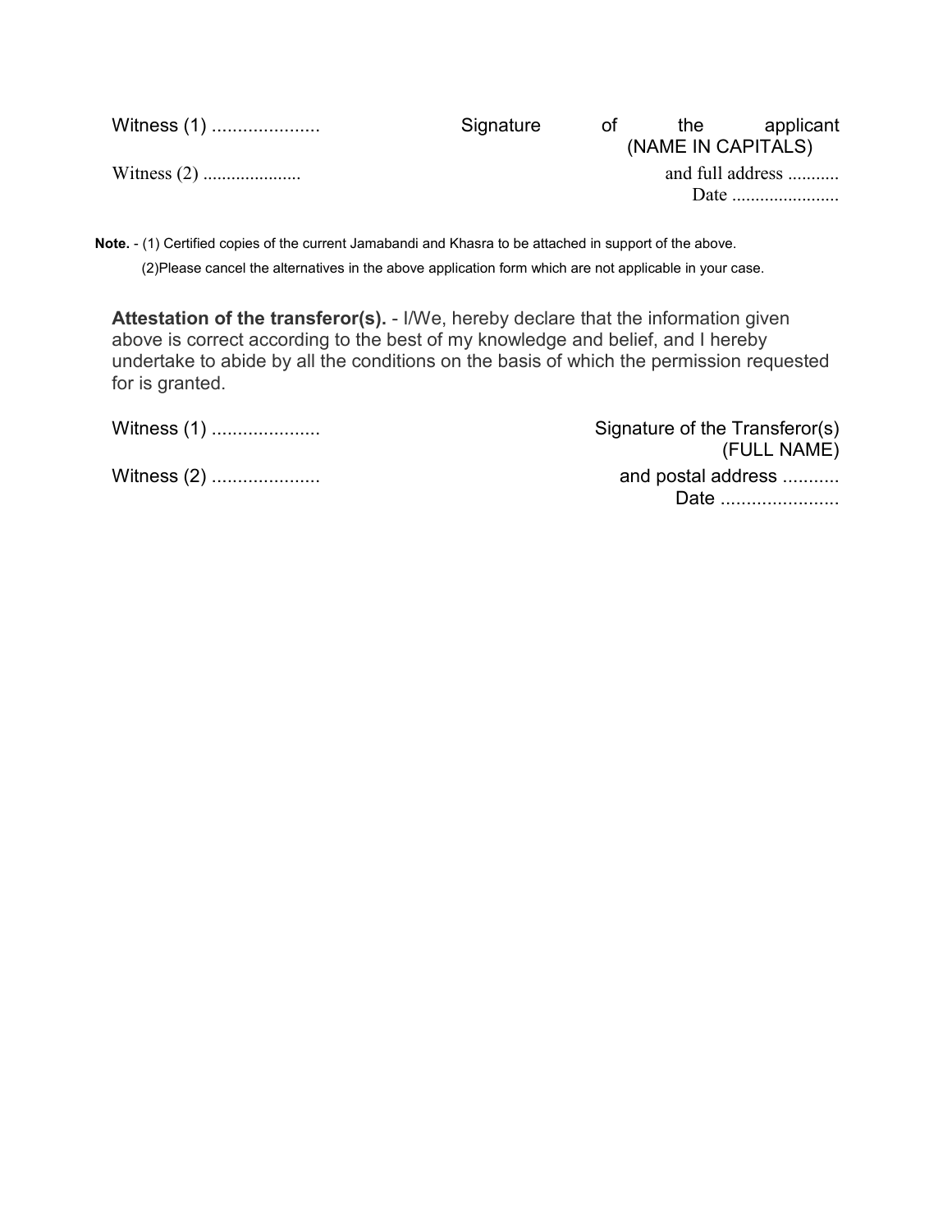Witness (1) .....................  Signature of the applicant (NAME IN CAPITALS)

Witness (2) .....................  and full address ...........

Date .......................

**Note.** - (1) Certified copies of the current Jamabandi and Khasra to be attached in support of the above.

(2)Please cancel the alternatives in the above application form which are not applicable in your case.

**Attestation of the transferor(s).** - I/We, hereby declare that the information given above is correct according to the best of my knowledge and belief, and I hereby undertake to abide by all the conditions on the basis of which the permission requested for is granted.

Witness (1) .....................  Signature of the Transferor(s) (FULL NAME)

Witness (2) .....................  and postal address ...........

Date .......................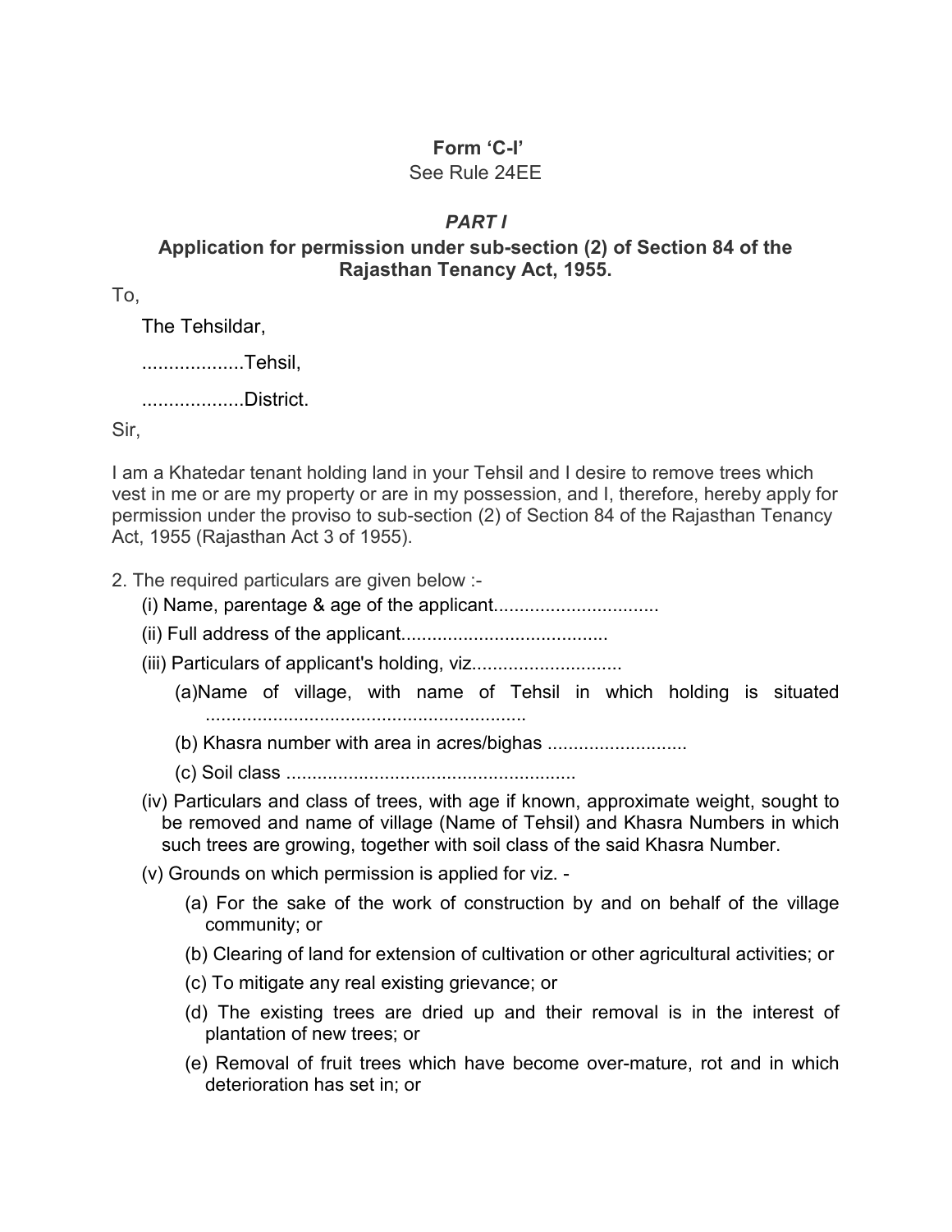**Form 'C-I'**

See Rule 24EE

***PART I***

**Application for permission under sub-section (2) of Section 84 of the Rajasthan Tenancy Act, 1955.**

To,

The Tehsildar,

...................Tehsil,

...................District.

Sir,

I am a Khatedar tenant holding land in your Tehsil and I desire to remove trees which vest in me or are my property or are in my possession, and I, therefore, hereby apply for permission under the proviso to sub-section (2) of Section 84 of the Rajasthan Tenancy Act, 1955 (Rajasthan Act 3 of 1955).

2. The required particulars are given below :-

(i) Name, parentage & age of the applicant................................

(ii) Full address of the applicant.......................................

(iii) Particulars of applicant's holding, viz............................

(a)Name of village, with name of Tehsil in which holding is situated .............................................................

(b) Khasra number with area in acres/bighas ...........................

(c) Soil class ........................................................

(iv) Particulars and class of trees, with age if known, approximate weight, sought to be removed and name of village (Name of Tehsil) and Khasra Numbers in which such trees are growing, together with soil class of the said Khasra Number.

(v) Grounds on which permission is applied for viz. -

(a) For the sake of the work of construction by and on behalf of the village community; or

(b) Clearing of land for extension of cultivation or other agricultural activities; or

(c) To mitigate any real existing grievance; or

(d) The existing trees are dried up and their removal is in the interest of plantation of new trees; or

(e) Removal of fruit trees which have become over-mature, rot and in which deterioration has set in; or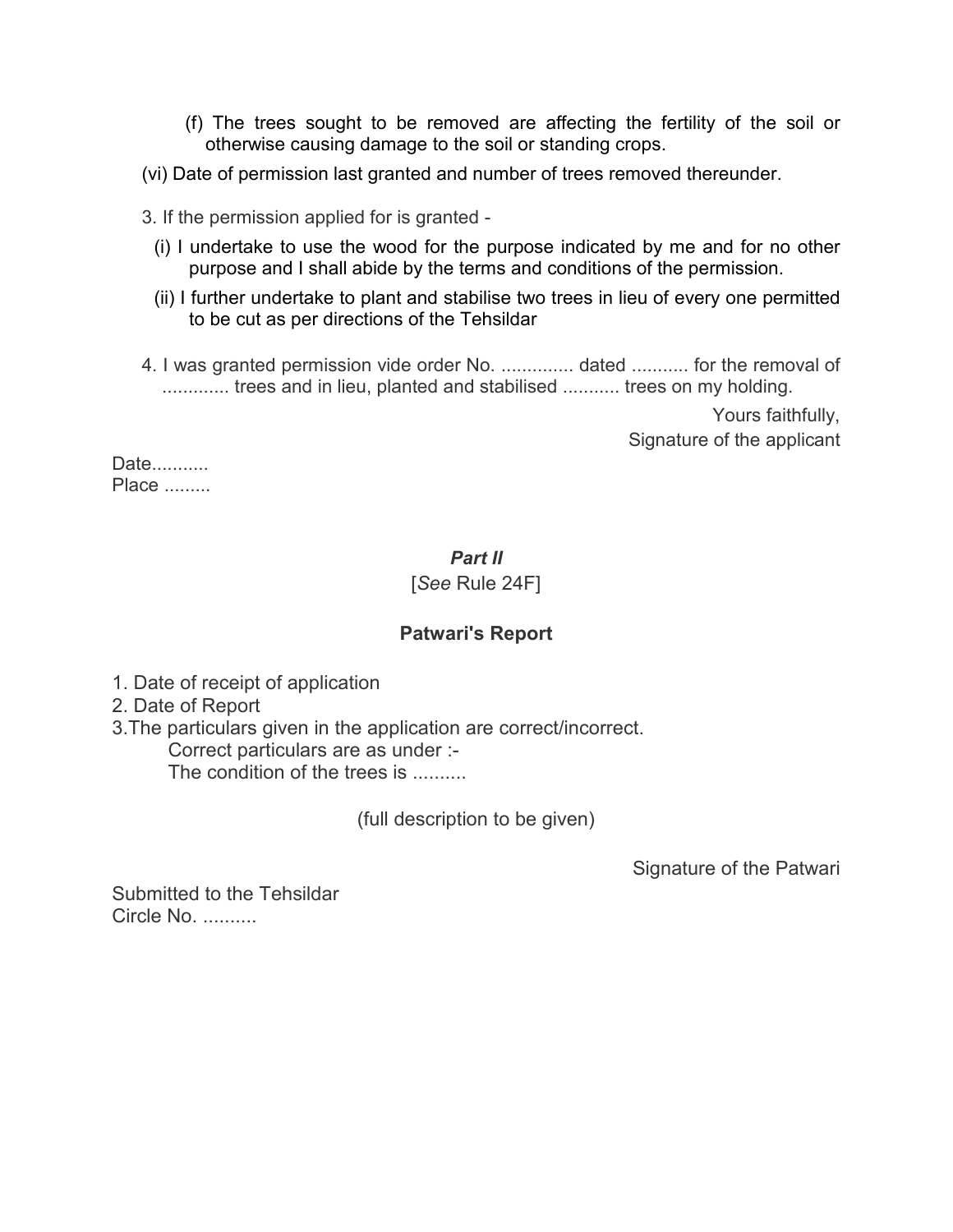(f) The trees sought to be removed are affecting the fertility of the soil or otherwise causing damage to the soil or standing crops.

(vi) Date of permission last granted and number of trees removed thereunder.

3. If the permission applied for is granted -

(i) I undertake to use the wood for the purpose indicated by me and for no other purpose and I shall abide by the terms and conditions of the permission.

(ii) I further undertake to plant and stabilise two trees in lieu of every one permitted to be cut as per directions of the Tehsildar

4. I was granted permission vide order No. .............. dated ........... for the removal of ............ trees and in lieu, planted and stabilised ........... trees on my holding.

Yours faithfully,
Signature of the applicant

Date...........
Place .........

### *Part II*

[*See* Rule 24F]

### **Patwari's Report**

1. Date of receipt of application
2. Date of Report
3. The particulars given in the application are correct/incorrect.
   Correct particulars are as under :-
   The condition of the trees is ..........

(full description to be given)

Signature of the Patwari

Submitted to the Tehsildar
Circle No. ..........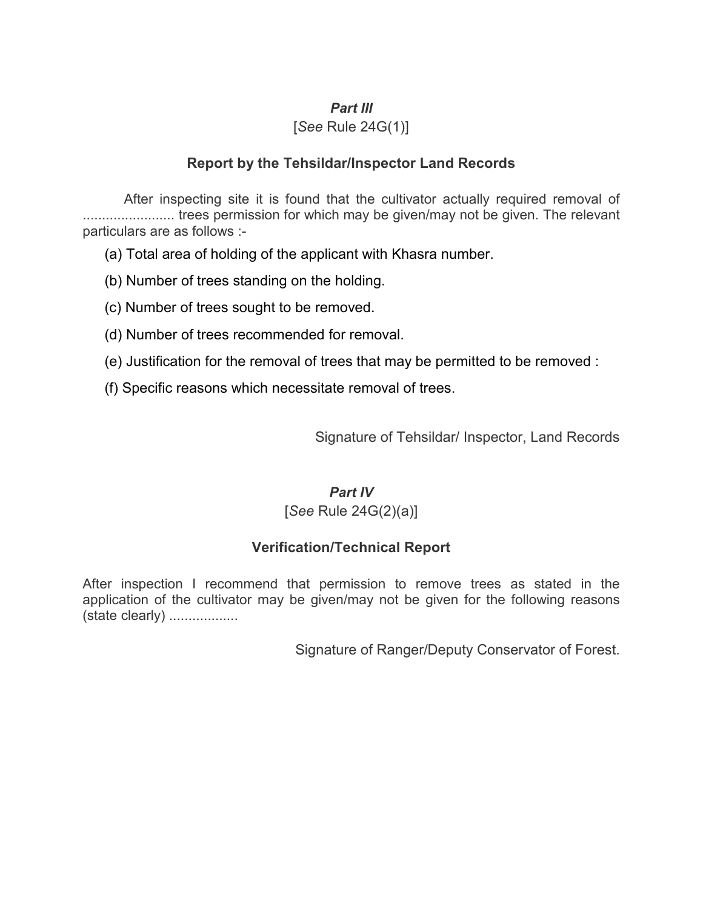***Part III***

[*See* Rule 24G(1)]

**Report by the Tehsildar/Inspector Land Records**

After inspecting site it is found that the cultivator actually required removal of ........................ trees permission for which may be given/may not be given. The relevant particulars are as follows :-

(a) Total area of holding of the applicant with Khasra number.

(b) Number of trees standing on the holding.

(c) Number of trees sought to be removed.

(d) Number of trees recommended for removal.

(e) Justification for the removal of trees that may be permitted to be removed :

(f) Specific reasons which necessitate removal of trees.

Signature of Tehsildar/ Inspector, Land Records

***Part IV***

[*See* Rule 24G(2)(a)]

**Verification/Technical Report**

After inspection I recommend that permission to remove trees as stated in the application of the cultivator may be given/may not be given for the following reasons (state clearly) ..................

Signature of Ranger/Deputy Conservator of Forest.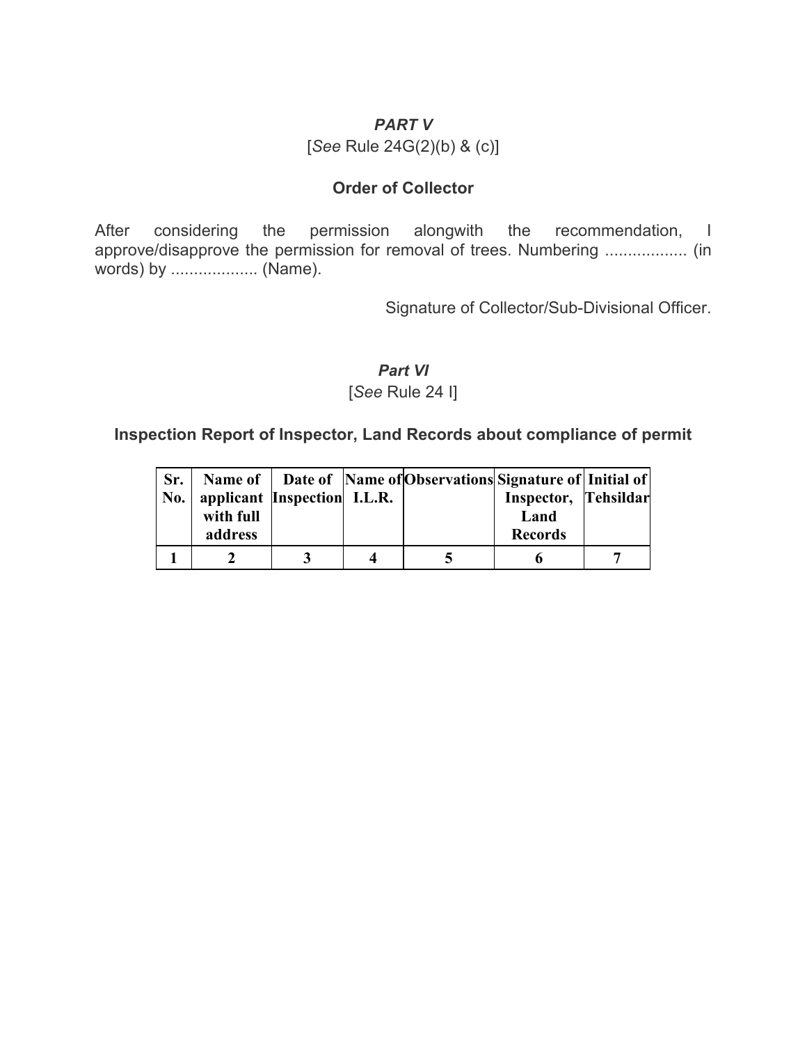### *PART V*

[*See* Rule 24G(2)(b) & (c)]

**Order of Collector**

After considering the permission alongwith the recommendation, I approve/disapprove the permission for removal of trees. Numbering .................. (in words) by ................... (Name).

Signature of Collector/Sub-Divisional Officer.

### *Part VI*

[*See* Rule 24 I]

**Inspection Report of Inspector, Land Records about compliance of permit**

| Sr. No. | Name of applicant with full address | Date of Inspection | Name of I.L.R. | Observations | Signature of Inspector, Land Records | Initial of Tehsildar |
|---|---|---|---|---|---|---|
| 1 | 2 | 3 | 4 | 5 | 6 | 7 |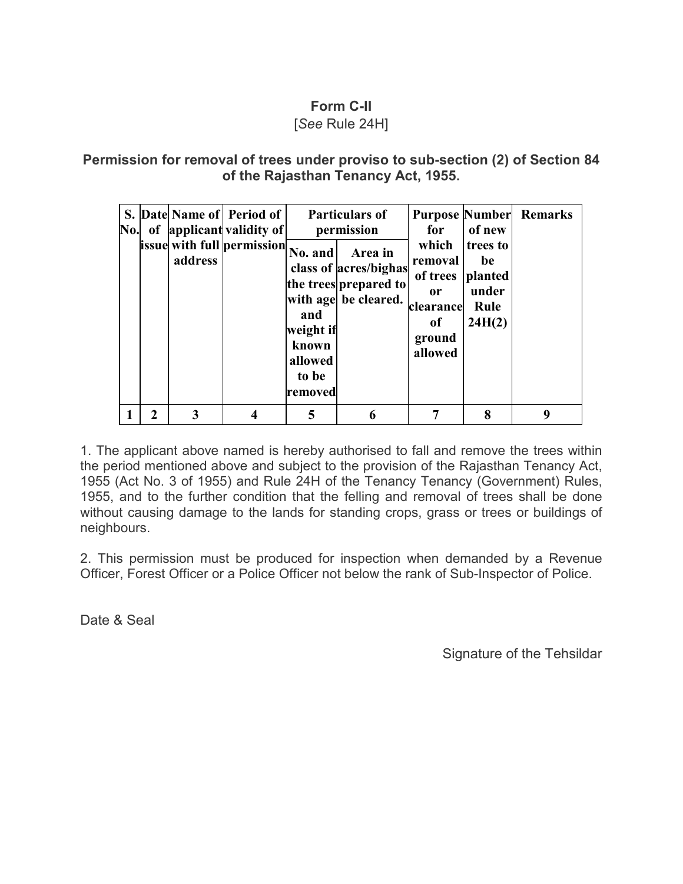**Form C-II**

[*See* Rule 24H]

**Permission for removal of trees under proviso to sub-section (2) of Section 84 of the Rajasthan Tenancy Act, 1955.**

| S. No. | Date of issue | Name of applicant with full address | Period of validity of permission | Particulars of permission | | Purpose for which removal of trees or clearance of ground allowed | Number of new trees to be planted under Rule 24H(2) | Remarks |
|---|---|---|---|---|---|---|---|---|
| | | | | No. and class of the trees with age and weight if known allowed to be removed | Area in acres/bighas prepared to be cleared. | | | |
| 1 | 2 | 3 | 4 | 5 | 6 | 7 | 8 | 9 |

1. The applicant above named is hereby authorised to fall and remove the trees within the period mentioned above and subject to the provision of the Rajasthan Tenancy Act, 1955 (Act No. 3 of 1955) and Rule 24H of the Tenancy Tenancy (Government) Rules, 1955, and to the further condition that the felling and removal of trees shall be done without causing damage to the lands for standing crops, grass or trees or buildings of neighbours.

2. This permission must be produced for inspection when demanded by a Revenue Officer, Forest Officer or a Police Officer not below the rank of Sub-Inspector of Police.

Date & Seal

Signature of the Tehsildar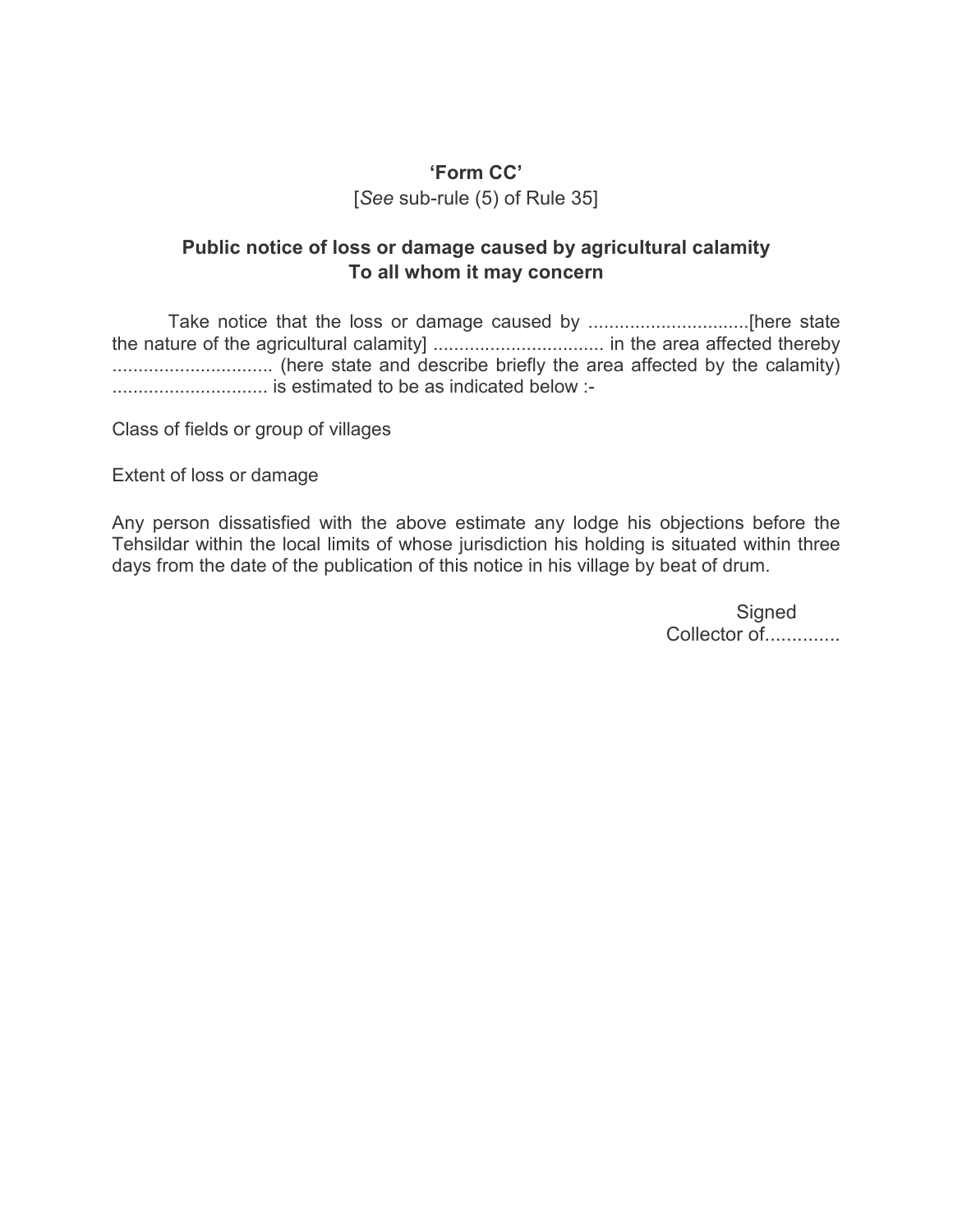**‘Form CC’**

[*See* sub-rule (5) of Rule 35]

**Public notice of loss or damage caused by agricultural calamity**
**To all whom it may concern**

Take notice that the loss or damage caused by ...............................[here state the nature of the agricultural calamity] ................................. in the area affected thereby ............................... (here state and describe briefly the area affected by the calamity) .............................. is estimated to be as indicated below :-

Class of fields or group of villages

Extent of loss or damage

Any person dissatisfied with the above estimate any lodge his objections before the Tehsildar within the local limits of whose jurisdiction his holding is situated within three days from the date of the publication of this notice in his village by beat of drum.

Signed
Collector of..............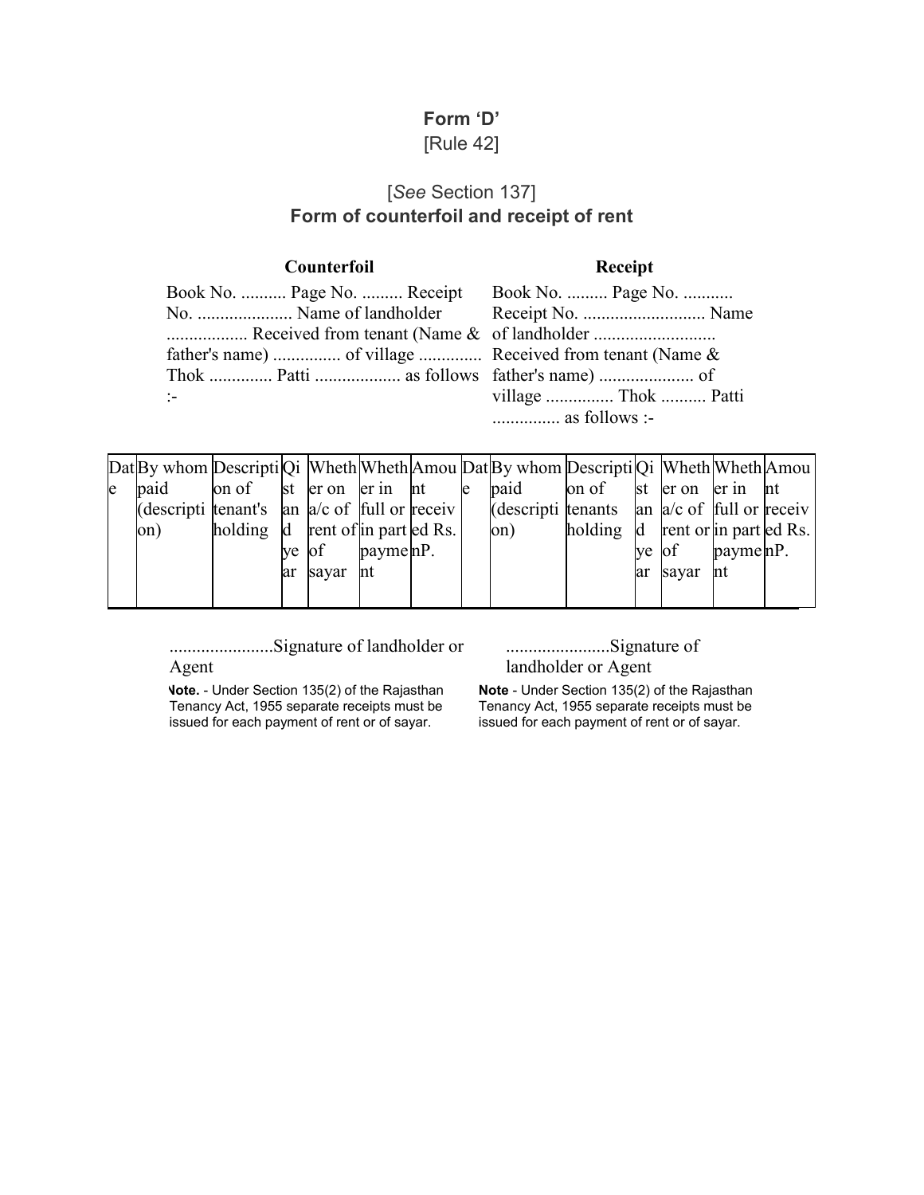# Form 'D'

[Rule 42]

[*See* Section 137]

**Form of counterfoil and receipt of rent**

**Counterfoil**

Book No. .......... Page No. ......... Receipt No. ..................... Name of landholder .................. Received from tenant (Name & father's name) ............... of village ............. Thok ............. Patti .................. as follows :-

**Receipt**

Book No. ......... Page No. ........... Receipt No. ........................... Name of landholder ........................... Received from tenant (Name & father's name) ..................... of village ............... Thok .......... Patti .............. as follows :-

| Date | By whom paid (description) | Description of tenant's holding | Qist and year | Whether on a/c of rent of of sayar | Whether in full or in part payment | Amount received Rs. nP. | Date | By whom paid (description) | Description of tenants holding | Qist and year | Whether on a/c of rent or of sayar | Whether in full or in part payment | Amount received Rs. nP. |
|---|---|---|---|---|---|---|---|---|---|---|---|---|---|
| | | | | | | | | | | | | | |

.......................Signature of landholder or Agent

**Note.** - Under Section 135(2) of the Rajasthan Tenancy Act, 1955 separate receipts must be issued for each payment of rent or of sayar.

.......................Signature of landholder or Agent

**Note** - Under Section 135(2) of the Rajasthan Tenancy Act, 1955 separate receipts must be issued for each payment of rent or of sayar.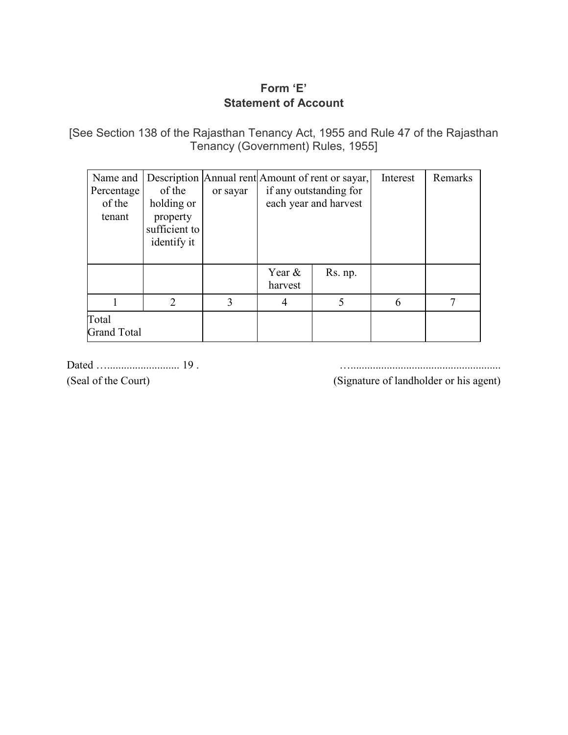# Form 'E'
## Statement of Account

[See Section 138 of the Rajasthan Tenancy Act, 1955 and Rule 47 of the Rajasthan Tenancy (Government) Rules, 1955]

| Name and Percentage of the tenant | Description of the holding or property sufficient to identify it | Annual rent or sayar | Amount of rent or sayar, if any outstanding for each year and harvest | | Interest | Remarks |
|---|---|---|---|---|---|---|
| | | | Year & harvest | Rs. np. | | |
| 1 | 2 | 3 | 4 | 5 | 6 | 7 |
| Total<br>Grand Total | | | | | | |

Dated …......................... 19 .
(Seal of the Court)

…....................................................
(Signature of landholder or his agent)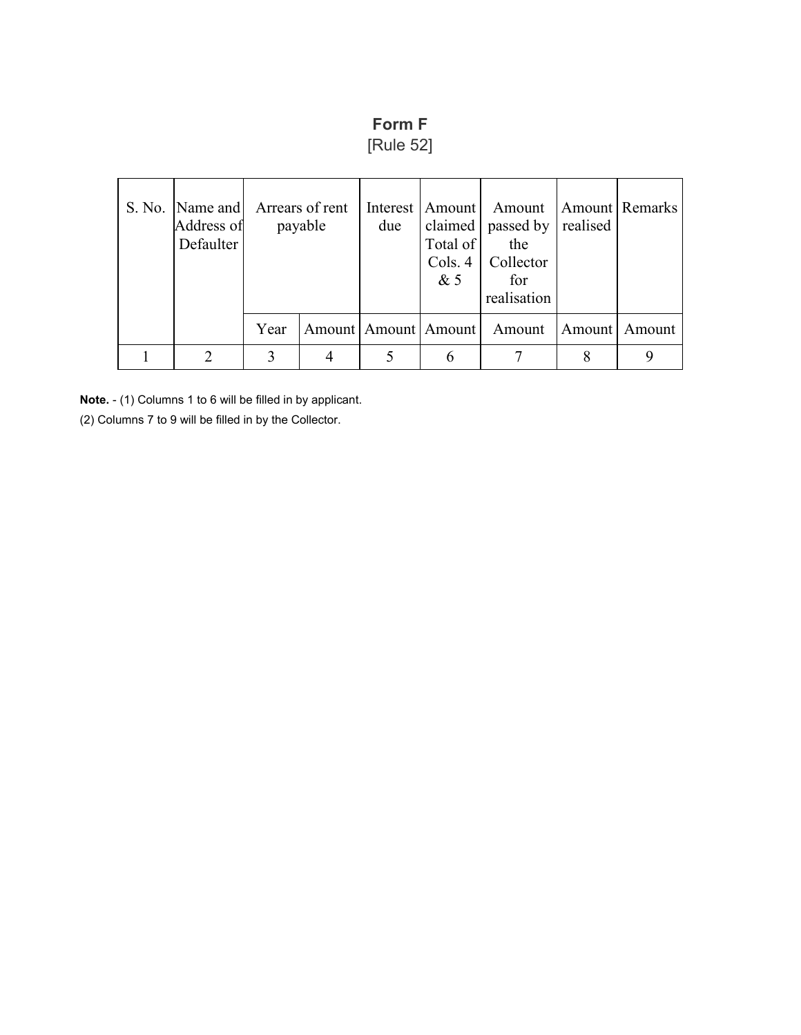**Form F**

[Rule 52]

| S. No. | Name and Address of Defaulter | Arrears of rent payable | | Interest due | Amount claimed Total of Cols. 4 & 5 | Amount passed by the Collector for realisation | Amount realised | Remarks |
|---|---|---|---|---|---|---|---|---|
| | | Year | Amount | Amount | Amount | Amount | Amount | Amount |
| 1 | 2 | 3 | 4 | 5 | 6 | 7 | 8 | 9 |

**Note.** - (1) Columns 1 to 6 will be filled in by applicant.

(2) Columns 7 to 9 will be filled in by the Collector.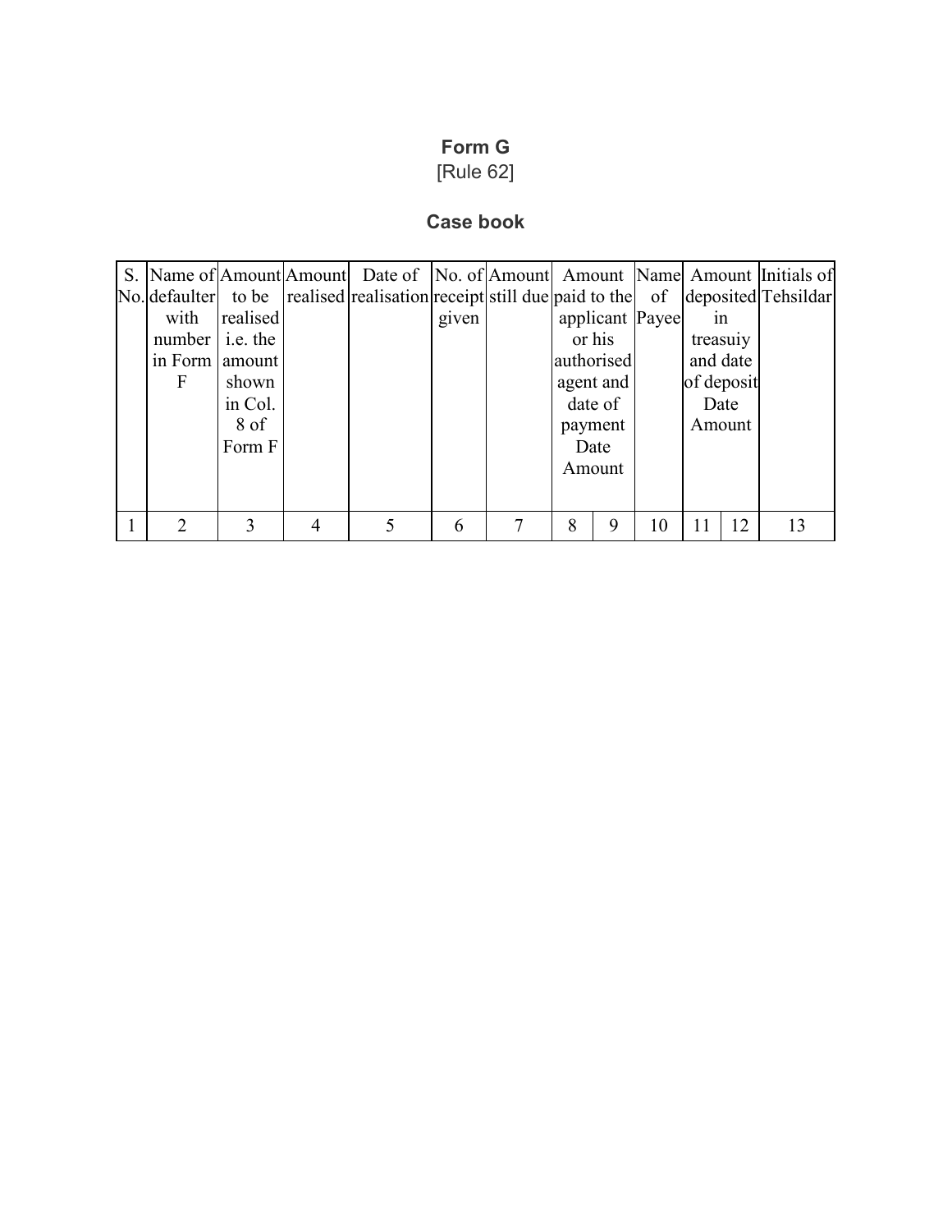**Form G**

[Rule 62]

**Case book**

| S. No. | Name of defaulter with number in Form F | Amount to be realised i.e. the amount shown in Col. 8 of Form F | Amount realised | Date of realisation | No. of receipt given | Amount still due | Amount paid to the applicant or his authorised agent and date of payment | | Name of Payee | Amount deposited in treasuiy and date of deposit | | Initials of Tehsildar |
|---|---|---|---|---|---|---|---|---|---|---|---|---|
| | | | | | | | Date | Amount | | Date | Amount | |
| 1 | 2 | 3 | 4 | 5 | 6 | 7 | 8 | 9 | 10 | 11 | 12 | 13 |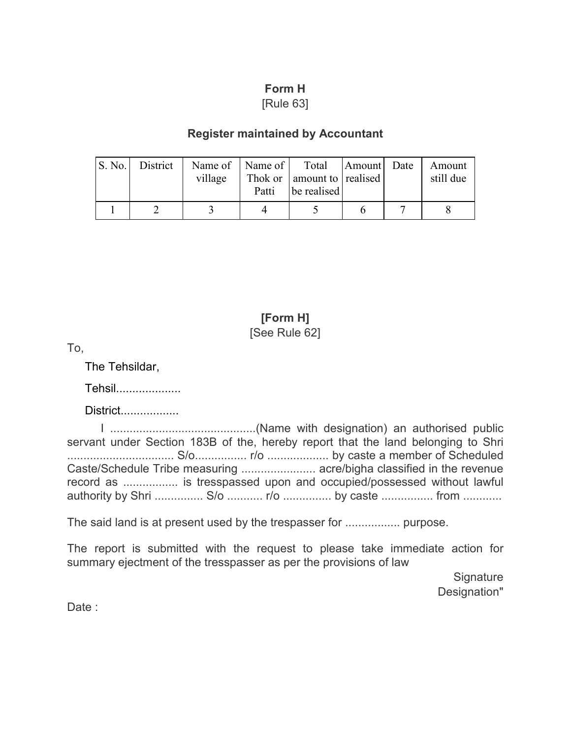**Form H**

[Rule 63]

**Register maintained by Accountant**

| S. No. | District | Name of village | Name of Thok or Patti | Total amount to be realised | Amount realised | Date | Amount still due |
|---|---|---|---|---|---|---|---|
| 1 | 2 | 3 | 4 | 5 | 6 | 7 | 8 |

**[Form H]**

[See Rule 62]

To,

The Tehsildar,

Tehsil....................

District..................

I .............................................(Name with designation) an authorised public servant under Section 183B of the, hereby report that the land belonging to Shri ................................ S/o............... r/o .................. by caste a member of Scheduled Caste/Schedule Tribe measuring ...................... acre/bigha classified in the revenue record as ................ is tresspassed upon and occupied/possessed without lawful authority by Shri .............. S/o ........... r/o .............. by caste ................ from ...........

The said land is at present used by the trespasser for ................ purpose.

The report is submitted with the request to please take immediate action for summary ejectment of the tresspasser as per the provisions of law

Signature

Designation"

Date :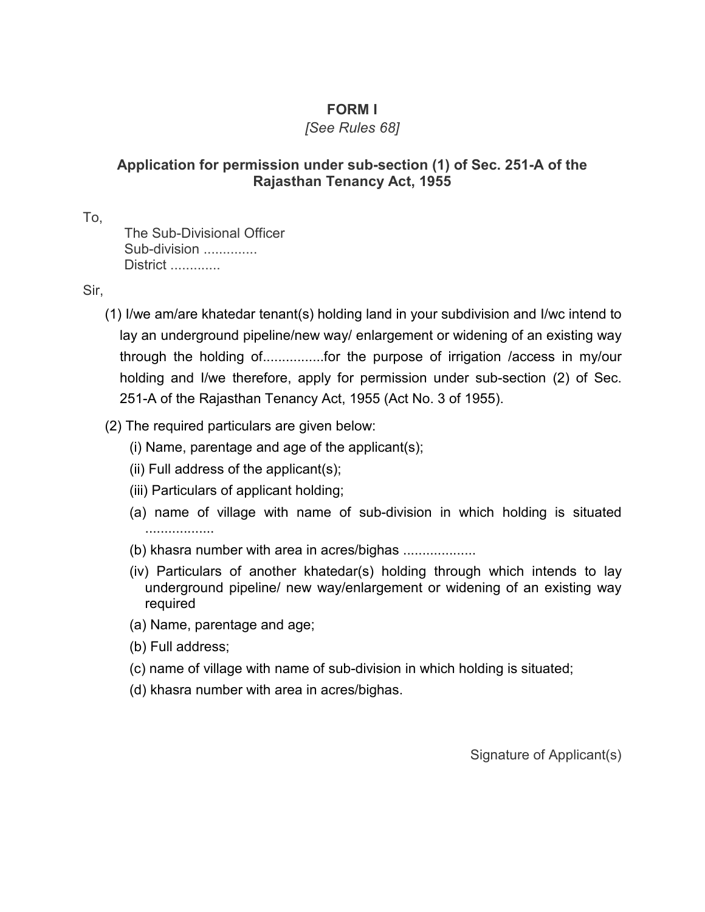**FORM I**

*[See Rules 68]*

**Application for permission under sub-section (1) of Sec. 251-A of the Rajasthan Tenancy Act, 1955**

To,

The Sub-Divisional Officer
Sub-division ..............
District .............

Sir,

(1) I/we am/are khatedar tenant(s) holding land in your subdivision and I/wc intend to lay an underground pipeline/new way/ enlargement or widening of an existing way through the holding of................for the purpose of irrigation /access in my/our holding and I/we therefore, apply for permission under sub-section (2) of Sec. 251-A of the Rajasthan Tenancy Act, 1955 (Act No. 3 of 1955).

(2) The required particulars are given below:

(i) Name, parentage and age of the applicant(s);

(ii) Full address of the applicant(s);

(iii) Particulars of applicant holding;

(a) name of village with name of sub-division in which holding is situated ..................

(b) khasra number with area in acres/bighas ...................

(iv) Particulars of another khatedar(s) holding through which intends to lay underground pipeline/ new way/enlargement or widening of an existing way required

(a) Name, parentage and age;

(b) Full address;

(c) name of village with name of sub-division in which holding is situated;

(d) khasra number with area in acres/bighas.

Signature of Applicant(s)